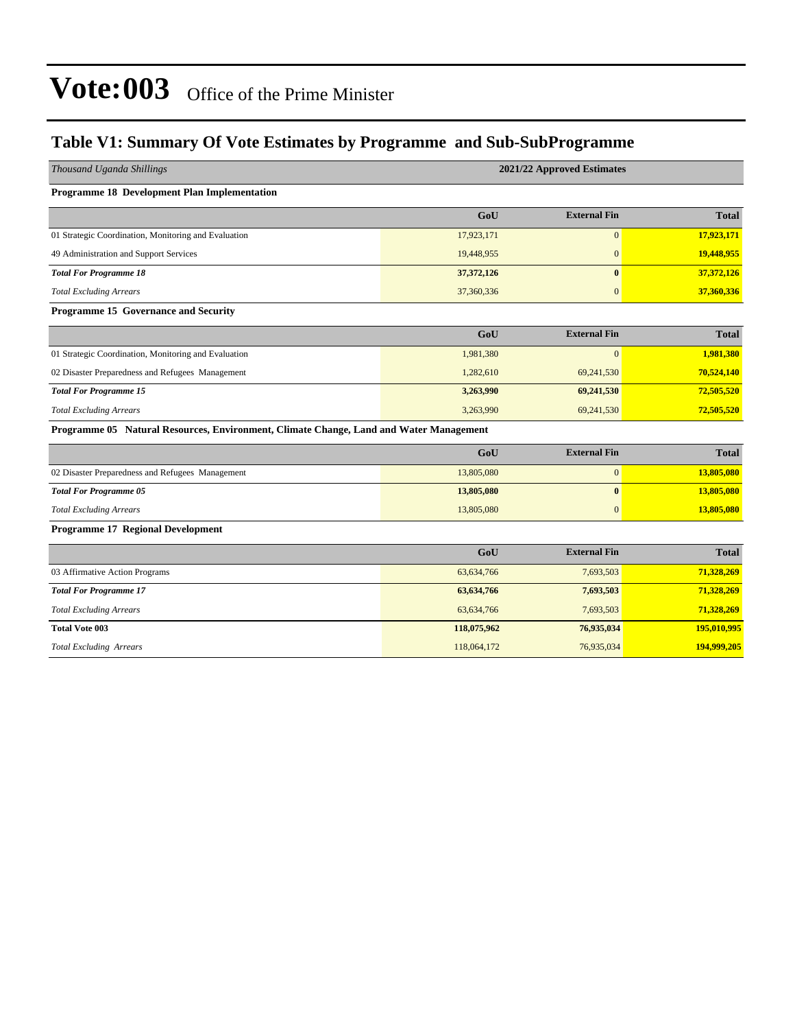# Vote:003 Office of the Prime Minister

## Table V1: Summary Of Vote Estimates by Programme and Sub-SubProgramme

| *Thousand Uganda Shillings* | 2021/22 Approved Estimates | | |
|---|---|---|---|
| **Programme 18 Development Plan Implementation** | | | |
| | **GoU** | **External Fin** | **Total** |
| 01 Strategic Coordination, Monitoring and Evaluation | 17,923,171 | 0 | **17,923,171** |
| 49 Administration and Support Services | 19,448,955 | 0 | **19,448,955** |
| ***Total For Programme 18*** | **37,372,126** | **0** | **37,372,126** |
| *Total Excluding Arrears* | 37,360,336 | 0 | **37,360,336** |
| **Programme 15 Governance and Security** | | | |
| | **GoU** | **External Fin** | **Total** |
| 01 Strategic Coordination, Monitoring and Evaluation | 1,981,380 | 0 | **1,981,380** |
| 02 Disaster Preparedness and Refugees Management | 1,282,610 | 69,241,530 | **70,524,140** |
| ***Total For Programme 15*** | **3,263,990** | **69,241,530** | **72,505,520** |
| *Total Excluding Arrears* | 3,263,990 | 69,241,530 | **72,505,520** |
| **Programme 05 Natural Resources, Environment, Climate Change, Land and Water Management** | | | |
| | **GoU** | **External Fin** | **Total** |
| 02 Disaster Preparedness and Refugees Management | 13,805,080 | 0 | **13,805,080** |
| ***Total For Programme 05*** | **13,805,080** | **0** | **13,805,080** |
| *Total Excluding Arrears* | 13,805,080 | 0 | **13,805,080** |
| **Programme 17 Regional Development** | | | |
| | **GoU** | **External Fin** | **Total** |
| 03 Affirmative Action Programs | 63,634,766 | 7,693,503 | **71,328,269** |
| ***Total For Programme 17*** | **63,634,766** | **7,693,503** | **71,328,269** |
| *Total Excluding Arrears* | 63,634,766 | 7,693,503 | **71,328,269** |
| **Total Vote 003** | **118,075,962** | **76,935,034** | **195,010,995** |
| *Total Excluding Arrears* | 118,064,172 | 76,935,034 | **194,999,205** |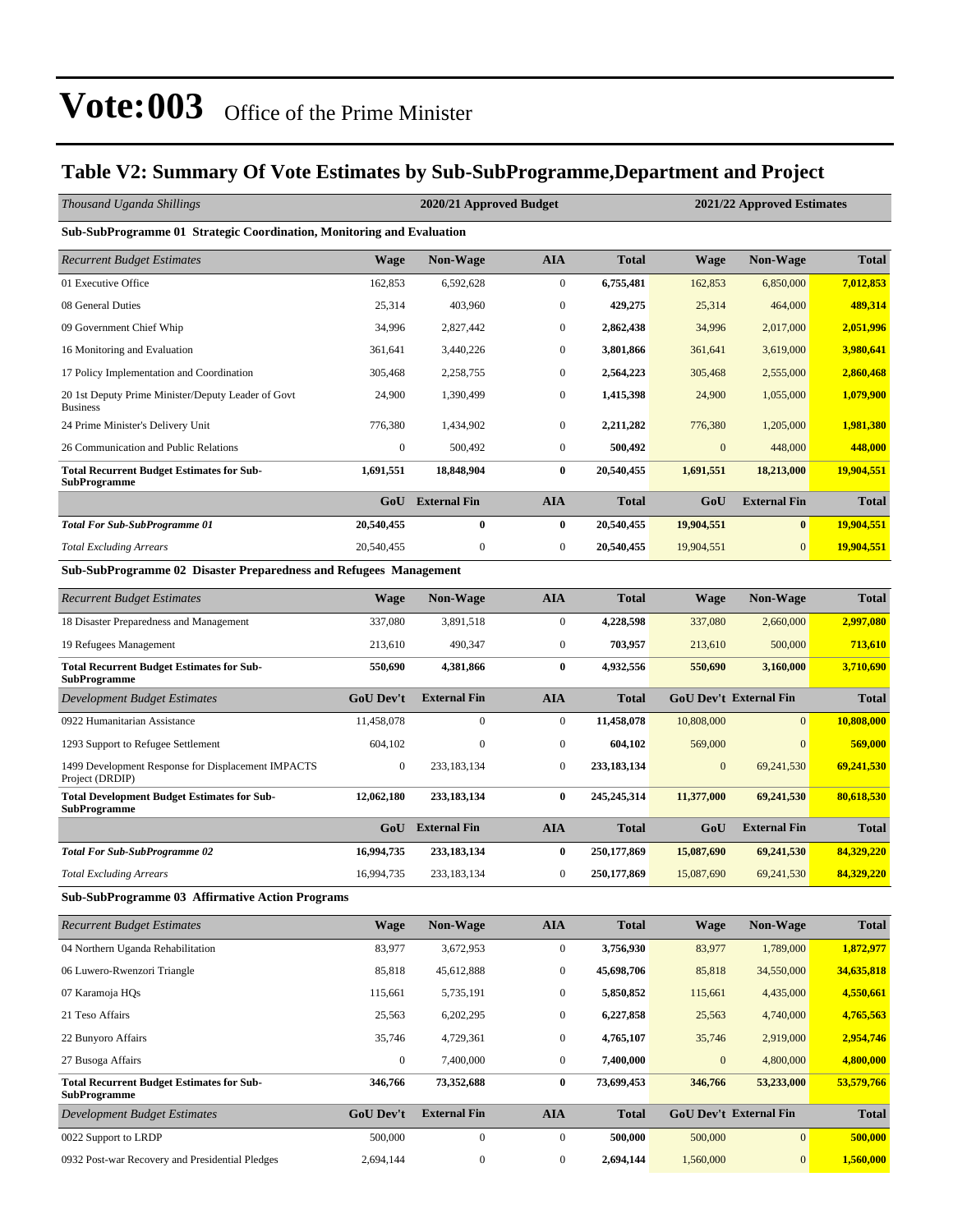# Vote:003 Office of the Prime Minister

## Table V2: Summary Of Vote Estimates by Sub-SubProgramme,Department and Project

| *Thousand Uganda Shillings* | 2020/21 Approved Budget | | | | 2021/22 Approved Estimates | | |
|---|---|---|---|---|---|---|---|
| **Sub-SubProgramme 01 Strategic Coordination, Monitoring and Evaluation** | | | | | | | |
| *Recurrent Budget Estimates* | **Wage** | **Non-Wage** | **AIA** | **Total** | **Wage** | **Non-Wage** | **Total** |
| 01 Executive Office | 162,853 | 6,592,628 | 0 | **6,755,481** | 162,853 | 6,850,000 | **7,012,853** |
| 08 General Duties | 25,314 | 403,960 | 0 | **429,275** | 25,314 | 464,000 | **489,314** |
| 09 Government Chief Whip | 34,996 | 2,827,442 | 0 | **2,862,438** | 34,996 | 2,017,000 | **2,051,996** |
| 16 Monitoring and Evaluation | 361,641 | 3,440,226 | 0 | **3,801,866** | 361,641 | 3,619,000 | **3,980,641** |
| 17 Policy Implementation and Coordination | 305,468 | 2,258,755 | 0 | **2,564,223** | 305,468 | 2,555,000 | **2,860,468** |
| 20 1st Deputy Prime Minister/Deputy Leader of Govt Business | 24,900 | 1,390,499 | 0 | **1,415,398** | 24,900 | 1,055,000 | **1,079,900** |
| 24 Prime Minister's Delivery Unit | 776,380 | 1,434,902 | 0 | **2,211,282** | 776,380 | 1,205,000 | **1,981,380** |
| 26 Communication and Public Relations | 0 | 500,492 | 0 | **500,492** | 0 | 448,000 | **448,000** |
| **Total Recurrent Budget Estimates for Sub-SubProgramme** | **1,691,551** | **18,848,904** | **0** | **20,540,455** | **1,691,551** | **18,213,000** | **19,904,551** |
| | **GoU** | **External Fin** | **AIA** | **Total** | **GoU** | **External Fin** | **Total** |
| ***Total For Sub-SubProgramme 01*** | **20,540,455** | **0** | **0** | **20,540,455** | **19,904,551** | **0** | **19,904,551** |
| *Total Excluding Arrears* | 20,540,455 | 0 | 0 | **20,540,455** | 19,904,551 | 0 | **19,904,551** |
| **Sub-SubProgramme 02 Disaster Preparedness and Refugees Management** | | | | | | | |
| *Recurrent Budget Estimates* | **Wage** | **Non-Wage** | **AIA** | **Total** | **Wage** | **Non-Wage** | **Total** |
| 18 Disaster Preparedness and Management | 337,080 | 3,891,518 | 0 | **4,228,598** | 337,080 | 2,660,000 | **2,997,080** |
| 19 Refugees Management | 213,610 | 490,347 | 0 | **703,957** | 213,610 | 500,000 | **713,610** |
| **Total Recurrent Budget Estimates for Sub-SubProgramme** | **550,690** | **4,381,866** | **0** | **4,932,556** | **550,690** | **3,160,000** | **3,710,690** |
| *Development Budget Estimates* | **GoU Dev't** | **External Fin** | **AIA** | **Total** | **GoU Dev't** | **External Fin** | **Total** |
| 0922 Humanitarian Assistance | 11,458,078 | 0 | 0 | **11,458,078** | 10,808,000 | 0 | **10,808,000** |
| 1293 Support to Refugee Settlement | 604,102 | 0 | 0 | **604,102** | 569,000 | 0 | **569,000** |
| 1499 Development Response for Displacement IMPACTS Project (DRDIP) | 0 | 233,183,134 | 0 | **233,183,134** | 0 | 69,241,530 | **69,241,530** |
| **Total Development Budget Estimates for Sub-SubProgramme** | **12,062,180** | **233,183,134** | **0** | **245,245,314** | **11,377,000** | **69,241,530** | **80,618,530** |
| | **GoU** | **External Fin** | **AIA** | **Total** | **GoU** | **External Fin** | **Total** |
| ***Total For Sub-SubProgramme 02*** | **16,994,735** | **233,183,134** | **0** | **250,177,869** | **15,087,690** | **69,241,530** | **84,329,220** |
| *Total Excluding Arrears* | 16,994,735 | 233,183,134 | 0 | **250,177,869** | 15,087,690 | 69,241,530 | **84,329,220** |
| **Sub-SubProgramme 03 Affirmative Action Programs** | | | | | | | |
| *Recurrent Budget Estimates* | **Wage** | **Non-Wage** | **AIA** | **Total** | **Wage** | **Non-Wage** | **Total** |
| 04 Northern Uganda Rehabilitation | 83,977 | 3,672,953 | 0 | **3,756,930** | 83,977 | 1,789,000 | **1,872,977** |
| 06 Luwero-Rwenzori Triangle | 85,818 | 45,612,888 | 0 | **45,698,706** | 85,818 | 34,550,000 | **34,635,818** |
| 07 Karamoja HQs | 115,661 | 5,735,191 | 0 | **5,850,852** | 115,661 | 4,435,000 | **4,550,661** |
| 21 Teso Affairs | 25,563 | 6,202,295 | 0 | **6,227,858** | 25,563 | 4,740,000 | **4,765,563** |
| 22 Bunyoro Affairs | 35,746 | 4,729,361 | 0 | **4,765,107** | 35,746 | 2,919,000 | **2,954,746** |
| 27 Busoga Affairs | 0 | 7,400,000 | 0 | **7,400,000** | 0 | 4,800,000 | **4,800,000** |
| **Total Recurrent Budget Estimates for Sub-SubProgramme** | **346,766** | **73,352,688** | **0** | **73,699,453** | **346,766** | **53,233,000** | **53,579,766** |
| *Development Budget Estimates* | **GoU Dev't** | **External Fin** | **AIA** | **Total** | **GoU Dev't** | **External Fin** | **Total** |
| 0022 Support to LRDP | 500,000 | 0 | 0 | **500,000** | 500,000 | 0 | **500,000** |
| 0932 Post-war Recovery and Presidential Pledges | 2,694,144 | 0 | 0 | **2,694,144** | 1,560,000 | 0 | **1,560,000** |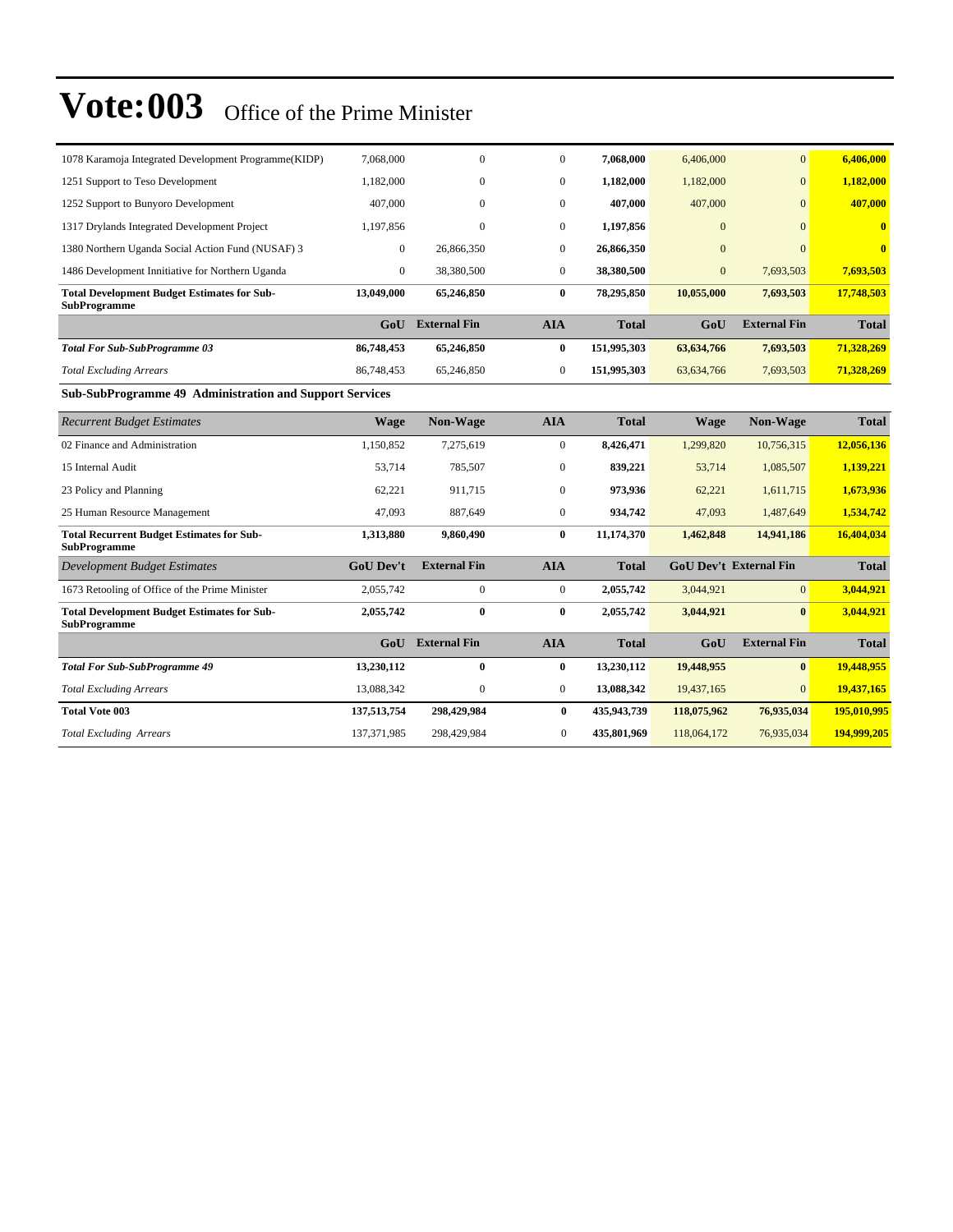# Vote:003 Office of the Prime Minister

| | | | | | | | |
|---|---|---|---|---|---|---|---|
| 1078 Karamoja Integrated Development Programme(KIDP) | 7,068,000 | 0 | 0 | **7,068,000** | 6,406,000 | 0 | **6,406,000** |
| 1251 Support to Teso Development | 1,182,000 | 0 | 0 | **1,182,000** | 1,182,000 | 0 | **1,182,000** |
| 1252 Support to Bunyoro Development | 407,000 | 0 | 0 | **407,000** | 407,000 | 0 | **407,000** |
| 1317 Drylands Integrated Development Project | 1,197,856 | 0 | 0 | **1,197,856** | 0 | 0 | **0** |
| 1380 Northern Uganda Social Action Fund (NUSAF) 3 | 0 | 26,866,350 | 0 | **26,866,350** | 0 | 0 | **0** |
| 1486 Development Innitiative for Northern Uganda | 0 | 38,380,500 | 0 | **38,380,500** | 0 | 7,693,503 | **7,693,503** |
| **Total Development Budget Estimates for Sub-SubProgramme** | **13,049,000** | **65,246,850** | **0** | **78,295,850** | **10,055,000** | **7,693,503** | **17,748,503** |
| | **GoU** | **External Fin** | **AIA** | **Total** | **GoU** | **External Fin** | **Total** |
| ***Total For Sub-SubProgramme 03*** | **86,748,453** | **65,246,850** | **0** | **151,995,303** | **63,634,766** | **7,693,503** | **71,328,269** |
| *Total Excluding Arrears* | 86,748,453 | 65,246,850 | 0 | **151,995,303** | 63,634,766 | 7,693,503 | **71,328,269** |

**Sub-SubProgramme 49 Administration and Support Services**

| *Recurrent Budget Estimates* | **Wage** | **Non-Wage** | **AIA** | **Total** | **Wage** | **Non-Wage** | **Total** |
|---|---|---|---|---|---|---|---|
| 02 Finance and Administration | 1,150,852 | 7,275,619 | 0 | **8,426,471** | 1,299,820 | 10,756,315 | **12,056,136** |
| 15 Internal Audit | 53,714 | 785,507 | 0 | **839,221** | 53,714 | 1,085,507 | **1,139,221** |
| 23 Policy and Planning | 62,221 | 911,715 | 0 | **973,936** | 62,221 | 1,611,715 | **1,673,936** |
| 25 Human Resource Management | 47,093 | 887,649 | 0 | **934,742** | 47,093 | 1,487,649 | **1,534,742** |
| **Total Recurrent Budget Estimates for Sub-SubProgramme** | **1,313,880** | **9,860,490** | **0** | **11,174,370** | **1,462,848** | **14,941,186** | **16,404,034** |
| *Development Budget Estimates* | **GoU Dev't** | **External Fin** | **AIA** | **Total** | **GoU Dev't** | **External Fin** | **Total** |
| 1673 Retooling of Office of the Prime Minister | 2,055,742 | 0 | 0 | **2,055,742** | 3,044,921 | 0 | **3,044,921** |
| **Total Development Budget Estimates for Sub-SubProgramme** | **2,055,742** | **0** | **0** | **2,055,742** | **3,044,921** | **0** | **3,044,921** |
| | **GoU** | **External Fin** | **AIA** | **Total** | **GoU** | **External Fin** | **Total** |
| ***Total For Sub-SubProgramme 49*** | **13,230,112** | **0** | **0** | **13,230,112** | **19,448,955** | **0** | **19,448,955** |
| *Total Excluding Arrears* | 13,088,342 | 0 | 0 | **13,088,342** | 19,437,165 | 0 | **19,437,165** |
| **Total Vote 003** | **137,513,754** | **298,429,984** | **0** | **435,943,739** | **118,075,962** | **76,935,034** | **195,010,995** |
| *Total Excluding Arrears* | 137,371,985 | 298,429,984 | 0 | **435,801,969** | 118,064,172 | 76,935,034 | **194,999,205** |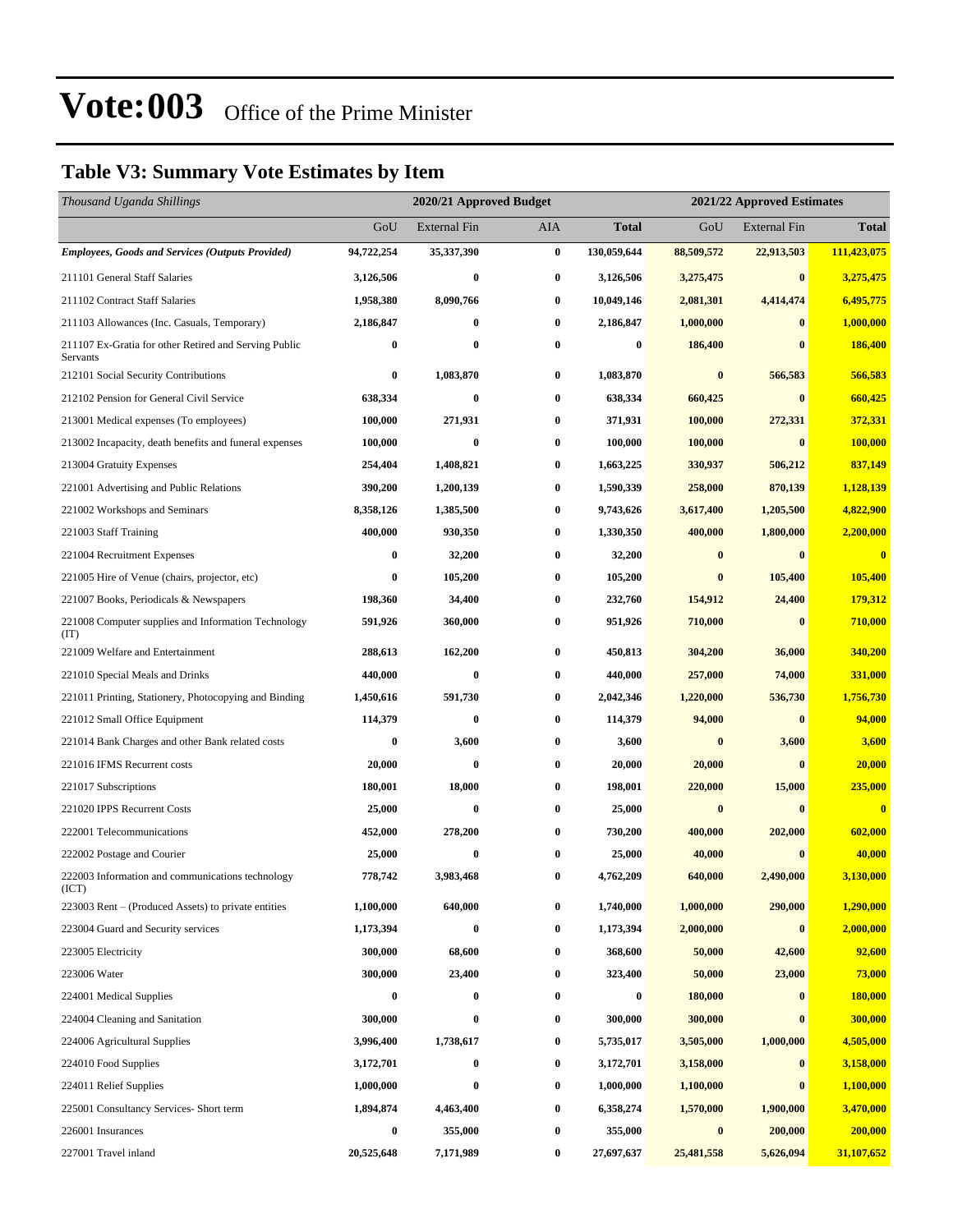# Vote:003 Office of the Prime Minister

## Table V3: Summary Vote Estimates by Item

| *Thousand Uganda Shillings* | 2020/21 Approved Budget | | | | 2021/22 Approved Estimates | | |
|---|---|---|---|---|---|---|---|
| | GoU | External Fin | AIA | **Total** | GoU | External Fin | **Total** |
| ***Employees, Goods and Services (Outputs Provided)*** | **94,722,254** | **35,337,390** | **0** | **130,059,644** | **88,509,572** | **22,913,503** | **111,423,075** |
| 211101 General Staff Salaries | **3,126,506** | **0** | **0** | **3,126,506** | **3,275,475** | **0** | **3,275,475** |
| 211102 Contract Staff Salaries | **1,958,380** | **8,090,766** | **0** | **10,049,146** | **2,081,301** | **4,414,474** | **6,495,775** |
| 211103 Allowances (Inc. Casuals, Temporary) | **2,186,847** | **0** | **0** | **2,186,847** | **1,000,000** | **0** | **1,000,000** |
| 211107 Ex-Gratia for other Retired and Serving Public Servants | **0** | **0** | **0** | **0** | **186,400** | **0** | **186,400** |
| 212101 Social Security Contributions | **0** | **1,083,870** | **0** | **1,083,870** | **0** | **566,583** | **566,583** |
| 212102 Pension for General Civil Service | **638,334** | **0** | **0** | **638,334** | **660,425** | **0** | **660,425** |
| 213001 Medical expenses (To employees) | **100,000** | **271,931** | **0** | **371,931** | **100,000** | **272,331** | **372,331** |
| 213002 Incapacity, death benefits and funeral expenses | **100,000** | **0** | **0** | **100,000** | **100,000** | **0** | **100,000** |
| 213004 Gratuity Expenses | **254,404** | **1,408,821** | **0** | **1,663,225** | **330,937** | **506,212** | **837,149** |
| 221001 Advertising and Public Relations | **390,200** | **1,200,139** | **0** | **1,590,339** | **258,000** | **870,139** | **1,128,139** |
| 221002 Workshops and Seminars | **8,358,126** | **1,385,500** | **0** | **9,743,626** | **3,617,400** | **1,205,500** | **4,822,900** |
| 221003 Staff Training | **400,000** | **930,350** | **0** | **1,330,350** | **400,000** | **1,800,000** | **2,200,000** |
| 221004 Recruitment Expenses | **0** | **32,200** | **0** | **32,200** | **0** | **0** | **0** |
| 221005 Hire of Venue (chairs, projector, etc) | **0** | **105,200** | **0** | **105,200** | **0** | **105,400** | **105,400** |
| 221007 Books, Periodicals & Newspapers | **198,360** | **34,400** | **0** | **232,760** | **154,912** | **24,400** | **179,312** |
| 221008 Computer supplies and Information Technology (IT) | **591,926** | **360,000** | **0** | **951,926** | **710,000** | **0** | **710,000** |
| 221009 Welfare and Entertainment | **288,613** | **162,200** | **0** | **450,813** | **304,200** | **36,000** | **340,200** |
| 221010 Special Meals and Drinks | **440,000** | **0** | **0** | **440,000** | **257,000** | **74,000** | **331,000** |
| 221011 Printing, Stationery, Photocopying and Binding | **1,450,616** | **591,730** | **0** | **2,042,346** | **1,220,000** | **536,730** | **1,756,730** |
| 221012 Small Office Equipment | **114,379** | **0** | **0** | **114,379** | **94,000** | **0** | **94,000** |
| 221014 Bank Charges and other Bank related costs | **0** | **3,600** | **0** | **3,600** | **0** | **3,600** | **3,600** |
| 221016 IFMS Recurrent costs | **20,000** | **0** | **0** | **20,000** | **20,000** | **0** | **20,000** |
| 221017 Subscriptions | **180,001** | **18,000** | **0** | **198,001** | **220,000** | **15,000** | **235,000** |
| 221020 IPPS Recurrent Costs | **25,000** | **0** | **0** | **25,000** | **0** | **0** | **0** |
| 222001 Telecommunications | **452,000** | **278,200** | **0** | **730,200** | **400,000** | **202,000** | **602,000** |
| 222002 Postage and Courier | **25,000** | **0** | **0** | **25,000** | **40,000** | **0** | **40,000** |
| 222003 Information and communications technology (ICT) | **778,742** | **3,983,468** | **0** | **4,762,209** | **640,000** | **2,490,000** | **3,130,000** |
| 223003 Rent – (Produced Assets) to private entities | **1,100,000** | **640,000** | **0** | **1,740,000** | **1,000,000** | **290,000** | **1,290,000** |
| 223004 Guard and Security services | **1,173,394** | **0** | **0** | **1,173,394** | **2,000,000** | **0** | **2,000,000** |
| 223005 Electricity | **300,000** | **68,600** | **0** | **368,600** | **50,000** | **42,600** | **92,600** |
| 223006 Water | **300,000** | **23,400** | **0** | **323,400** | **50,000** | **23,000** | **73,000** |
| 224001 Medical Supplies | **0** | **0** | **0** | **0** | **180,000** | **0** | **180,000** |
| 224004 Cleaning and Sanitation | **300,000** | **0** | **0** | **300,000** | **300,000** | **0** | **300,000** |
| 224006 Agricultural Supplies | **3,996,400** | **1,738,617** | **0** | **5,735,017** | **3,505,000** | **1,000,000** | **4,505,000** |
| 224010 Food Supplies | **3,172,701** | **0** | **0** | **3,172,701** | **3,158,000** | **0** | **3,158,000** |
| 224011 Relief Supplies | **1,000,000** | **0** | **0** | **1,000,000** | **1,100,000** | **0** | **1,100,000** |
| 225001 Consultancy Services- Short term | **1,894,874** | **4,463,400** | **0** | **6,358,274** | **1,570,000** | **1,900,000** | **3,470,000** |
| 226001 Insurances | **0** | **355,000** | **0** | **355,000** | **0** | **200,000** | **200,000** |
| 227001 Travel inland | **20,525,648** | **7,171,989** | **0** | **27,697,637** | **25,481,558** | **5,626,094** | **31,107,652** |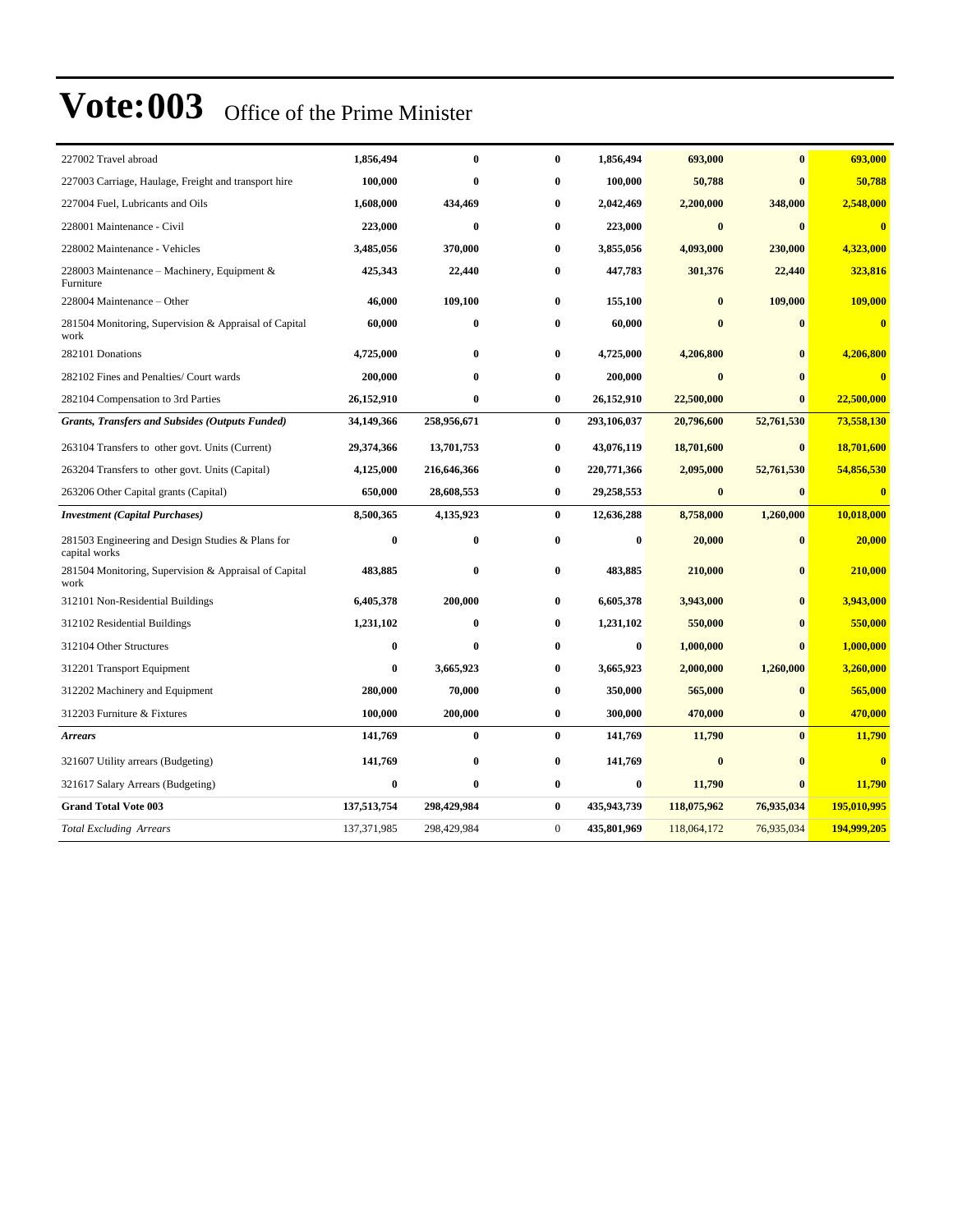# Vote:003 Office of the Prime Minister

| | | | | | | | |
|---|---|---|---|---|---|---|---|
| 227002 Travel abroad | 1,856,494 | 0 | 0 | 1,856,494 | 693,000 | 0 | 693,000 |
| 227003 Carriage, Haulage, Freight and transport hire | 100,000 | 0 | 0 | 100,000 | 50,788 | 0 | 50,788 |
| 227004 Fuel, Lubricants and Oils | 1,608,000 | 434,469 | 0 | 2,042,469 | 2,200,000 | 348,000 | 2,548,000 |
| 228001 Maintenance - Civil | 223,000 | 0 | 0 | 223,000 | 0 | 0 | 0 |
| 228002 Maintenance - Vehicles | 3,485,056 | 370,000 | 0 | 3,855,056 | 4,093,000 | 230,000 | 4,323,000 |
| 228003 Maintenance – Machinery, Equipment & Furniture | 425,343 | 22,440 | 0 | 447,783 | 301,376 | 22,440 | 323,816 |
| 228004 Maintenance – Other | 46,000 | 109,100 | 0 | 155,100 | 0 | 109,000 | 109,000 |
| 281504 Monitoring, Supervision & Appraisal of Capital work | 60,000 | 0 | 0 | 60,000 | 0 | 0 | 0 |
| 282101 Donations | 4,725,000 | 0 | 0 | 4,725,000 | 4,206,800 | 0 | 4,206,800 |
| 282102 Fines and Penalties/ Court wards | 200,000 | 0 | 0 | 200,000 | 0 | 0 | 0 |
| 282104 Compensation to 3rd Parties | 26,152,910 | 0 | 0 | 26,152,910 | 22,500,000 | 0 | 22,500,000 |
| ***Grants, Transfers and Subsides (Outputs Funded)*** | **34,149,366** | **258,956,671** | **0** | **293,106,037** | **20,796,600** | **52,761,530** | **73,558,130** |
| 263104 Transfers to other govt. Units (Current) | 29,374,366 | 13,701,753 | 0 | 43,076,119 | 18,701,600 | 0 | 18,701,600 |
| 263204 Transfers to other govt. Units (Capital) | 4,125,000 | 216,646,366 | 0 | 220,771,366 | 2,095,000 | 52,761,530 | 54,856,530 |
| 263206 Other Capital grants (Capital) | 650,000 | 28,608,553 | 0 | 29,258,553 | 0 | 0 | 0 |
| ***Investment (Capital Purchases)*** | **8,500,365** | **4,135,923** | **0** | **12,636,288** | **8,758,000** | **1,260,000** | **10,018,000** |
| 281503 Engineering and Design Studies & Plans for capital works | 0 | 0 | 0 | 0 | 20,000 | 0 | 20,000 |
| 281504 Monitoring, Supervision & Appraisal of Capital work | 483,885 | 0 | 0 | 483,885 | 210,000 | 0 | 210,000 |
| 312101 Non-Residential Buildings | 6,405,378 | 200,000 | 0 | 6,605,378 | 3,943,000 | 0 | 3,943,000 |
| 312102 Residential Buildings | 1,231,102 | 0 | 0 | 1,231,102 | 550,000 | 0 | 550,000 |
| 312104 Other Structures | 0 | 0 | 0 | 0 | 1,000,000 | 0 | 1,000,000 |
| 312201 Transport Equipment | 0 | 3,665,923 | 0 | 3,665,923 | 2,000,000 | 1,260,000 | 3,260,000 |
| 312202 Machinery and Equipment | 280,000 | 70,000 | 0 | 350,000 | 565,000 | 0 | 565,000 |
| 312203 Furniture & Fixtures | 100,000 | 200,000 | 0 | 300,000 | 470,000 | 0 | 470,000 |
| ***Arrears*** | **141,769** | **0** | **0** | **141,769** | **11,790** | **0** | **11,790** |
| 321607 Utility arrears (Budgeting) | 141,769 | 0 | 0 | 141,769 | 0 | 0 | 0 |
| 321617 Salary Arrears (Budgeting) | 0 | 0 | 0 | 0 | 11,790 | 0 | 11,790 |
| **Grand Total Vote 003** | **137,513,754** | **298,429,984** | **0** | **435,943,739** | **118,075,962** | **76,935,034** | **195,010,995** |
| *Total Excluding Arrears* | 137,371,985 | 298,429,984 | 0 | 435,801,969 | 118,064,172 | 76,935,034 | 194,999,205 |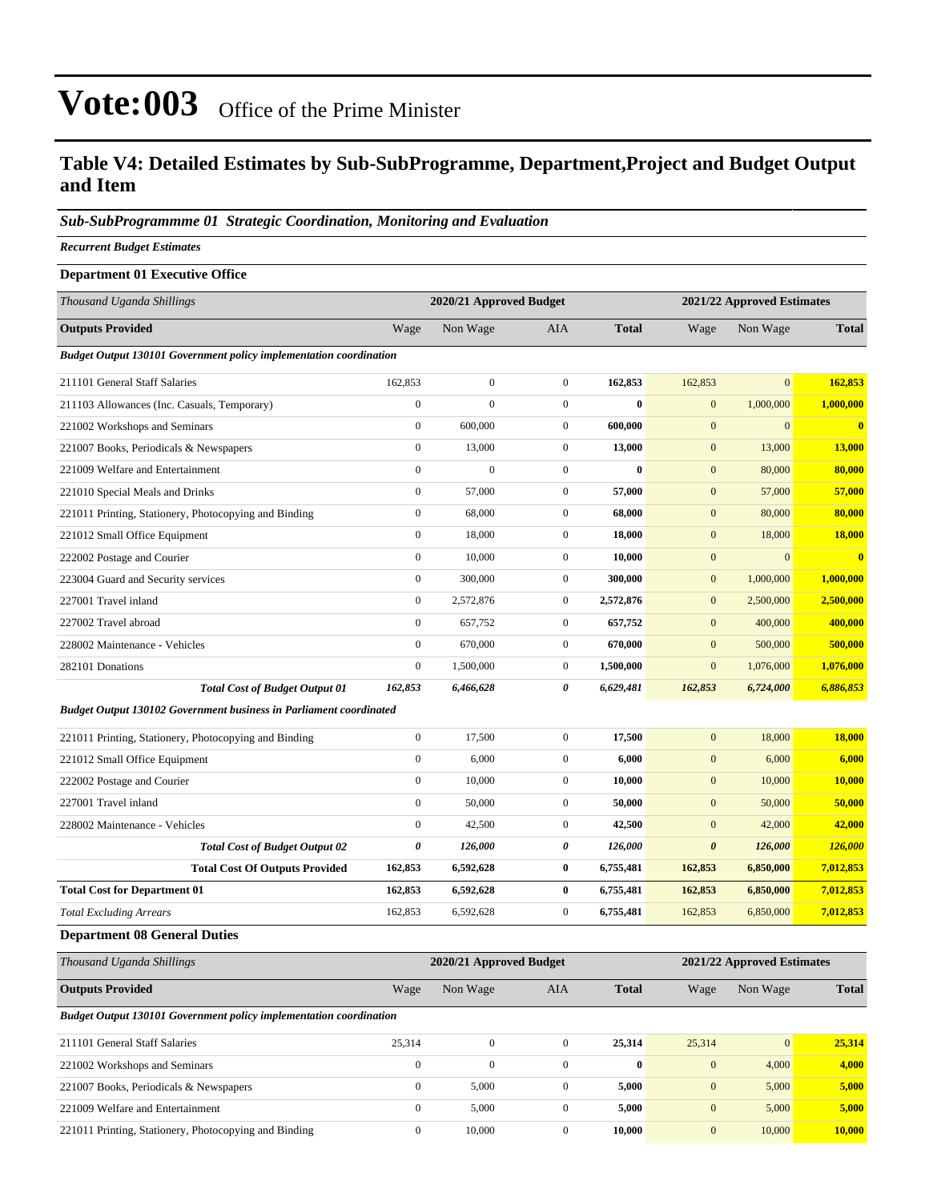# Vote:003 Office of the Prime Minister

## Table V4: Detailed Estimates by Sub-SubProgramme, Department,Project and Budget Output and Item

### *Sub-SubProgrammme 01 Strategic Coordination, Monitoring and Evaluation*

***Recurrent Budget Estimates***

**Department 01 Executive Office**

| *Thousand Uganda Shillings* | 2020/21 Approved Budget | | | | 2021/22 Approved Estimates | | |
|---|---|---|---|---|---|---|---|
| **Outputs Provided** | Wage | Non Wage | AIA | **Total** | Wage | Non Wage | **Total** |
| ***Budget Output 130101 Government policy implementation coordination*** | | | | | | | |
| 211101 General Staff Salaries | 162,853 | 0 | 0 | **162,853** | 162,853 | 0 | **162,853** |
| 211103 Allowances (Inc. Casuals, Temporary) | 0 | 0 | 0 | **0** | 0 | 1,000,000 | **1,000,000** |
| 221002 Workshops and Seminars | 0 | 600,000 | 0 | **600,000** | 0 | 0 | **0** |
| 221007 Books, Periodicals & Newspapers | 0 | 13,000 | 0 | **13,000** | 0 | 13,000 | **13,000** |
| 221009 Welfare and Entertainment | 0 | 0 | 0 | **0** | 0 | 80,000 | **80,000** |
| 221010 Special Meals and Drinks | 0 | 57,000 | 0 | **57,000** | 0 | 57,000 | **57,000** |
| 221011 Printing, Stationery, Photocopying and Binding | 0 | 68,000 | 0 | **68,000** | 0 | 80,000 | **80,000** |
| 221012 Small Office Equipment | 0 | 18,000 | 0 | **18,000** | 0 | 18,000 | **18,000** |
| 222002 Postage and Courier | 0 | 10,000 | 0 | **10,000** | 0 | 0 | **0** |
| 223004 Guard and Security services | 0 | 300,000 | 0 | **300,000** | 0 | 1,000,000 | **1,000,000** |
| 227001 Travel inland | 0 | 2,572,876 | 0 | **2,572,876** | 0 | 2,500,000 | **2,500,000** |
| 227002 Travel abroad | 0 | 657,752 | 0 | **657,752** | 0 | 400,000 | **400,000** |
| 228002 Maintenance - Vehicles | 0 | 670,000 | 0 | **670,000** | 0 | 500,000 | **500,000** |
| 282101 Donations | 0 | 1,500,000 | 0 | **1,500,000** | 0 | 1,076,000 | **1,076,000** |
| ***Total Cost of Budget Output 01*** | ***162,853*** | ***6,466,628*** | ***0*** | ***6,629,481*** | ***162,853*** | ***6,724,000*** | ***6,886,853*** |
| ***Budget Output 130102 Government business in Parliament coordinated*** | | | | | | | |
| 221011 Printing, Stationery, Photocopying and Binding | 0 | 17,500 | 0 | **17,500** | 0 | 18,000 | **18,000** |
| 221012 Small Office Equipment | 0 | 6,000 | 0 | **6,000** | 0 | 6,000 | **6,000** |
| 222002 Postage and Courier | 0 | 10,000 | 0 | **10,000** | 0 | 10,000 | **10,000** |
| 227001 Travel inland | 0 | 50,000 | 0 | **50,000** | 0 | 50,000 | **50,000** |
| 228002 Maintenance - Vehicles | 0 | 42,500 | 0 | **42,500** | 0 | 42,000 | **42,000** |
| ***Total Cost of Budget Output 02*** | ***0*** | ***126,000*** | ***0*** | ***126,000*** | ***0*** | ***126,000*** | ***126,000*** |
| **Total Cost Of Outputs Provided** | **162,853** | **6,592,628** | **0** | **6,755,481** | **162,853** | **6,850,000** | **7,012,853** |
| **Total Cost for Department 01** | **162,853** | **6,592,628** | **0** | **6,755,481** | **162,853** | **6,850,000** | **7,012,853** |
| *Total Excluding Arrears* | 162,853 | 6,592,628 | 0 | **6,755,481** | 162,853 | 6,850,000 | **7,012,853** |

**Department 08 General Duties**

| *Thousand Uganda Shillings* | 2020/21 Approved Budget | | | | 2021/22 Approved Estimates | | |
|---|---|---|---|---|---|---|---|
| **Outputs Provided** | Wage | Non Wage | AIA | **Total** | Wage | Non Wage | **Total** |
| ***Budget Output 130101 Government policy implementation coordination*** | | | | | | | |
| 211101 General Staff Salaries | 25,314 | 0 | 0 | **25,314** | 25,314 | 0 | **25,314** |
| 221002 Workshops and Seminars | 0 | 0 | 0 | **0** | 0 | 4,000 | **4,000** |
| 221007 Books, Periodicals & Newspapers | 0 | 5,000 | 0 | **5,000** | 0 | 5,000 | **5,000** |
| 221009 Welfare and Entertainment | 0 | 5,000 | 0 | **5,000** | 0 | 5,000 | **5,000** |
| 221011 Printing, Stationery, Photocopying and Binding | 0 | 10,000 | 0 | **10,000** | 0 | 10,000 | **10,000** |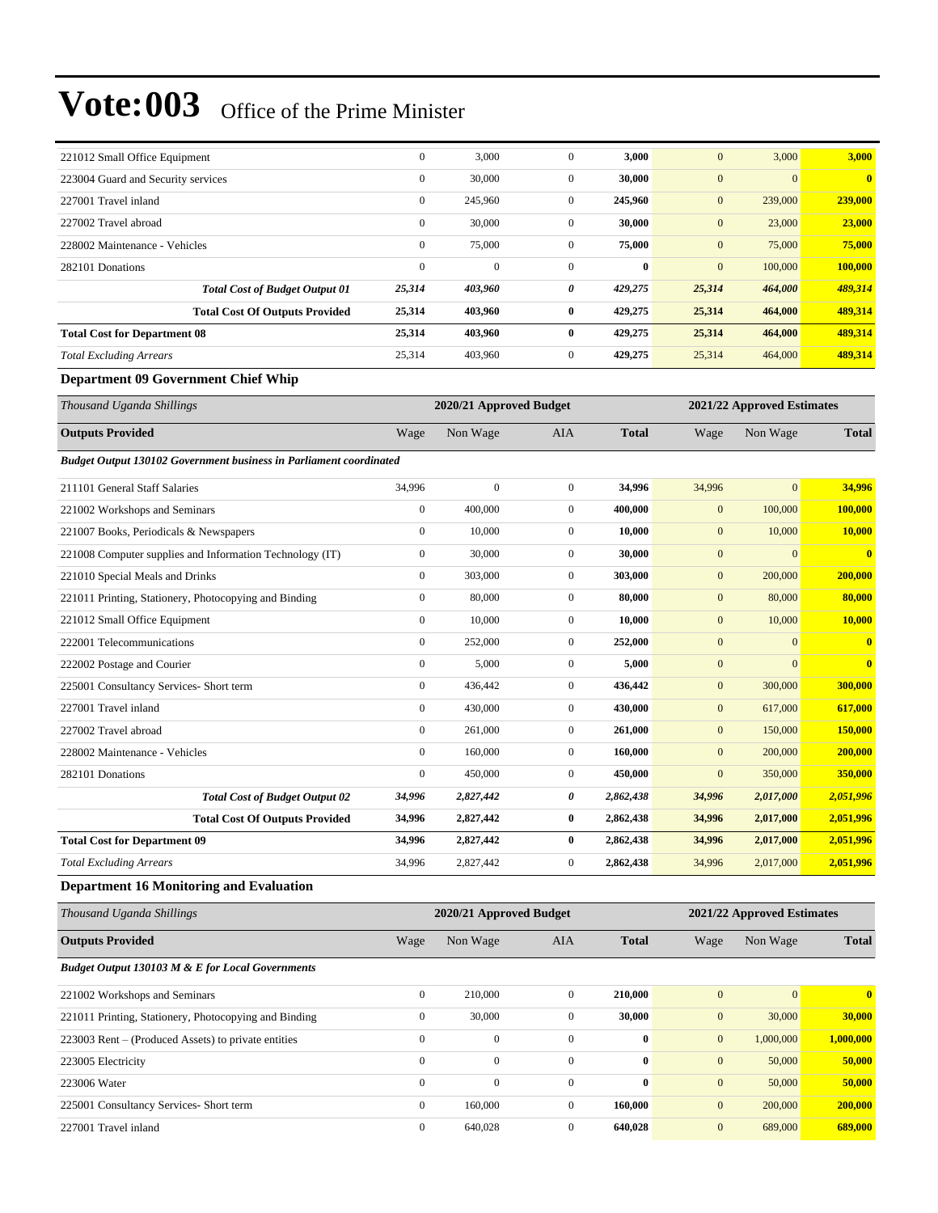# Vote:003 Office of the Prime Minister

| | | | | | | | |
|---|---|---|---|---|---|---|---|
| 221012 Small Office Equipment | 0 | 3,000 | 0 | **3,000** | 0 | 3,000 | **3,000** |
| 223004 Guard and Security services | 0 | 30,000 | 0 | **30,000** | 0 | 0 | **0** |
| 227001 Travel inland | 0 | 245,960 | 0 | **245,960** | 0 | 239,000 | **239,000** |
| 227002 Travel abroad | 0 | 30,000 | 0 | **30,000** | 0 | 23,000 | **23,000** |
| 228002 Maintenance - Vehicles | 0 | 75,000 | 0 | **75,000** | 0 | 75,000 | **75,000** |
| 282101 Donations | 0 | 0 | 0 | **0** | 0 | 100,000 | **100,000** |
| ***Total Cost of Budget Output 01*** | ***25,314*** | ***403,960*** | ***0*** | ***429,275*** | ***25,314*** | ***464,000*** | ***489,314*** |
| **Total Cost Of Outputs Provided** | **25,314** | **403,960** | **0** | **429,275** | **25,314** | **464,000** | **489,314** |
| **Total Cost for Department 08** | **25,314** | **403,960** | **0** | **429,275** | **25,314** | **464,000** | **489,314** |
| *Total Excluding Arrears* | 25,314 | 403,960 | 0 | 429,275 | 25,314 | 464,000 | **489,314** |

### Department 09 Government Chief Whip

| *Thousand Uganda Shillings* | 2020/21 Approved Budget | | | | 2021/22 Approved Estimates | | |
|---|---|---|---|---|---|---|---|
| **Outputs Provided** | Wage | Non Wage | AIA | **Total** | Wage | Non Wage | **Total** |
| ***Budget Output 130102 Government business in Parliament coordinated*** | | | | | | | |
| 211101 General Staff Salaries | 34,996 | 0 | 0 | **34,996** | 34,996 | 0 | **34,996** |
| 221002 Workshops and Seminars | 0 | 400,000 | 0 | **400,000** | 0 | 100,000 | **100,000** |
| 221007 Books, Periodicals & Newspapers | 0 | 10,000 | 0 | **10,000** | 0 | 10,000 | **10,000** |
| 221008 Computer supplies and Information Technology (IT) | 0 | 30,000 | 0 | **30,000** | 0 | 0 | **0** |
| 221010 Special Meals and Drinks | 0 | 303,000 | 0 | **303,000** | 0 | 200,000 | **200,000** |
| 221011 Printing, Stationery, Photocopying and Binding | 0 | 80,000 | 0 | **80,000** | 0 | 80,000 | **80,000** |
| 221012 Small Office Equipment | 0 | 10,000 | 0 | **10,000** | 0 | 10,000 | **10,000** |
| 222001 Telecommunications | 0 | 252,000 | 0 | **252,000** | 0 | 0 | **0** |
| 222002 Postage and Courier | 0 | 5,000 | 0 | **5,000** | 0 | 0 | **0** |
| 225001 Consultancy Services- Short term | 0 | 436,442 | 0 | **436,442** | 0 | 300,000 | **300,000** |
| 227001 Travel inland | 0 | 430,000 | 0 | **430,000** | 0 | 617,000 | **617,000** |
| 227002 Travel abroad | 0 | 261,000 | 0 | **261,000** | 0 | 150,000 | **150,000** |
| 228002 Maintenance - Vehicles | 0 | 160,000 | 0 | **160,000** | 0 | 200,000 | **200,000** |
| 282101 Donations | 0 | 450,000 | 0 | **450,000** | 0 | 350,000 | **350,000** |
| ***Total Cost of Budget Output 02*** | ***34,996*** | ***2,827,442*** | ***0*** | ***2,862,438*** | ***34,996*** | ***2,017,000*** | ***2,051,996*** |
| **Total Cost Of Outputs Provided** | **34,996** | **2,827,442** | **0** | **2,862,438** | **34,996** | **2,017,000** | **2,051,996** |
| **Total Cost for Department 09** | **34,996** | **2,827,442** | **0** | **2,862,438** | **34,996** | **2,017,000** | **2,051,996** |
| *Total Excluding Arrears* | 34,996 | 2,827,442 | 0 | 2,862,438 | 34,996 | 2,017,000 | **2,051,996** |

### Department 16 Monitoring and Evaluation

| *Thousand Uganda Shillings* | 2020/21 Approved Budget | | | | 2021/22 Approved Estimates | | |
|---|---|---|---|---|---|---|---|
| **Outputs Provided** | Wage | Non Wage | AIA | **Total** | Wage | Non Wage | **Total** |
| ***Budget Output 130103 M & E for Local Governments*** | | | | | | | |
| 221002 Workshops and Seminars | 0 | 210,000 | 0 | **210,000** | 0 | 0 | **0** |
| 221011 Printing, Stationery, Photocopying and Binding | 0 | 30,000 | 0 | **30,000** | 0 | 30,000 | **30,000** |
| 223003 Rent – (Produced Assets) to private entities | 0 | 0 | 0 | **0** | 0 | 1,000,000 | **1,000,000** |
| 223005 Electricity | 0 | 0 | 0 | **0** | 0 | 50,000 | **50,000** |
| 223006 Water | 0 | 0 | 0 | **0** | 0 | 50,000 | **50,000** |
| 225001 Consultancy Services- Short term | 0 | 160,000 | 0 | **160,000** | 0 | 200,000 | **200,000** |
| 227001 Travel inland | 0 | 640,028 | 0 | **640,028** | 0 | 689,000 | **689,000** |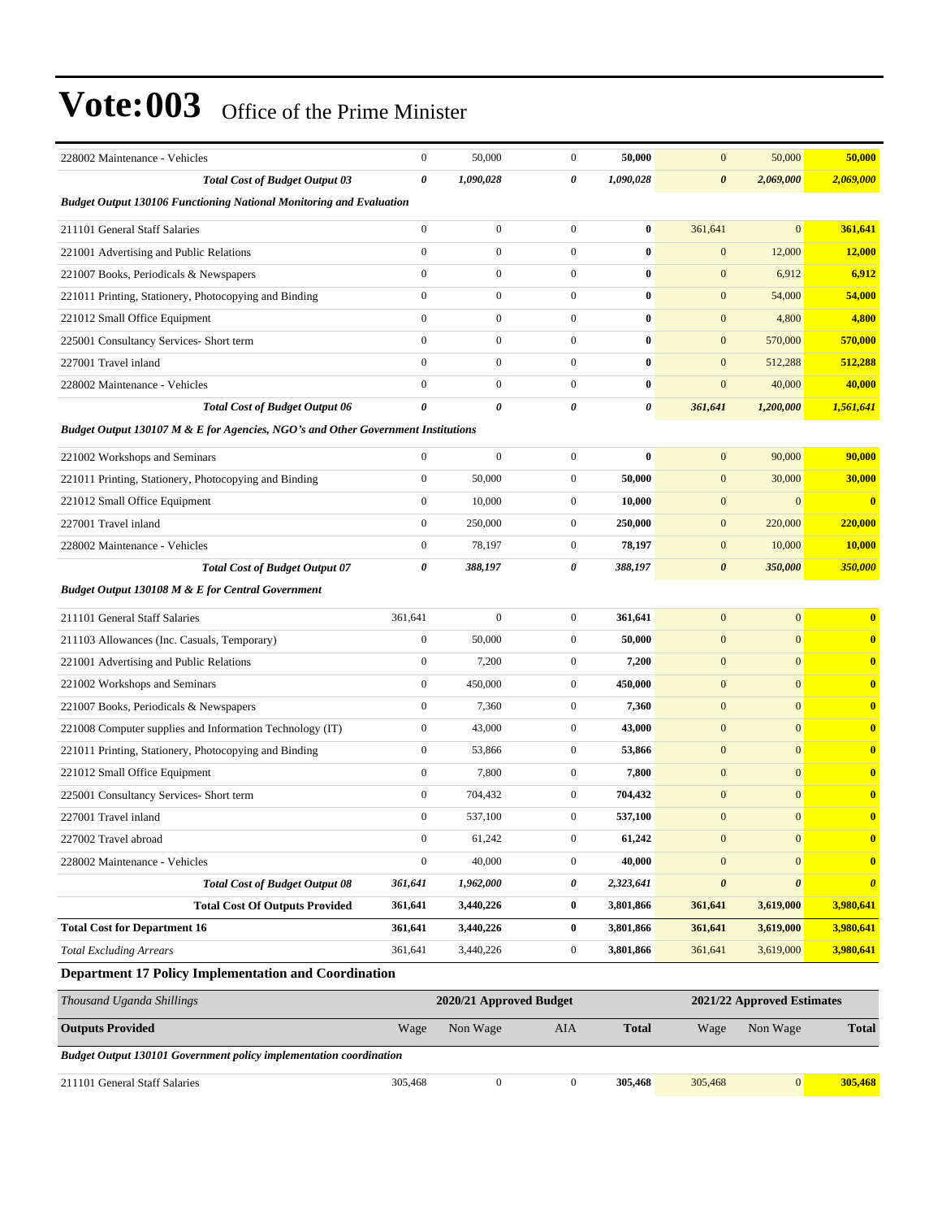| | | | | | | | |
|---|---|---|---|---|---|---|---|
| 228002 Maintenance - Vehicles | 0 | 50,000 | 0 | **50,000** | 0 | 50,000 | **50,000** |
| ***Total Cost of Budget Output 03*** | ***0*** | ***1,090,028*** | ***0*** | ***1,090,028*** | ***0*** | ***2,069,000*** | ***2,069,000*** |
| ***Budget Output 130106 Functioning National Monitoring and Evaluation*** | | | | | | | |
| 211101 General Staff Salaries | 0 | 0 | 0 | **0** | 361,641 | 0 | **361,641** |
| 221001 Advertising and Public Relations | 0 | 0 | 0 | **0** | 0 | 12,000 | **12,000** |
| 221007 Books, Periodicals & Newspapers | 0 | 0 | 0 | **0** | 0 | 6,912 | **6,912** |
| 221011 Printing, Stationery, Photocopying and Binding | 0 | 0 | 0 | **0** | 0 | 54,000 | **54,000** |
| 221012 Small Office Equipment | 0 | 0 | 0 | **0** | 0 | 4,800 | **4,800** |
| 225001 Consultancy Services- Short term | 0 | 0 | 0 | **0** | 0 | 570,000 | **570,000** |
| 227001 Travel inland | 0 | 0 | 0 | **0** | 0 | 512,288 | **512,288** |
| 228002 Maintenance - Vehicles | 0 | 0 | 0 | **0** | 0 | 40,000 | **40,000** |
| ***Total Cost of Budget Output 06*** | ***0*** | ***0*** | ***0*** | ***0*** | ***361,641*** | ***1,200,000*** | ***1,561,641*** |
| ***Budget Output 130107 M & E for Agencies, NGO's and Other Government Institutions*** | | | | | | | |
| 221002 Workshops and Seminars | 0 | 0 | 0 | **0** | 0 | 90,000 | **90,000** |
| 221011 Printing, Stationery, Photocopying and Binding | 0 | 50,000 | 0 | **50,000** | 0 | 30,000 | **30,000** |
| 221012 Small Office Equipment | 0 | 10,000 | 0 | **10,000** | 0 | 0 | **0** |
| 227001 Travel inland | 0 | 250,000 | 0 | **250,000** | 0 | 220,000 | **220,000** |
| 228002 Maintenance - Vehicles | 0 | 78,197 | 0 | **78,197** | 0 | 10,000 | **10,000** |
| ***Total Cost of Budget Output 07*** | ***0*** | ***388,197*** | ***0*** | ***388,197*** | ***0*** | ***350,000*** | ***350,000*** |
| ***Budget Output 130108 M & E for Central Government*** | | | | | | | |
| 211101 General Staff Salaries | 361,641 | 0 | 0 | **361,641** | 0 | 0 | **0** |
| 211103 Allowances (Inc. Casuals, Temporary) | 0 | 50,000 | 0 | **50,000** | 0 | 0 | **0** |
| 221001 Advertising and Public Relations | 0 | 7,200 | 0 | **7,200** | 0 | 0 | **0** |
| 221002 Workshops and Seminars | 0 | 450,000 | 0 | **450,000** | 0 | 0 | **0** |
| 221007 Books, Periodicals & Newspapers | 0 | 7,360 | 0 | **7,360** | 0 | 0 | **0** |
| 221008 Computer supplies and Information Technology (IT) | 0 | 43,000 | 0 | **43,000** | 0 | 0 | **0** |
| 221011 Printing, Stationery, Photocopying and Binding | 0 | 53,866 | 0 | **53,866** | 0 | 0 | **0** |
| 221012 Small Office Equipment | 0 | 7,800 | 0 | **7,800** | 0 | 0 | **0** |
| 225001 Consultancy Services- Short term | 0 | 704,432 | 0 | **704,432** | 0 | 0 | **0** |
| 227001 Travel inland | 0 | 537,100 | 0 | **537,100** | 0 | 0 | **0** |
| 227002 Travel abroad | 0 | 61,242 | 0 | **61,242** | 0 | 0 | **0** |
| 228002 Maintenance - Vehicles | 0 | 40,000 | 0 | **40,000** | 0 | 0 | **0** |
| ***Total Cost of Budget Output 08*** | ***361,641*** | ***1,962,000*** | ***0*** | ***2,323,641*** | ***0*** | ***0*** | ***0*** |
| **Total Cost Of Outputs Provided** | **361,641** | **3,440,226** | **0** | **3,801,866** | **361,641** | **3,619,000** | **3,980,641** |
| **Total Cost for Department 16** | **361,641** | **3,440,226** | **0** | **3,801,866** | **361,641** | **3,619,000** | **3,980,641** |
| *Total Excluding Arrears* | 361,641 | 3,440,226 | 0 | **3,801,866** | 361,641 | 3,619,000 | **3,980,641** |

### Department 17 Policy Implementation and Coordination

| *Thousand Uganda Shillings* | 2020/21 Approved Budget | | | | 2021/22 Approved Estimates | | |
|---|---|---|---|---|---|---|---|
| **Outputs Provided** | Wage | Non Wage | AIA | **Total** | Wage | Non Wage | **Total** |
| ***Budget Output 130101 Government policy implementation coordination*** | | | | | | | |
| 211101 General Staff Salaries | 305,468 | 0 | 0 | **305,468** | 305,468 | 0 | **305,468** |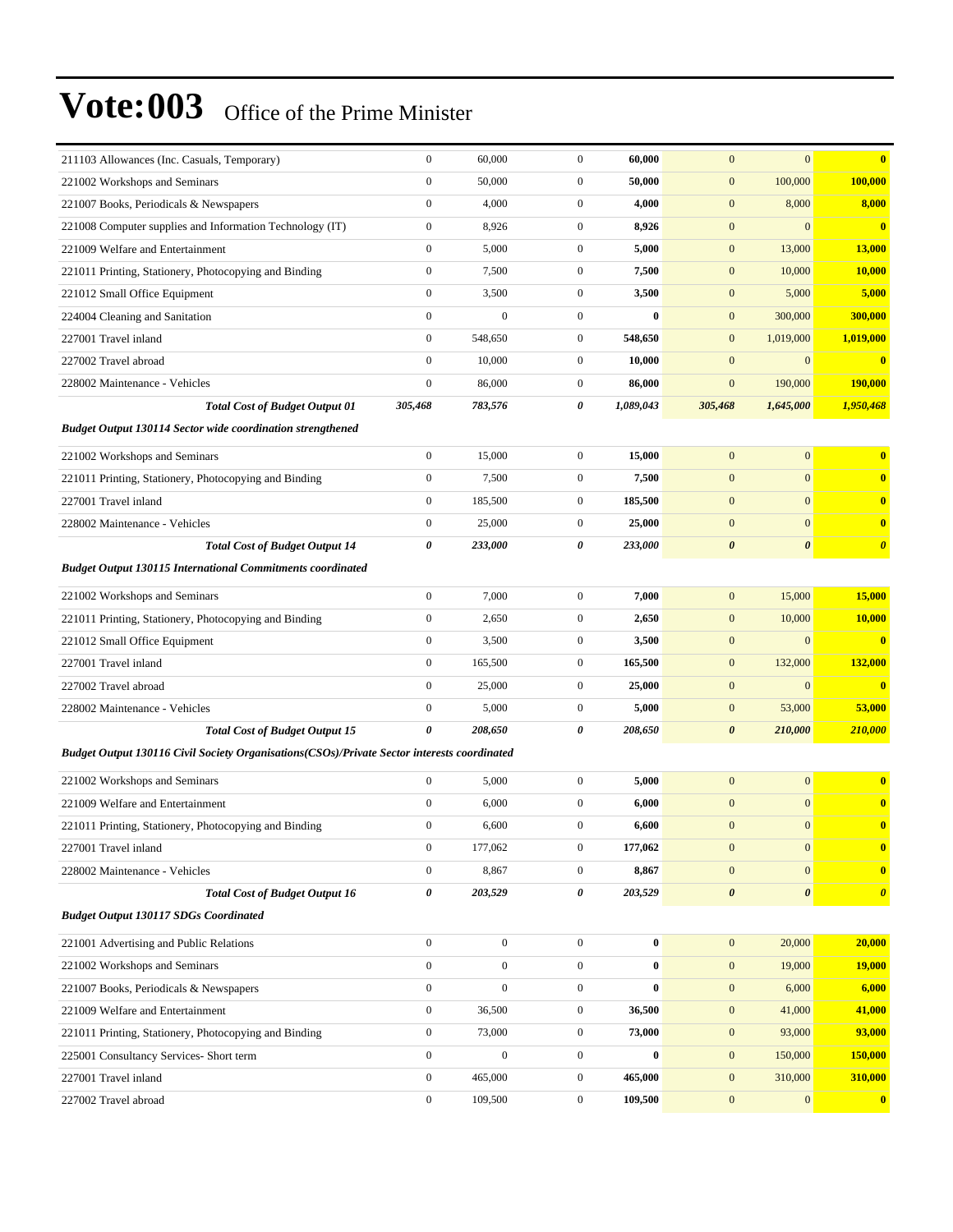# Vote:003 Office of the Prime Minister

| | | | | | | | |
|---|---|---|---|---|---|---|---|
| 211103 Allowances (Inc. Casuals, Temporary) | 0 | 60,000 | 0 | **60,000** | 0 | 0 | **0** |
| 221002 Workshops and Seminars | 0 | 50,000 | 0 | **50,000** | 0 | 100,000 | **100,000** |
| 221007 Books, Periodicals & Newspapers | 0 | 4,000 | 0 | **4,000** | 0 | 8,000 | **8,000** |
| 221008 Computer supplies and Information Technology (IT) | 0 | 8,926 | 0 | **8,926** | 0 | 0 | **0** |
| 221009 Welfare and Entertainment | 0 | 5,000 | 0 | **5,000** | 0 | 13,000 | **13,000** |
| 221011 Printing, Stationery, Photocopying and Binding | 0 | 7,500 | 0 | **7,500** | 0 | 10,000 | **10,000** |
| 221012 Small Office Equipment | 0 | 3,500 | 0 | **3,500** | 0 | 5,000 | **5,000** |
| 224004 Cleaning and Sanitation | 0 | 0 | 0 | **0** | 0 | 300,000 | **300,000** |
| 227001 Travel inland | 0 | 548,650 | 0 | **548,650** | 0 | 1,019,000 | **1,019,000** |
| 227002 Travel abroad | 0 | 10,000 | 0 | **10,000** | 0 | 0 | **0** |
| 228002 Maintenance - Vehicles | 0 | 86,000 | 0 | **86,000** | 0 | 190,000 | **190,000** |
| ***Total Cost of Budget Output 01*** | ***305,468*** | ***783,576*** | ***0*** | ***1,089,043*** | ***305,468*** | ***1,645,000*** | ***1,950,468*** |
| ***Budget Output 130114 Sector wide coordination strengthened*** | | | | | | | |
| 221002 Workshops and Seminars | 0 | 15,000 | 0 | **15,000** | 0 | 0 | **0** |
| 221011 Printing, Stationery, Photocopying and Binding | 0 | 7,500 | 0 | **7,500** | 0 | 0 | **0** |
| 227001 Travel inland | 0 | 185,500 | 0 | **185,500** | 0 | 0 | **0** |
| 228002 Maintenance - Vehicles | 0 | 25,000 | 0 | **25,000** | 0 | 0 | **0** |
| ***Total Cost of Budget Output 14*** | ***0*** | ***233,000*** | ***0*** | ***233,000*** | ***0*** | ***0*** | ***0*** |
| ***Budget Output 130115 International Commitments coordinated*** | | | | | | | |
| 221002 Workshops and Seminars | 0 | 7,000 | 0 | **7,000** | 0 | 15,000 | **15,000** |
| 221011 Printing, Stationery, Photocopying and Binding | 0 | 2,650 | 0 | **2,650** | 0 | 10,000 | **10,000** |
| 221012 Small Office Equipment | 0 | 3,500 | 0 | **3,500** | 0 | 0 | **0** |
| 227001 Travel inland | 0 | 165,500 | 0 | **165,500** | 0 | 132,000 | **132,000** |
| 227002 Travel abroad | 0 | 25,000 | 0 | **25,000** | 0 | 0 | **0** |
| 228002 Maintenance - Vehicles | 0 | 5,000 | 0 | **5,000** | 0 | 53,000 | **53,000** |
| ***Total Cost of Budget Output 15*** | ***0*** | ***208,650*** | ***0*** | ***208,650*** | ***0*** | ***210,000*** | ***210,000*** |
| ***Budget Output 130116 Civil Society Organisations(CSOs)/Private Sector interests coordinated*** | | | | | | | |
| 221002 Workshops and Seminars | 0 | 5,000 | 0 | **5,000** | 0 | 0 | **0** |
| 221009 Welfare and Entertainment | 0 | 6,000 | 0 | **6,000** | 0 | 0 | **0** |
| 221011 Printing, Stationery, Photocopying and Binding | 0 | 6,600 | 0 | **6,600** | 0 | 0 | **0** |
| 227001 Travel inland | 0 | 177,062 | 0 | **177,062** | 0 | 0 | **0** |
| 228002 Maintenance - Vehicles | 0 | 8,867 | 0 | **8,867** | 0 | 0 | **0** |
| ***Total Cost of Budget Output 16*** | ***0*** | ***203,529*** | ***0*** | ***203,529*** | ***0*** | ***0*** | ***0*** |
| ***Budget Output 130117 SDGs Coordinated*** | | | | | | | |
| 221001 Advertising and Public Relations | 0 | 0 | 0 | **0** | 0 | 20,000 | **20,000** |
| 221002 Workshops and Seminars | 0 | 0 | 0 | **0** | 0 | 19,000 | **19,000** |
| 221007 Books, Periodicals & Newspapers | 0 | 0 | 0 | **0** | 0 | 6,000 | **6,000** |
| 221009 Welfare and Entertainment | 0 | 36,500 | 0 | **36,500** | 0 | 41,000 | **41,000** |
| 221011 Printing, Stationery, Photocopying and Binding | 0 | 73,000 | 0 | **73,000** | 0 | 93,000 | **93,000** |
| 225001 Consultancy Services- Short term | 0 | 0 | 0 | **0** | 0 | 150,000 | **150,000** |
| 227001 Travel inland | 0 | 465,000 | 0 | **465,000** | 0 | 310,000 | **310,000** |
| 227002 Travel abroad | 0 | 109,500 | 0 | **109,500** | 0 | 0 | **0** |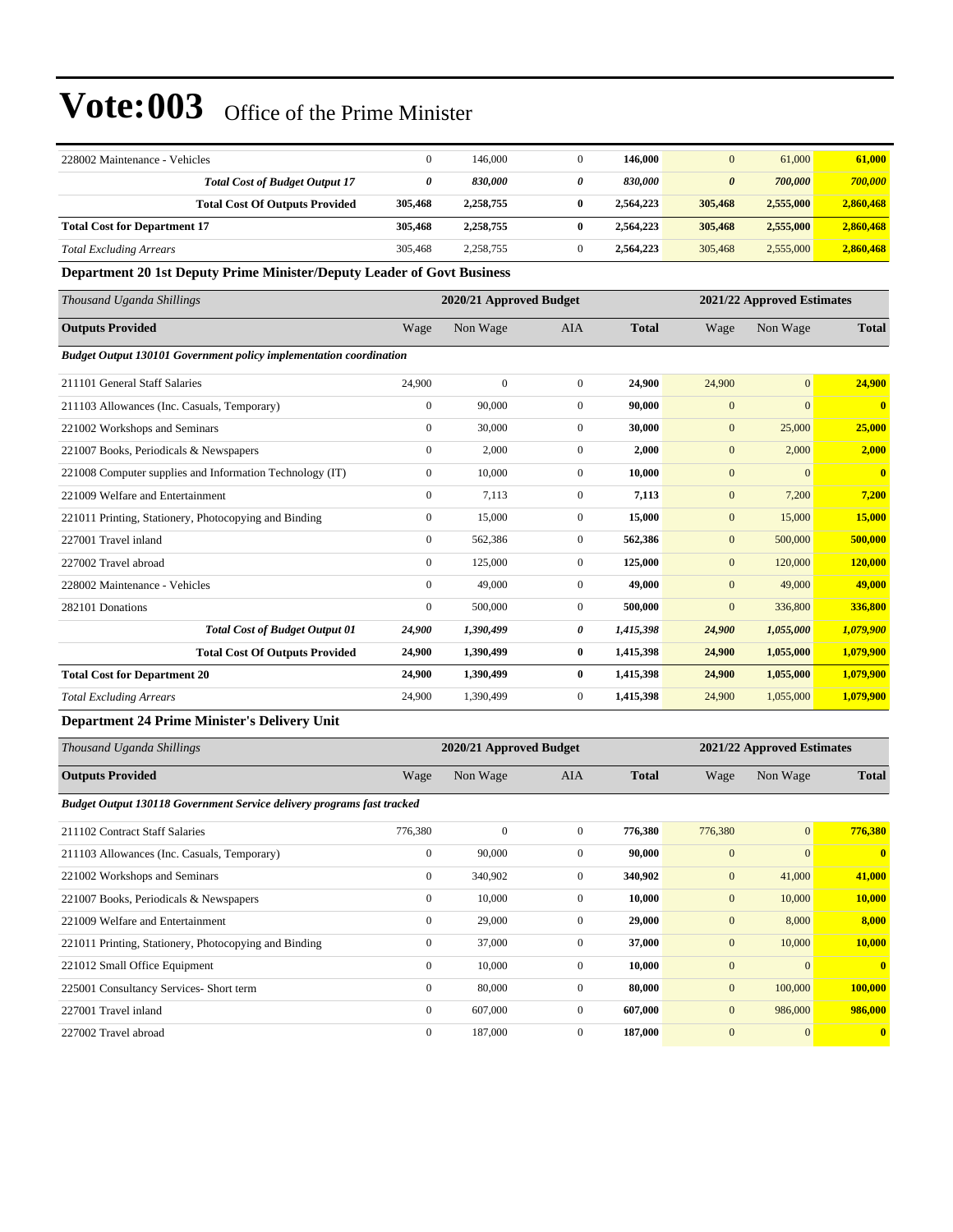# Vote:003 Office of the Prime Minister

| | | | | | | | |
|---|---|---|---|---|---|---|---|
| 228002 Maintenance - Vehicles | 0 | 146,000 | 0 | **146,000** | 0 | 61,000 | **61,000** |
| ***Total Cost of Budget Output 17*** | ***0*** | ***830,000*** | ***0*** | ***830,000*** | ***0*** | ***700,000*** | ***700,000*** |
| **Total Cost Of Outputs Provided** | **305,468** | **2,258,755** | **0** | **2,564,223** | **305,468** | **2,555,000** | **2,860,468** |
| **Total Cost for Department 17** | **305,468** | **2,258,755** | **0** | **2,564,223** | **305,468** | **2,555,000** | **2,860,468** |
| *Total Excluding Arrears* | 305,468 | 2,258,755 | 0 | **2,564,223** | 305,468 | 2,555,000 | **2,860,468** |

**Department 20 1st Deputy Prime Minister/Deputy Leader of Govt Business**

| *Thousand Uganda Shillings* | 2020/21 Approved Budget | | | | 2021/22 Approved Estimates | | |
|---|---|---|---|---|---|---|---|
| **Outputs Provided** | Wage | Non Wage | AIA | **Total** | Wage | Non Wage | **Total** |
| ***Budget Output 130101 Government policy implementation coordination*** | | | | | | | |
| 211101 General Staff Salaries | 24,900 | 0 | 0 | **24,900** | 24,900 | 0 | **24,900** |
| 211103 Allowances (Inc. Casuals, Temporary) | 0 | 90,000 | 0 | **90,000** | 0 | 0 | **0** |
| 221002 Workshops and Seminars | 0 | 30,000 | 0 | **30,000** | 0 | 25,000 | **25,000** |
| 221007 Books, Periodicals & Newspapers | 0 | 2,000 | 0 | **2,000** | 0 | 2,000 | **2,000** |
| 221008 Computer supplies and Information Technology (IT) | 0 | 10,000 | 0 | **10,000** | 0 | 0 | **0** |
| 221009 Welfare and Entertainment | 0 | 7,113 | 0 | **7,113** | 0 | 7,200 | **7,200** |
| 221011 Printing, Stationery, Photocopying and Binding | 0 | 15,000 | 0 | **15,000** | 0 | 15,000 | **15,000** |
| 227001 Travel inland | 0 | 562,386 | 0 | **562,386** | 0 | 500,000 | **500,000** |
| 227002 Travel abroad | 0 | 125,000 | 0 | **125,000** | 0 | 120,000 | **120,000** |
| 228002 Maintenance - Vehicles | 0 | 49,000 | 0 | **49,000** | 0 | 49,000 | **49,000** |
| 282101 Donations | 0 | 500,000 | 0 | **500,000** | 0 | 336,800 | **336,800** |
| ***Total Cost of Budget Output 01*** | ***24,900*** | ***1,390,499*** | ***0*** | ***1,415,398*** | ***24,900*** | ***1,055,000*** | ***1,079,900*** |
| **Total Cost Of Outputs Provided** | **24,900** | **1,390,499** | **0** | **1,415,398** | **24,900** | **1,055,000** | **1,079,900** |
| **Total Cost for Department 20** | **24,900** | **1,390,499** | **0** | **1,415,398** | **24,900** | **1,055,000** | **1,079,900** |
| *Total Excluding Arrears* | 24,900 | 1,390,499 | 0 | **1,415,398** | 24,900 | 1,055,000 | **1,079,900** |

**Department 24 Prime Minister's Delivery Unit**

| *Thousand Uganda Shillings* | 2020/21 Approved Budget | | | | 2021/22 Approved Estimates | | |
|---|---|---|---|---|---|---|---|
| **Outputs Provided** | Wage | Non Wage | AIA | **Total** | Wage | Non Wage | **Total** |
| ***Budget Output 130118 Government Service delivery programs fast tracked*** | | | | | | | |
| 211102 Contract Staff Salaries | 776,380 | 0 | 0 | **776,380** | 776,380 | 0 | **776,380** |
| 211103 Allowances (Inc. Casuals, Temporary) | 0 | 90,000 | 0 | **90,000** | 0 | 0 | **0** |
| 221002 Workshops and Seminars | 0 | 340,902 | 0 | **340,902** | 0 | 41,000 | **41,000** |
| 221007 Books, Periodicals & Newspapers | 0 | 10,000 | 0 | **10,000** | 0 | 10,000 | **10,000** |
| 221009 Welfare and Entertainment | 0 | 29,000 | 0 | **29,000** | 0 | 8,000 | **8,000** |
| 221011 Printing, Stationery, Photocopying and Binding | 0 | 37,000 | 0 | **37,000** | 0 | 10,000 | **10,000** |
| 221012 Small Office Equipment | 0 | 10,000 | 0 | **10,000** | 0 | 0 | **0** |
| 225001 Consultancy Services- Short term | 0 | 80,000 | 0 | **80,000** | 0 | 100,000 | **100,000** |
| 227001 Travel inland | 0 | 607,000 | 0 | **607,000** | 0 | 986,000 | **986,000** |
| 227002 Travel abroad | 0 | 187,000 | 0 | **187,000** | 0 | 0 | **0** |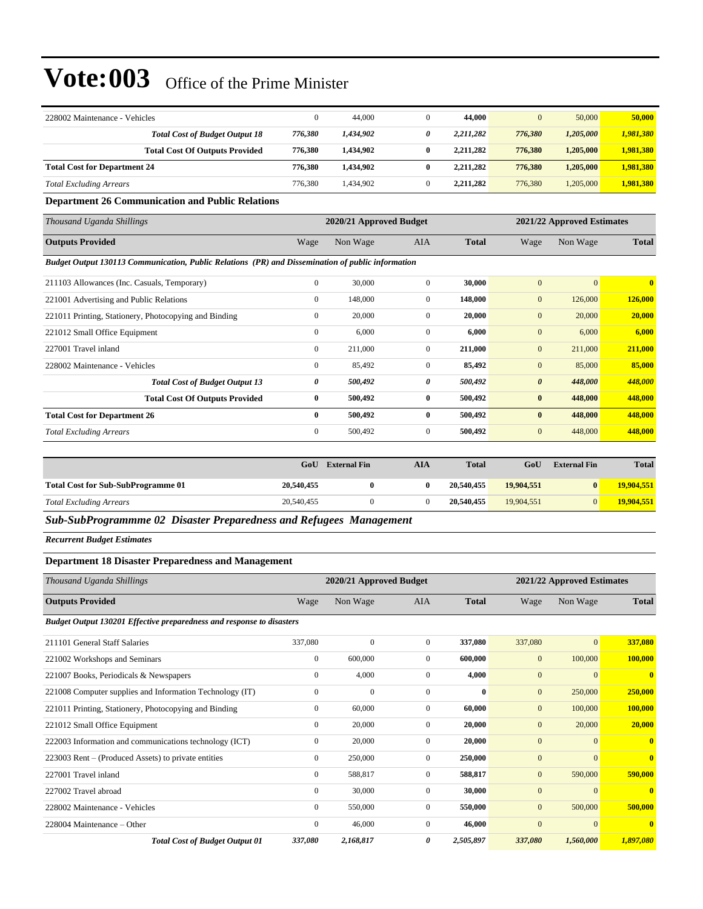# Vote:003 Office of the Prime Minister

| | | | | | | | |
|---|---|---|---|---|---|---|---|
| 228002 Maintenance - Vehicles | 0 | 44,000 | 0 | **44,000** | 0 | 50,000 | **50,000** |
| ***Total Cost of Budget Output 18*** | ***776,380*** | ***1,434,902*** | ***0*** | ***2,211,282*** | ***776,380*** | ***1,205,000*** | ***1,981,380*** |
| **Total Cost Of Outputs Provided** | **776,380** | **1,434,902** | **0** | **2,211,282** | **776,380** | **1,205,000** | **1,981,380** |
| **Total Cost for Department 24** | **776,380** | **1,434,902** | **0** | **2,211,282** | **776,380** | **1,205,000** | **1,981,380** |
| *Total Excluding Arrears* | 776,380 | 1,434,902 | 0 | **2,211,282** | 776,380 | 1,205,000 | **1,981,380** |

### Department 26 Communication and Public Relations

| *Thousand Uganda Shillings* | 2020/21 Approved Budget | | | | 2021/22 Approved Estimates | | |
|---|---|---|---|---|---|---|---|
| **Outputs Provided** | Wage | Non Wage | AIA | **Total** | Wage | Non Wage | **Total** |
| ***Budget Output 130113 Communication, Public Relations (PR) and Dissemination of public information*** | | | | | | | |
| 211103 Allowances (Inc. Casuals, Temporary) | 0 | 30,000 | 0 | **30,000** | 0 | 0 | **0** |
| 221001 Advertising and Public Relations | 0 | 148,000 | 0 | **148,000** | 0 | 126,000 | **126,000** |
| 221011 Printing, Stationery, Photocopying and Binding | 0 | 20,000 | 0 | **20,000** | 0 | 20,000 | **20,000** |
| 221012 Small Office Equipment | 0 | 6,000 | 0 | **6,000** | 0 | 6,000 | **6,000** |
| 227001 Travel inland | 0 | 211,000 | 0 | **211,000** | 0 | 211,000 | **211,000** |
| 228002 Maintenance - Vehicles | 0 | 85,492 | 0 | **85,492** | 0 | 85,000 | **85,000** |
| ***Total Cost of Budget Output 13*** | ***0*** | ***500,492*** | ***0*** | ***500,492*** | ***0*** | ***448,000*** | ***448,000*** |
| **Total Cost Of Outputs Provided** | **0** | **500,492** | **0** | **500,492** | **0** | **448,000** | **448,000** |
| **Total Cost for Department 26** | **0** | **500,492** | **0** | **500,492** | **0** | **448,000** | **448,000** |
| *Total Excluding Arrears* | 0 | 500,492 | 0 | **500,492** | 0 | 448,000 | **448,000** |

| | GoU | External Fin | AIA | Total | GoU | External Fin | Total |
|---|---|---|---|---|---|---|---|
| **Total Cost for Sub-SubProgramme 01** | **20,540,455** | **0** | **0** | **20,540,455** | **19,904,551** | **0** | **19,904,551** |
| *Total Excluding Arrears* | 20,540,455 | 0 | 0 | **20,540,455** | 19,904,551 | 0 | **19,904,551** |

## *Sub-SubProgrammme 02 Disaster Preparedness and Refugees Management*

***Recurrent Budget Estimates***

### Department 18 Disaster Preparedness and Management

| *Thousand Uganda Shillings* | 2020/21 Approved Budget | | | | 2021/22 Approved Estimates | | |
|---|---|---|---|---|---|---|---|
| **Outputs Provided** | Wage | Non Wage | AIA | **Total** | Wage | Non Wage | **Total** |
| ***Budget Output 130201 Effective preparedness and response to disasters*** | | | | | | | |
| 211101 General Staff Salaries | 337,080 | 0 | 0 | **337,080** | 337,080 | 0 | **337,080** |
| 221002 Workshops and Seminars | 0 | 600,000 | 0 | **600,000** | 0 | 100,000 | **100,000** |
| 221007 Books, Periodicals & Newspapers | 0 | 4,000 | 0 | **4,000** | 0 | 0 | **0** |
| 221008 Computer supplies and Information Technology (IT) | 0 | 0 | 0 | **0** | 0 | 250,000 | **250,000** |
| 221011 Printing, Stationery, Photocopying and Binding | 0 | 60,000 | 0 | **60,000** | 0 | 100,000 | **100,000** |
| 221012 Small Office Equipment | 0 | 20,000 | 0 | **20,000** | 0 | 20,000 | **20,000** |
| 222003 Information and communications technology (ICT) | 0 | 20,000 | 0 | **20,000** | 0 | 0 | **0** |
| 223003 Rent – (Produced Assets) to private entities | 0 | 250,000 | 0 | **250,000** | 0 | 0 | **0** |
| 227001 Travel inland | 0 | 588,817 | 0 | **588,817** | 0 | 590,000 | **590,000** |
| 227002 Travel abroad | 0 | 30,000 | 0 | **30,000** | 0 | 0 | **0** |
| 228002 Maintenance - Vehicles | 0 | 550,000 | 0 | **550,000** | 0 | 500,000 | **500,000** |
| 228004 Maintenance – Other | 0 | 46,000 | 0 | **46,000** | 0 | 0 | **0** |
| ***Total Cost of Budget Output 01*** | ***337,080*** | ***2,168,817*** | ***0*** | ***2,505,897*** | ***337,080*** | ***1,560,000*** | ***1,897,080*** |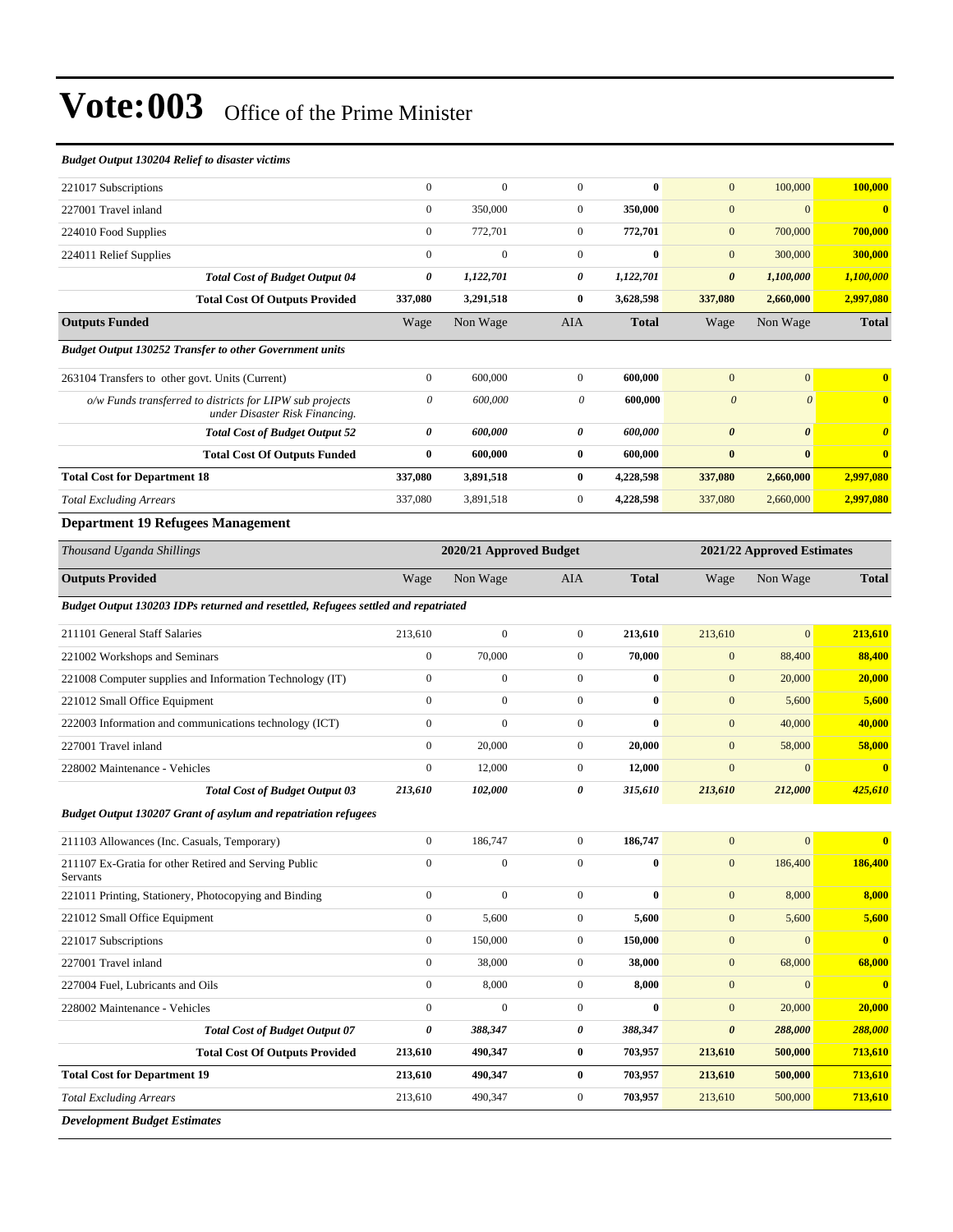# Vote:003 Office of the Prime Minister

| | | | | | | | |
|---|---|---|---|---|---|---|---|
| ***Budget Output 130204 Relief to disaster victims*** | | | | | | | |
| 221017 Subscriptions | 0 | 0 | 0 | **0** | 0 | 100,000 | **100,000** |
| 227001 Travel inland | 0 | 350,000 | 0 | **350,000** | 0 | 0 | **0** |
| 224010 Food Supplies | 0 | 772,701 | 0 | **772,701** | 0 | 700,000 | **700,000** |
| 224011 Relief Supplies | 0 | 0 | 0 | **0** | 0 | 300,000 | **300,000** |
| ***Total Cost of Budget Output 04*** | ***0*** | ***1,122,701*** | ***0*** | ***1,122,701*** | ***0*** | ***1,100,000*** | ***1,100,000*** |
| **Total Cost Of Outputs Provided** | **337,080** | **3,291,518** | **0** | **3,628,598** | **337,080** | **2,660,000** | **2,997,080** |
| **Outputs Funded** | Wage | Non Wage | AIA | **Total** | Wage | Non Wage | **Total** |
| ***Budget Output 130252 Transfer to other Government units*** | | | | | | | |
| 263104 Transfers to other govt. Units (Current) | 0 | 600,000 | 0 | **600,000** | 0 | 0 | **0** |
| *o/w Funds transferred to districts for LIPW sub projects under Disaster Risk Financing.* | *0* | *600,000* | *0* | **600,000** | *0* | *0* | **0** |
| ***Total Cost of Budget Output 52*** | ***0*** | ***600,000*** | ***0*** | ***600,000*** | ***0*** | ***0*** | ***0*** |
| **Total Cost Of Outputs Funded** | **0** | **600,000** | **0** | **600,000** | **0** | **0** | **0** |
| **Total Cost for Department 18** | **337,080** | **3,891,518** | **0** | **4,228,598** | **337,080** | **2,660,000** | **2,997,080** |
| *Total Excluding Arrears* | 337,080 | 3,891,518 | 0 | **4,228,598** | 337,080 | 2,660,000 | **2,997,080** |

### Department 19 Refugees Management

| *Thousand Uganda Shillings* | **2020/21 Approved Budget** | | | | **2021/22 Approved Estimates** | | |
|---|---|---|---|---|---|---|---|
| **Outputs Provided** | Wage | Non Wage | AIA | **Total** | Wage | Non Wage | **Total** |
| ***Budget Output 130203 IDPs returned and resettled, Refugees settled and repatriated*** | | | | | | | |
| 211101 General Staff Salaries | 213,610 | 0 | 0 | **213,610** | 213,610 | 0 | **213,610** |
| 221002 Workshops and Seminars | 0 | 70,000 | 0 | **70,000** | 0 | 88,400 | **88,400** |
| 221008 Computer supplies and Information Technology (IT) | 0 | 0 | 0 | **0** | 0 | 20,000 | **20,000** |
| 221012 Small Office Equipment | 0 | 0 | 0 | **0** | 0 | 5,600 | **5,600** |
| 222003 Information and communications technology (ICT) | 0 | 0 | 0 | **0** | 0 | 40,000 | **40,000** |
| 227001 Travel inland | 0 | 20,000 | 0 | **20,000** | 0 | 58,000 | **58,000** |
| 228002 Maintenance - Vehicles | 0 | 12,000 | 0 | **12,000** | 0 | 0 | **0** |
| ***Total Cost of Budget Output 03*** | ***213,610*** | ***102,000*** | ***0*** | ***315,610*** | ***213,610*** | ***212,000*** | ***425,610*** |
| ***Budget Output 130207 Grant of asylum and repatriation refugees*** | | | | | | | |
| 211103 Allowances (Inc. Casuals, Temporary) | 0 | 186,747 | 0 | **186,747** | 0 | 0 | **0** |
| 211107 Ex-Gratia for other Retired and Serving Public Servants | 0 | 0 | 0 | **0** | 0 | 186,400 | **186,400** |
| 221011 Printing, Stationery, Photocopying and Binding | 0 | 0 | 0 | **0** | 0 | 8,000 | **8,000** |
| 221012 Small Office Equipment | 0 | 5,600 | 0 | **5,600** | 0 | 5,600 | **5,600** |
| 221017 Subscriptions | 0 | 150,000 | 0 | **150,000** | 0 | 0 | **0** |
| 227001 Travel inland | 0 | 38,000 | 0 | **38,000** | 0 | 68,000 | **68,000** |
| 227004 Fuel, Lubricants and Oils | 0 | 8,000 | 0 | **8,000** | 0 | 0 | **0** |
| 228002 Maintenance - Vehicles | 0 | 0 | 0 | **0** | 0 | 20,000 | **20,000** |
| ***Total Cost of Budget Output 07*** | ***0*** | ***388,347*** | ***0*** | ***388,347*** | ***0*** | ***288,000*** | ***288,000*** |
| **Total Cost Of Outputs Provided** | **213,610** | **490,347** | **0** | **703,957** | **213,610** | **500,000** | **713,610** |
| **Total Cost for Department 19** | **213,610** | **490,347** | **0** | **703,957** | **213,610** | **500,000** | **713,610** |
| *Total Excluding Arrears* | 213,610 | 490,347 | 0 | **703,957** | 213,610 | 500,000 | **713,610** |

***Development Budget Estimates***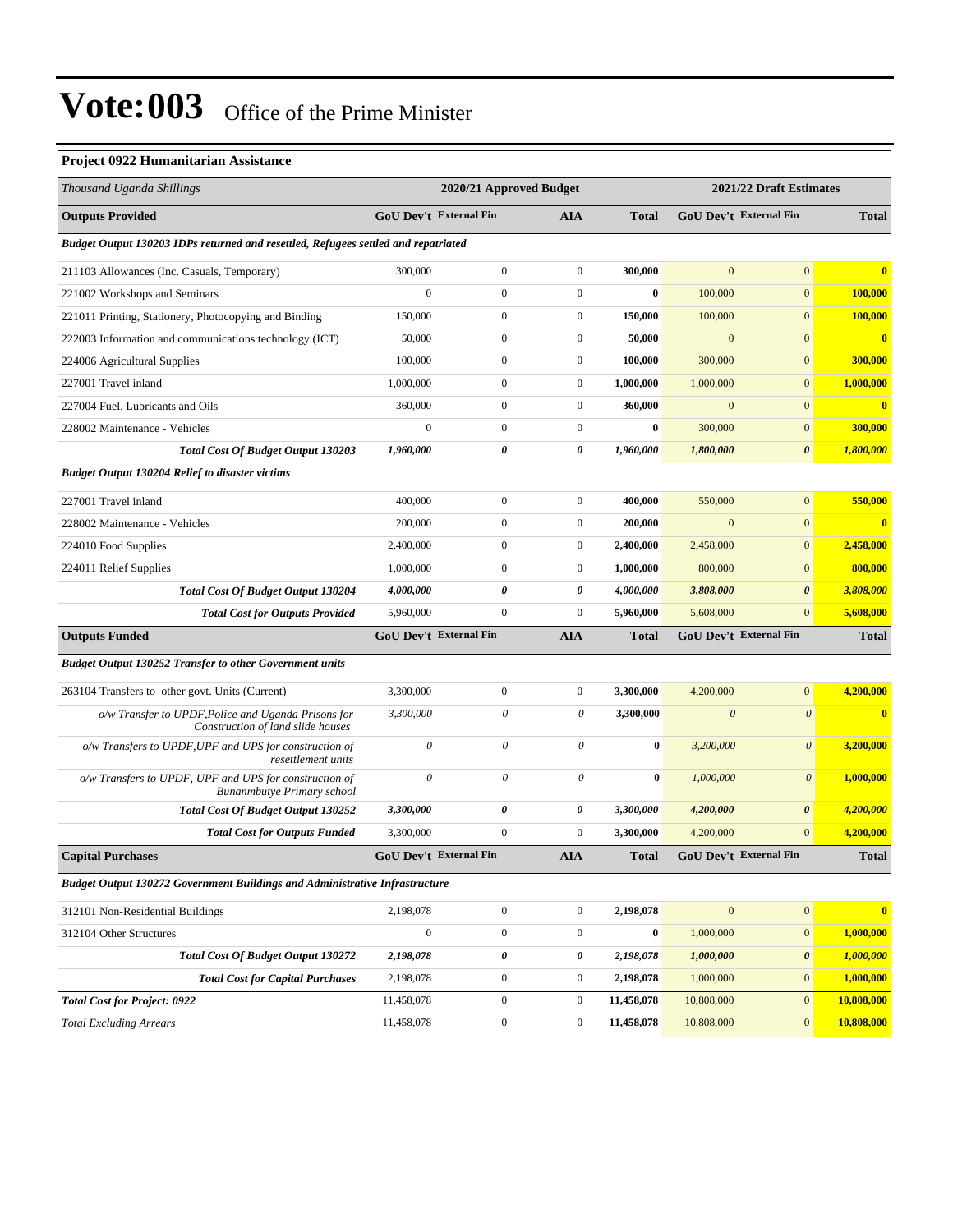# Vote:003 Office of the Prime Minister

### Project 0922 Humanitarian Assistance

| *Thousand Uganda Shillings* | 2020/21 Approved Budget | | | | 2021/22 Draft Estimates | | |
|---|---|---|---|---|---|---|---|
| **Outputs Provided** | **GoU Dev't** | **External Fin** | **AIA** | **Total** | **GoU Dev't** | **External Fin** | **Total** |
| ***Budget Output 130203 IDPs returned and resettled, Refugees settled and repatriated*** | | | | | | | |
| 211103 Allowances (Inc. Casuals, Temporary) | 300,000 | 0 | 0 | **300,000** | 0 | 0 | **0** |
| 221002 Workshops and Seminars | 0 | 0 | 0 | **0** | 100,000 | 0 | **100,000** |
| 221011 Printing, Stationery, Photocopying and Binding | 150,000 | 0 | 0 | **150,000** | 100,000 | 0 | **100,000** |
| 222003 Information and communications technology (ICT) | 50,000 | 0 | 0 | **50,000** | 0 | 0 | **0** |
| 224006 Agricultural Supplies | 100,000 | 0 | 0 | **100,000** | 300,000 | 0 | **300,000** |
| 227001 Travel inland | 1,000,000 | 0 | 0 | **1,000,000** | 1,000,000 | 0 | **1,000,000** |
| 227004 Fuel, Lubricants and Oils | 360,000 | 0 | 0 | **360,000** | 0 | 0 | **0** |
| 228002 Maintenance - Vehicles | 0 | 0 | 0 | **0** | 300,000 | 0 | **300,000** |
| ***Total Cost Of Budget Output 130203*** | ***1,960,000*** | ***0*** | ***0*** | ***1,960,000*** | ***1,800,000*** | ***0*** | ***1,800,000*** |
| ***Budget Output 130204 Relief to disaster victims*** | | | | | | | |
| 227001 Travel inland | 400,000 | 0 | 0 | **400,000** | 550,000 | 0 | **550,000** |
| 228002 Maintenance - Vehicles | 200,000 | 0 | 0 | **200,000** | 0 | 0 | **0** |
| 224010 Food Supplies | 2,400,000 | 0 | 0 | **2,400,000** | 2,458,000 | 0 | **2,458,000** |
| 224011 Relief Supplies | 1,000,000 | 0 | 0 | **1,000,000** | 800,000 | 0 | **800,000** |
| ***Total Cost Of Budget Output 130204*** | ***4,000,000*** | ***0*** | ***0*** | ***4,000,000*** | ***3,808,000*** | ***0*** | ***3,808,000*** |
| ***Total Cost for Outputs Provided*** | 5,960,000 | 0 | 0 | **5,960,000** | 5,608,000 | 0 | **5,608,000** |
| **Outputs Funded** | **GoU Dev't** | **External Fin** | **AIA** | **Total** | **GoU Dev't** | **External Fin** | **Total** |
| ***Budget Output 130252 Transfer to other Government units*** | | | | | | | |
| 263104 Transfers to other govt. Units (Current) | 3,300,000 | 0 | 0 | **3,300,000** | 4,200,000 | 0 | **4,200,000** |
| *o/w Transfer to UPDF,Police and Uganda Prisons for Construction of land slide houses* | *3,300,000* | *0* | *0* | **3,300,000** | *0* | *0* | **0** |
| *o/w Transfers to UPDF,UPF and UPS for construction of resettlement units* | *0* | *0* | *0* | **0** | *3,200,000* | *0* | **3,200,000** |
| *o/w Transfers to UPDF, UPF and UPS for construction of Bunanmbutye Primary school* | *0* | *0* | *0* | **0** | *1,000,000* | *0* | **1,000,000** |
| ***Total Cost Of Budget Output 130252*** | ***3,300,000*** | ***0*** | ***0*** | ***3,300,000*** | ***4,200,000*** | ***0*** | ***4,200,000*** |
| ***Total Cost for Outputs Funded*** | 3,300,000 | 0 | 0 | **3,300,000** | 4,200,000 | 0 | **4,200,000** |
| **Capital Purchases** | **GoU Dev't** | **External Fin** | **AIA** | **Total** | **GoU Dev't** | **External Fin** | **Total** |
| ***Budget Output 130272 Government Buildings and Administrative Infrastructure*** | | | | | | | |
| 312101 Non-Residential Buildings | 2,198,078 | 0 | 0 | **2,198,078** | 0 | 0 | **0** |
| 312104 Other Structures | 0 | 0 | 0 | **0** | 1,000,000 | 0 | **1,000,000** |
| ***Total Cost Of Budget Output 130272*** | ***2,198,078*** | ***0*** | ***0*** | ***2,198,078*** | ***1,000,000*** | ***0*** | ***1,000,000*** |
| ***Total Cost for Capital Purchases*** | 2,198,078 | 0 | 0 | **2,198,078** | 1,000,000 | 0 | **1,000,000** |
| ***Total Cost for Project: 0922*** | 11,458,078 | 0 | 0 | **11,458,078** | 10,808,000 | 0 | **10,808,000** |
| *Total Excluding Arrears* | 11,458,078 | 0 | 0 | **11,458,078** | 10,808,000 | 0 | **10,808,000** |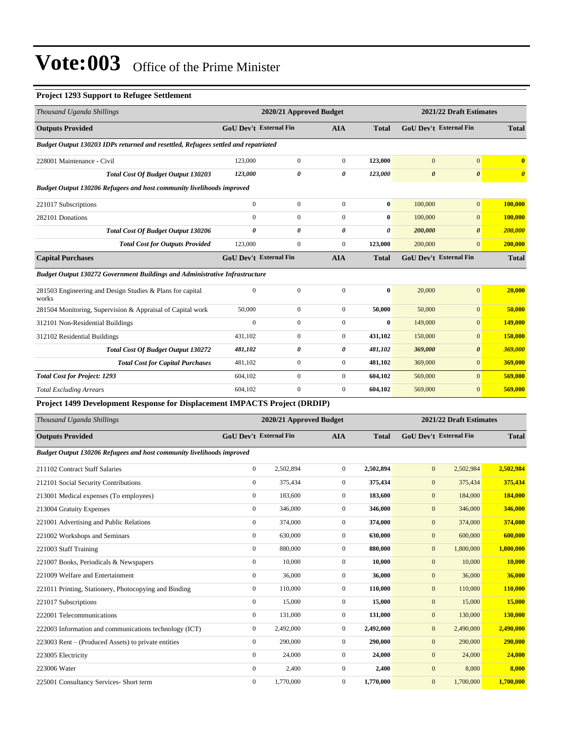# Vote:003 Office of the Prime Minister

### Project 1293 Support to Refugee Settlement

| *Thousand Uganda Shillings* | 2020/21 Approved Budget | | | | 2021/22 Draft Estimates | | |
|---|---|---|---|---|---|---|---|
| **Outputs Provided** | **GoU Dev't** | **External Fin** | **AIA** | **Total** | **GoU Dev't** | **External Fin** | **Total** |
| ***Budget Output 130203 IDPs returned and resettled, Refugees settled and repatriated*** | | | | | | | |
| 228001 Maintenance - Civil | 123,000 | 0 | 0 | **123,000** | 0 | 0 | **0** |
| ***Total Cost Of Budget Output 130203*** | ***123,000*** | ***0*** | ***0*** | ***123,000*** | ***0*** | ***0*** | ***0*** |
| ***Budget Output 130206 Refugees and host community livelihoods improved*** | | | | | | | |
| 221017 Subscriptions | 0 | 0 | 0 | **0** | 100,000 | 0 | **100,000** |
| 282101 Donations | 0 | 0 | 0 | **0** | 100,000 | 0 | **100,000** |
| ***Total Cost Of Budget Output 130206*** | ***0*** | ***0*** | ***0*** | ***0*** | ***200,000*** | ***0*** | ***200,000*** |
| ***Total Cost for Outputs Provided*** | 123,000 | 0 | 0 | **123,000** | 200,000 | 0 | **200,000** |
| **Capital Purchases** | **GoU Dev't** | **External Fin** | **AIA** | **Total** | **GoU Dev't** | **External Fin** | **Total** |
| ***Budget Output 130272 Government Buildings and Administrative Infrastructure*** | | | | | | | |
| 281503 Engineering and Design Studies & Plans for capital works | 0 | 0 | 0 | **0** | 20,000 | 0 | **20,000** |
| 281504 Monitoring, Supervision & Appraisal of Capital work | 50,000 | 0 | 0 | **50,000** | 50,000 | 0 | **50,000** |
| 312101 Non-Residential Buildings | 0 | 0 | 0 | **0** | 149,000 | 0 | **149,000** |
| 312102 Residential Buildings | 431,102 | 0 | 0 | **431,102** | 150,000 | 0 | **150,000** |
| ***Total Cost Of Budget Output 130272*** | ***481,102*** | ***0*** | ***0*** | ***481,102*** | ***369,000*** | ***0*** | ***369,000*** |
| ***Total Cost for Capital Purchases*** | 481,102 | 0 | 0 | **481,102** | 369,000 | 0 | **369,000** |
| ***Total Cost for Project: 1293*** | 604,102 | 0 | 0 | **604,102** | 569,000 | 0 | **569,000** |
| *Total Excluding Arrears* | 604,102 | 0 | 0 | **604,102** | 569,000 | 0 | **569,000** |

### Project 1499 Development Response for Displacement IMPACTS Project (DRDIP)

| *Thousand Uganda Shillings* | 2020/21 Approved Budget | | | | 2021/22 Draft Estimates | | |
|---|---|---|---|---|---|---|---|
| **Outputs Provided** | **GoU Dev't** | **External Fin** | **AIA** | **Total** | **GoU Dev't** | **External Fin** | **Total** |
| ***Budget Output 130206 Refugees and host community livelihoods improved*** | | | | | | | |
| 211102 Contract Staff Salaries | 0 | 2,502,894 | 0 | **2,502,894** | 0 | 2,502,984 | **2,502,984** |
| 212101 Social Security Contributions | 0 | 375,434 | 0 | **375,434** | 0 | 375,434 | **375,434** |
| 213001 Medical expenses (To employees) | 0 | 183,600 | 0 | **183,600** | 0 | 184,000 | **184,000** |
| 213004 Gratuity Expenses | 0 | 346,000 | 0 | **346,000** | 0 | 346,000 | **346,000** |
| 221001 Advertising and Public Relations | 0 | 374,000 | 0 | **374,000** | 0 | 374,000 | **374,000** |
| 221002 Workshops and Seminars | 0 | 630,000 | 0 | **630,000** | 0 | 600,000 | **600,000** |
| 221003 Staff Training | 0 | 880,000 | 0 | **880,000** | 0 | 1,800,000 | **1,800,000** |
| 221007 Books, Periodicals & Newspapers | 0 | 10,000 | 0 | **10,000** | 0 | 10,000 | **10,000** |
| 221009 Welfare and Entertainment | 0 | 36,000 | 0 | **36,000** | 0 | 36,000 | **36,000** |
| 221011 Printing, Stationery, Photocopying and Binding | 0 | 110,000 | 0 | **110,000** | 0 | 110,000 | **110,000** |
| 221017 Subscriptions | 0 | 15,000 | 0 | **15,000** | 0 | 15,000 | **15,000** |
| 222001 Telecommunications | 0 | 131,000 | 0 | **131,000** | 0 | 130,000 | **130,000** |
| 222003 Information and communications technology (ICT) | 0 | 2,492,000 | 0 | **2,492,000** | 0 | 2,490,000 | **2,490,000** |
| 223003 Rent – (Produced Assets) to private entities | 0 | 290,000 | 0 | **290,000** | 0 | 290,000 | **290,000** |
| 223005 Electricity | 0 | 24,000 | 0 | **24,000** | 0 | 24,000 | **24,000** |
| 223006 Water | 0 | 2,400 | 0 | **2,400** | 0 | 8,000 | **8,000** |
| 225001 Consultancy Services- Short term | 0 | 1,770,000 | 0 | **1,770,000** | 0 | 1,700,000 | **1,700,000** |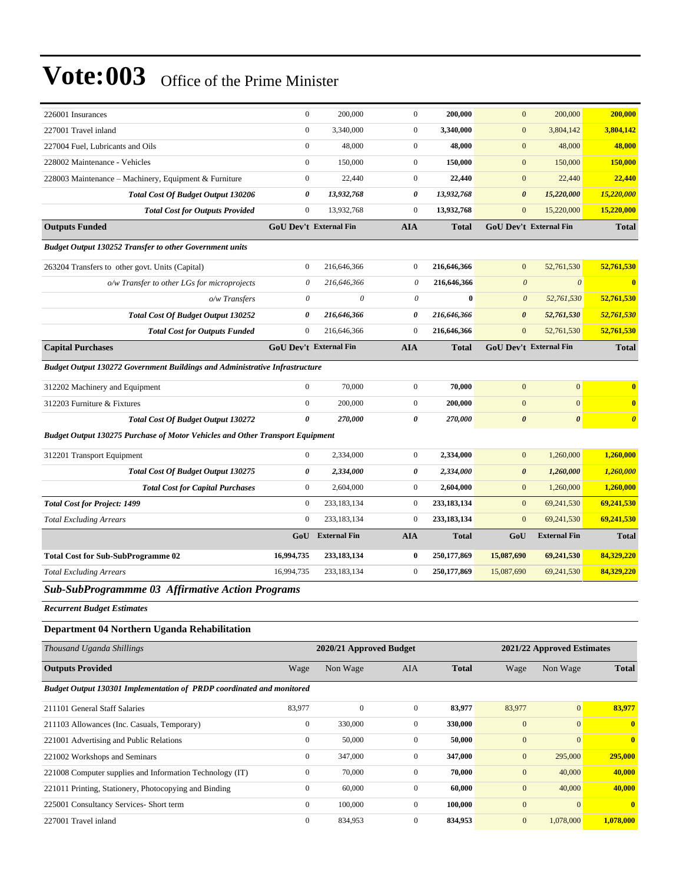# Vote:003 Office of the Prime Minister

| | | | | | | | |
|---|---|---|---|---|---|---|---|
| 226001 Insurances | 0 | 200,000 | 0 | **200,000** | 0 | 200,000 | **200,000** |
| 227001 Travel inland | 0 | 3,340,000 | 0 | **3,340,000** | 0 | 3,804,142 | **3,804,142** |
| 227004 Fuel, Lubricants and Oils | 0 | 48,000 | 0 | **48,000** | 0 | 48,000 | **48,000** |
| 228002 Maintenance - Vehicles | 0 | 150,000 | 0 | **150,000** | 0 | 150,000 | **150,000** |
| 228003 Maintenance – Machinery, Equipment & Furniture | 0 | 22,440 | 0 | **22,440** | 0 | 22,440 | **22,440** |
| ***Total Cost Of Budget Output 130206*** | ***0*** | ***13,932,768*** | ***0*** | ***13,932,768*** | ***0*** | ***15,220,000*** | ***15,220,000*** |
| ***Total Cost for Outputs Provided*** | 0 | 13,932,768 | 0 | **13,932,768** | 0 | 15,220,000 | **15,220,000** |
| **Outputs Funded** | **GoU Dev't** | **External Fin** | **AIA** | **Total** | **GoU Dev't** | **External Fin** | **Total** |
| ***Budget Output 130252 Transfer to other Government units*** | | | | | | | |
| 263204 Transfers to other govt. Units (Capital) | 0 | 216,646,366 | 0 | **216,646,366** | 0 | 52,761,530 | **52,761,530** |
| *o/w Transfer to other LGs for microprojects* | *0* | *216,646,366* | *0* | **216,646,366** | *0* | *0* | **0** |
| *o/w Transfers* | *0* | *0* | *0* | **0** | *0* | *52,761,530* | **52,761,530** |
| ***Total Cost Of Budget Output 130252*** | ***0*** | ***216,646,366*** | ***0*** | ***216,646,366*** | ***0*** | ***52,761,530*** | ***52,761,530*** |
| ***Total Cost for Outputs Funded*** | 0 | 216,646,366 | 0 | **216,646,366** | 0 | 52,761,530 | **52,761,530** |
| **Capital Purchases** | **GoU Dev't** | **External Fin** | **AIA** | **Total** | **GoU Dev't** | **External Fin** | **Total** |
| ***Budget Output 130272 Government Buildings and Administrative Infrastructure*** | | | | | | | |
| 312202 Machinery and Equipment | 0 | 70,000 | 0 | **70,000** | 0 | 0 | **0** |
| 312203 Furniture & Fixtures | 0 | 200,000 | 0 | **200,000** | 0 | 0 | **0** |
| ***Total Cost Of Budget Output 130272*** | ***0*** | ***270,000*** | ***0*** | ***270,000*** | ***0*** | ***0*** | ***0*** |
| ***Budget Output 130275 Purchase of Motor Vehicles and Other Transport Equipment*** | | | | | | | |
| 312201 Transport Equipment | 0 | 2,334,000 | 0 | **2,334,000** | 0 | 1,260,000 | **1,260,000** |
| ***Total Cost Of Budget Output 130275*** | ***0*** | ***2,334,000*** | ***0*** | ***2,334,000*** | ***0*** | ***1,260,000*** | ***1,260,000*** |
| ***Total Cost for Capital Purchases*** | 0 | 2,604,000 | 0 | **2,604,000** | 0 | 1,260,000 | **1,260,000** |
| ***Total Cost for Project: 1499*** | 0 | 233,183,134 | 0 | **233,183,134** | 0 | 69,241,530 | **69,241,530** |
| *Total Excluding Arrears* | 0 | 233,183,134 | 0 | **233,183,134** | 0 | 69,241,530 | **69,241,530** |
| | **GoU** | **External Fin** | **AIA** | **Total** | **GoU** | **External Fin** | **Total** |
| **Total Cost for Sub-SubProgramme 02** | **16,994,735** | **233,183,134** | **0** | **250,177,869** | **15,087,690** | **69,241,530** | **84,329,220** |
| *Total Excluding Arrears* | 16,994,735 | 233,183,134 | 0 | **250,177,869** | 15,087,690 | 69,241,530 | **84,329,220** |

## *Sub-SubProgrammme 03 Affirmative Action Programs*

***Recurrent Budget Estimates***

### Department 04 Northern Uganda Rehabilitation

| *Thousand Uganda Shillings* | 2020/21 Approved Budget | | | | 2021/22 Approved Estimates | | |
|---|---|---|---|---|---|---|---|
| **Outputs Provided** | Wage | Non Wage | AIA | **Total** | Wage | Non Wage | **Total** |
| ***Budget Output 130301 Implementation of PRDP coordinated and monitored*** | | | | | | | |
| 211101 General Staff Salaries | 83,977 | 0 | 0 | **83,977** | 83,977 | 0 | **83,977** |
| 211103 Allowances (Inc. Casuals, Temporary) | 0 | 330,000 | 0 | **330,000** | 0 | 0 | **0** |
| 221001 Advertising and Public Relations | 0 | 50,000 | 0 | **50,000** | 0 | 0 | **0** |
| 221002 Workshops and Seminars | 0 | 347,000 | 0 | **347,000** | 0 | 295,000 | **295,000** |
| 221008 Computer supplies and Information Technology (IT) | 0 | 70,000 | 0 | **70,000** | 0 | 40,000 | **40,000** |
| 221011 Printing, Stationery, Photocopying and Binding | 0 | 60,000 | 0 | **60,000** | 0 | 40,000 | **40,000** |
| 225001 Consultancy Services- Short term | 0 | 100,000 | 0 | **100,000** | 0 | 0 | **0** |
| 227001 Travel inland | 0 | 834,953 | 0 | **834,953** | 0 | 1,078,000 | **1,078,000** |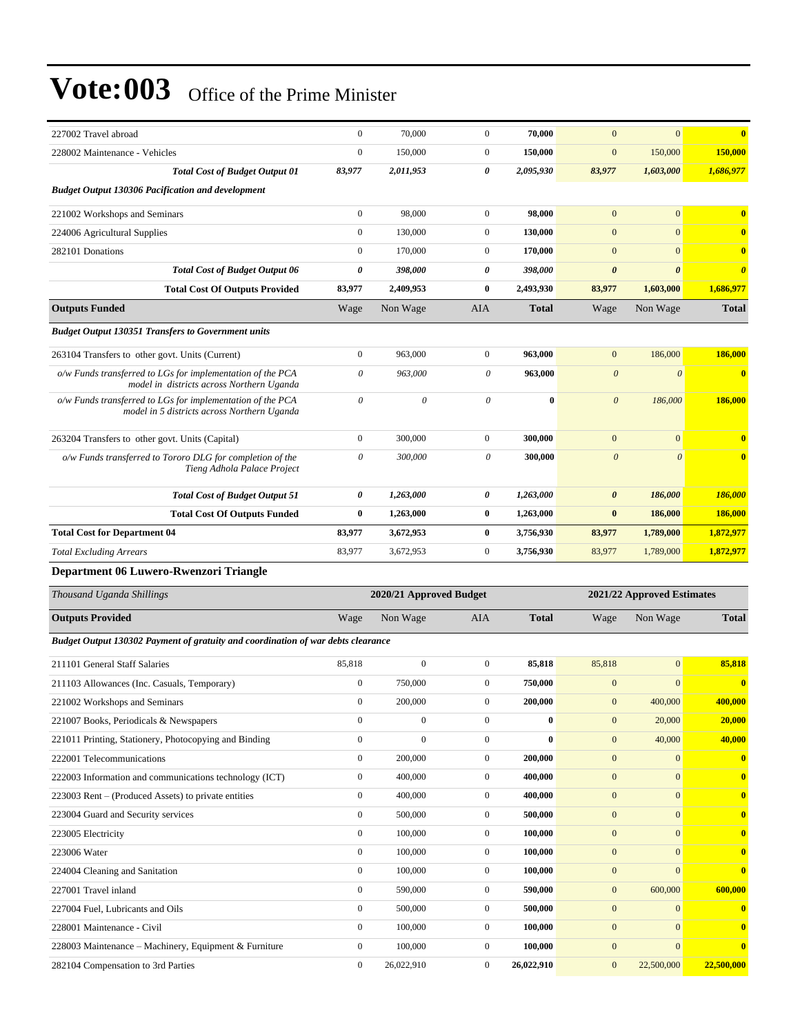# Vote:003 Office of the Prime Minister

| | | | | | | | |
|---|---|---|---|---|---|---|---|
| 227002 Travel abroad | 0 | 70,000 | 0 | **70,000** | 0 | 0 | **0** |
| 228002 Maintenance - Vehicles | 0 | 150,000 | 0 | **150,000** | 0 | 150,000 | **150,000** |
| ***Total Cost of Budget Output 01*** | ***83,977*** | ***2,011,953*** | ***0*** | ***2,095,930*** | ***83,977*** | ***1,603,000*** | ***1,686,977*** |
| ***Budget Output 130306 Pacification and development*** | | | | | | | |
| 221002 Workshops and Seminars | 0 | 98,000 | 0 | **98,000** | 0 | 0 | **0** |
| 224006 Agricultural Supplies | 0 | 130,000 | 0 | **130,000** | 0 | 0 | **0** |
| 282101 Donations | 0 | 170,000 | 0 | **170,000** | 0 | 0 | **0** |
| ***Total Cost of Budget Output 06*** | ***0*** | ***398,000*** | ***0*** | ***398,000*** | ***0*** | ***0*** | ***0*** |
| **Total Cost Of Outputs Provided** | **83,977** | **2,409,953** | **0** | **2,493,930** | **83,977** | **1,603,000** | **1,686,977** |
| **Outputs Funded** | Wage | Non Wage | AIA | **Total** | Wage | Non Wage | **Total** |
| ***Budget Output 130351 Transfers to Government units*** | | | | | | | |
| 263104 Transfers to other govt. Units (Current) | 0 | 963,000 | 0 | **963,000** | 0 | 186,000 | **186,000** |
| *o/w Funds transferred to LGs for implementation of the PCA model in districts across Northern Uganda* | *0* | *963,000* | *0* | **963,000** | *0* | *0* | **0** |
| *o/w Funds transferred to LGs for implementation of the PCA model in 5 districts across Northern Uganda* | *0* | *0* | *0* | **0** | *0* | *186,000* | **186,000** |
| 263204 Transfers to other govt. Units (Capital) | 0 | 300,000 | 0 | **300,000** | 0 | 0 | **0** |
| *o/w Funds transferred to Tororo DLG for completion of the Tieng Adhola Palace Project* | *0* | *300,000* | *0* | **300,000** | *0* | *0* | **0** |
| ***Total Cost of Budget Output 51*** | ***0*** | ***1,263,000*** | ***0*** | ***1,263,000*** | ***0*** | ***186,000*** | ***186,000*** |
| **Total Cost Of Outputs Funded** | **0** | **1,263,000** | **0** | **1,263,000** | **0** | **186,000** | **186,000** |
| **Total Cost for Department 04** | **83,977** | **3,672,953** | **0** | **3,756,930** | **83,977** | **1,789,000** | **1,872,977** |
| *Total Excluding Arrears* | 83,977 | 3,672,953 | 0 | **3,756,930** | 83,977 | 1,789,000 | **1,872,977** |

### Department 06 Luwero-Rwenzori Triangle

| *Thousand Uganda Shillings* | 2020/21 Approved Budget | | | | 2021/22 Approved Estimates | | |
|---|---|---|---|---|---|---|---|
| **Outputs Provided** | Wage | Non Wage | AIA | **Total** | Wage | Non Wage | **Total** |
| ***Budget Output 130302 Payment of gratuity and coordination of war debts clearance*** | | | | | | | |
| 211101 General Staff Salaries | 85,818 | 0 | 0 | **85,818** | 85,818 | 0 | **85,818** |
| 211103 Allowances (Inc. Casuals, Temporary) | 0 | 750,000 | 0 | **750,000** | 0 | 0 | **0** |
| 221002 Workshops and Seminars | 0 | 200,000 | 0 | **200,000** | 0 | 400,000 | **400,000** |
| 221007 Books, Periodicals & Newspapers | 0 | 0 | 0 | **0** | 0 | 20,000 | **20,000** |
| 221011 Printing, Stationery, Photocopying and Binding | 0 | 0 | 0 | **0** | 0 | 40,000 | **40,000** |
| 222001 Telecommunications | 0 | 200,000 | 0 | **200,000** | 0 | 0 | **0** |
| 222003 Information and communications technology (ICT) | 0 | 400,000 | 0 | **400,000** | 0 | 0 | **0** |
| 223003 Rent – (Produced Assets) to private entities | 0 | 400,000 | 0 | **400,000** | 0 | 0 | **0** |
| 223004 Guard and Security services | 0 | 500,000 | 0 | **500,000** | 0 | 0 | **0** |
| 223005 Electricity | 0 | 100,000 | 0 | **100,000** | 0 | 0 | **0** |
| 223006 Water | 0 | 100,000 | 0 | **100,000** | 0 | 0 | **0** |
| 224004 Cleaning and Sanitation | 0 | 100,000 | 0 | **100,000** | 0 | 0 | **0** |
| 227001 Travel inland | 0 | 590,000 | 0 | **590,000** | 0 | 600,000 | **600,000** |
| 227004 Fuel, Lubricants and Oils | 0 | 500,000 | 0 | **500,000** | 0 | 0 | **0** |
| 228001 Maintenance - Civil | 0 | 100,000 | 0 | **100,000** | 0 | 0 | **0** |
| 228003 Maintenance – Machinery, Equipment & Furniture | 0 | 100,000 | 0 | **100,000** | 0 | 0 | **0** |
| 282104 Compensation to 3rd Parties | 0 | 26,022,910 | 0 | **26,022,910** | 0 | 22,500,000 | **22,500,000** |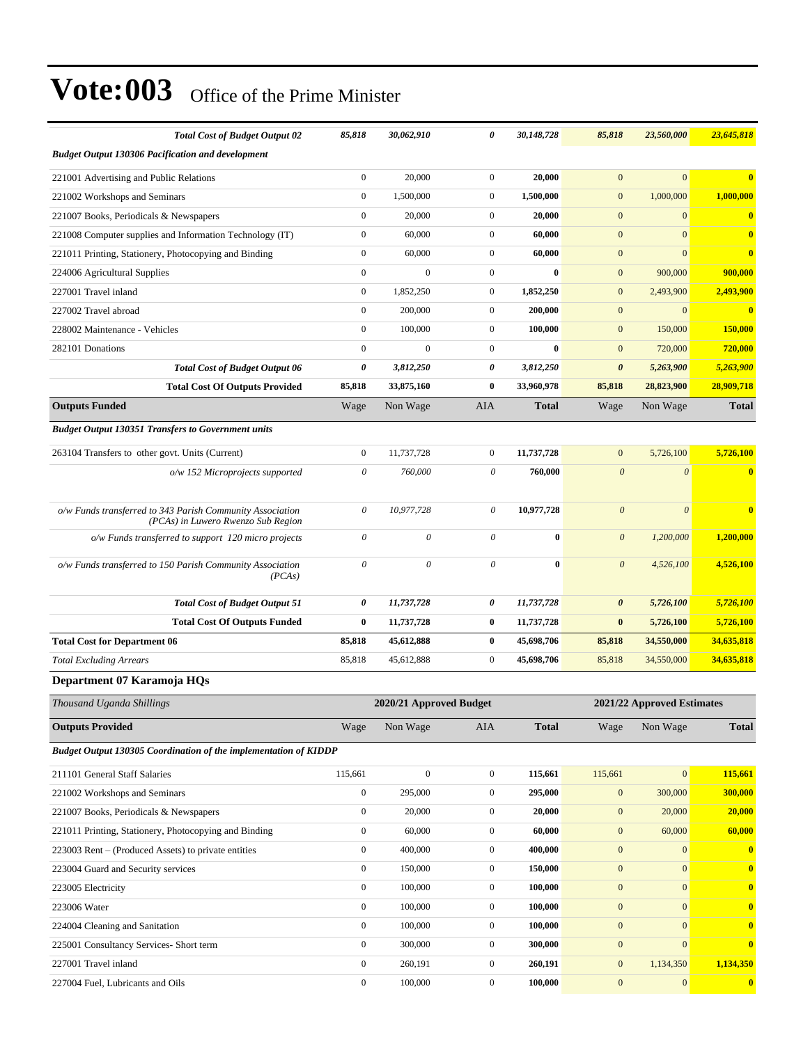# Vote:003 Office of the Prime Minister

| | Wage | Non Wage | AIA | Total | Wage | Non Wage | Total |
|---|---|---|---|---|---|---|---|
| ***Total Cost of Budget Output 02*** | ***85,818*** | ***30,062,910*** | ***0*** | ***30,148,728*** | ***85,818*** | ***23,560,000*** | ***23,645,818*** |
| ***Budget Output 130306 Pacification and development*** | | | | | | | |
| 221001 Advertising and Public Relations | 0 | 20,000 | 0 | **20,000** | 0 | 0 | **0** |
| 221002 Workshops and Seminars | 0 | 1,500,000 | 0 | **1,500,000** | 0 | 1,000,000 | **1,000,000** |
| 221007 Books, Periodicals & Newspapers | 0 | 20,000 | 0 | **20,000** | 0 | 0 | **0** |
| 221008 Computer supplies and Information Technology (IT) | 0 | 60,000 | 0 | **60,000** | 0 | 0 | **0** |
| 221011 Printing, Stationery, Photocopying and Binding | 0 | 60,000 | 0 | **60,000** | 0 | 0 | **0** |
| 224006 Agricultural Supplies | 0 | 0 | 0 | **0** | 0 | 900,000 | **900,000** |
| 227001 Travel inland | 0 | 1,852,250 | 0 | **1,852,250** | 0 | 2,493,900 | **2,493,900** |
| 227002 Travel abroad | 0 | 200,000 | 0 | **200,000** | 0 | 0 | **0** |
| 228002 Maintenance - Vehicles | 0 | 100,000 | 0 | **100,000** | 0 | 150,000 | **150,000** |
| 282101 Donations | 0 | 0 | 0 | **0** | 0 | 720,000 | **720,000** |
| ***Total Cost of Budget Output 06*** | ***0*** | ***3,812,250*** | ***0*** | ***3,812,250*** | ***0*** | ***5,263,900*** | ***5,263,900*** |
| **Total Cost Of Outputs Provided** | **85,818** | **33,875,160** | **0** | **33,960,978** | **85,818** | **28,823,900** | **28,909,718** |
| **Outputs Funded** | Wage | Non Wage | AIA | **Total** | Wage | Non Wage | **Total** |
| ***Budget Output 130351 Transfers to Government units*** | | | | | | | |
| 263104 Transfers to other govt. Units (Current) | 0 | 11,737,728 | 0 | **11,737,728** | 0 | 5,726,100 | **5,726,100** |
| *o/w 152 Microprojects supported* | *0* | *760,000* | *0* | **760,000** | *0* | *0* | **0** |
| *o/w Funds transferred to 343 Parish Community Association (PCAs) in Luwero Rwenzo Sub Region* | *0* | *10,977,728* | *0* | **10,977,728** | *0* | *0* | **0** |
| *o/w Funds transferred to support 120 micro projects* | *0* | *0* | *0* | **0** | *0* | *1,200,000* | **1,200,000** |
| *o/w Funds transferred to 150 Parish Community Association (PCAs)* | *0* | *0* | *0* | **0** | *0* | *4,526,100* | **4,526,100** |
| ***Total Cost of Budget Output 51*** | ***0*** | ***11,737,728*** | ***0*** | ***11,737,728*** | ***0*** | ***5,726,100*** | ***5,726,100*** |
| **Total Cost Of Outputs Funded** | **0** | **11,737,728** | **0** | **11,737,728** | **0** | **5,726,100** | **5,726,100** |
| **Total Cost for Department 06** | **85,818** | **45,612,888** | **0** | **45,698,706** | **85,818** | **34,550,000** | **34,635,818** |
| *Total Excluding Arrears* | 85,818 | 45,612,888 | 0 | **45,698,706** | 85,818 | 34,550,000 | **34,635,818** |

### Department 07 Karamoja HQs

| *Thousand Uganda Shillings* | | 2020/21 Approved Budget | | | | 2021/22 Approved Estimates | |
|---|---|---|---|---|---|---|---|
| **Outputs Provided** | Wage | Non Wage | AIA | **Total** | Wage | Non Wage | **Total** |
| ***Budget Output 130305 Coordination of the implementation of KIDDP*** | | | | | | | |
| 211101 General Staff Salaries | 115,661 | 0 | 0 | **115,661** | 115,661 | 0 | **115,661** |
| 221002 Workshops and Seminars | 0 | 295,000 | 0 | **295,000** | 0 | 300,000 | **300,000** |
| 221007 Books, Periodicals & Newspapers | 0 | 20,000 | 0 | **20,000** | 0 | 20,000 | **20,000** |
| 221011 Printing, Stationery, Photocopying and Binding | 0 | 60,000 | 0 | **60,000** | 0 | 60,000 | **60,000** |
| 223003 Rent – (Produced Assets) to private entities | 0 | 400,000 | 0 | **400,000** | 0 | 0 | **0** |
| 223004 Guard and Security services | 0 | 150,000 | 0 | **150,000** | 0 | 0 | **0** |
| 223005 Electricity | 0 | 100,000 | 0 | **100,000** | 0 | 0 | **0** |
| 223006 Water | 0 | 100,000 | 0 | **100,000** | 0 | 0 | **0** |
| 224004 Cleaning and Sanitation | 0 | 100,000 | 0 | **100,000** | 0 | 0 | **0** |
| 225001 Consultancy Services- Short term | 0 | 300,000 | 0 | **300,000** | 0 | 0 | **0** |
| 227001 Travel inland | 0 | 260,191 | 0 | **260,191** | 0 | 1,134,350 | **1,134,350** |
| 227004 Fuel, Lubricants and Oils | 0 | 100,000 | 0 | **100,000** | 0 | 0 | **0** |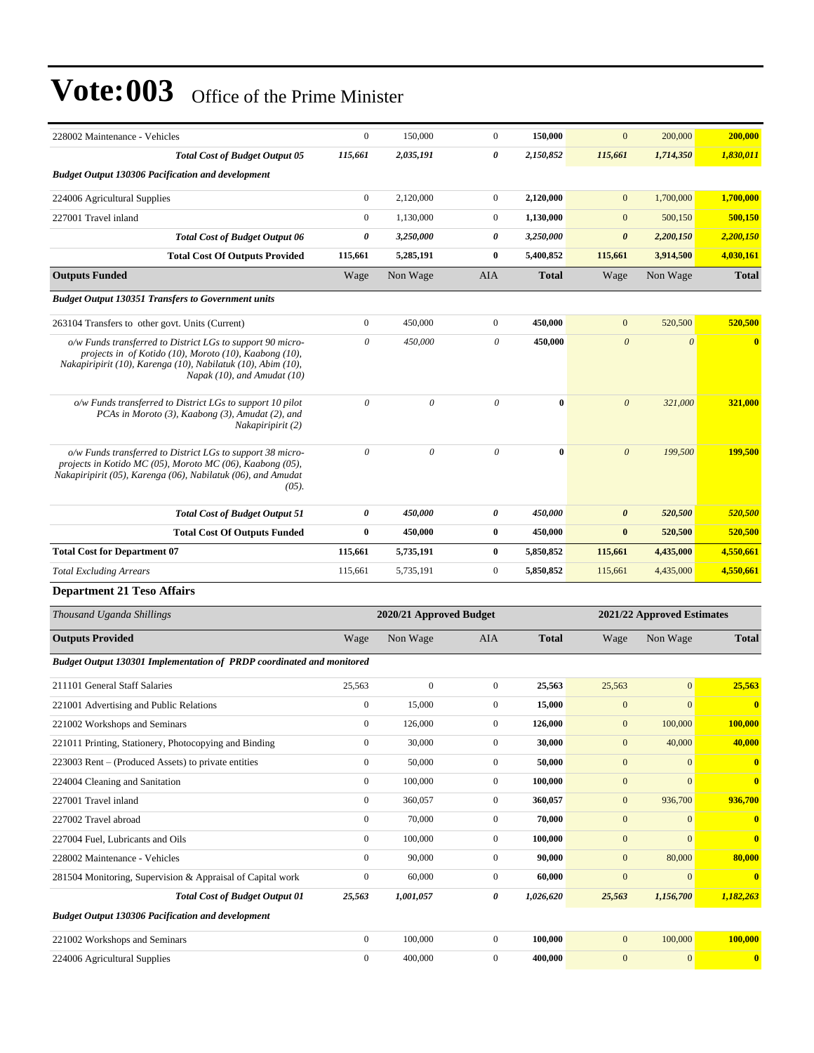# Vote:003 Office of the Prime Minister

| | | | | | | | |
|---|---|---|---|---|---|---|---|
| 228002 Maintenance - Vehicles | 0 | 150,000 | 0 | **150,000** | 0 | 200,000 | **200,000** |
| ***Total Cost of Budget Output 05*** | ***115,661*** | ***2,035,191*** | ***0*** | ***2,150,852*** | ***115,661*** | ***1,714,350*** | ***1,830,011*** |
| ***Budget Output 130306 Pacification and development*** | | | | | | | |
| 224006 Agricultural Supplies | 0 | 2,120,000 | 0 | **2,120,000** | 0 | 1,700,000 | **1,700,000** |
| 227001 Travel inland | 0 | 1,130,000 | 0 | **1,130,000** | 0 | 500,150 | **500,150** |
| ***Total Cost of Budget Output 06*** | ***0*** | ***3,250,000*** | ***0*** | ***3,250,000*** | ***0*** | ***2,200,150*** | ***2,200,150*** |
| **Total Cost Of Outputs Provided** | **115,661** | **5,285,191** | **0** | **5,400,852** | **115,661** | **3,914,500** | **4,030,161** |
| **Outputs Funded** | Wage | Non Wage | AIA | **Total** | Wage | Non Wage | **Total** |
| ***Budget Output 130351 Transfers to Government units*** | | | | | | | |
| 263104 Transfers to other govt. Units (Current) | 0 | 450,000 | 0 | **450,000** | 0 | 520,500 | **520,500** |
| *o/w Funds transferred to District LGs to support 90 micro-projects in of Kotido (10), Moroto (10), Kaabong (10), Nakapiripirit (10), Karenga (10), Nabilatuk (10), Abim (10), Napak (10), and Amudat (10)* | *0* | *450,000* | *0* | **450,000** | *0* | *0* | **0** |
| *o/w Funds transferred to District LGs to support 10 pilot PCAs in Moroto (3), Kaabong (3), Amudat (2), and Nakapiripirit (2)* | *0* | *0* | *0* | **0** | *0* | *321,000* | **321,000** |
| *o/w Funds transferred to District LGs to support 38 micro-projects in Kotido MC (05), Moroto MC (06), Kaabong (05), Nakapiripirit (05), Karenga (06), Nabilatuk (06), and Amudat (05).* | *0* | *0* | *0* | **0** | *0* | *199,500* | **199,500** |
| ***Total Cost of Budget Output 51*** | ***0*** | ***450,000*** | ***0*** | ***450,000*** | ***0*** | ***520,500*** | ***520,500*** |
| **Total Cost Of Outputs Funded** | **0** | **450,000** | **0** | **450,000** | **0** | **520,500** | **520,500** |
| **Total Cost for Department 07** | **115,661** | **5,735,191** | **0** | **5,850,852** | **115,661** | **4,435,000** | **4,550,661** |
| *Total Excluding Arrears* | 115,661 | 5,735,191 | 0 | **5,850,852** | 115,661 | 4,435,000 | **4,550,661** |

**Department 21 Teso Affairs**

| *Thousand Uganda Shillings* | 2020/21 Approved Budget | | | | 2021/22 Approved Estimates | | |
|---|---|---|---|---|---|---|---|
| **Outputs Provided** | Wage | Non Wage | AIA | **Total** | Wage | Non Wage | **Total** |
| ***Budget Output 130301 Implementation of PRDP coordinated and monitored*** | | | | | | | |
| 211101 General Staff Salaries | 25,563 | 0 | 0 | **25,563** | 25,563 | 0 | **25,563** |
| 221001 Advertising and Public Relations | 0 | 15,000 | 0 | **15,000** | 0 | 0 | **0** |
| 221002 Workshops and Seminars | 0 | 126,000 | 0 | **126,000** | 0 | 100,000 | **100,000** |
| 221011 Printing, Stationery, Photocopying and Binding | 0 | 30,000 | 0 | **30,000** | 0 | 40,000 | **40,000** |
| 223003 Rent – (Produced Assets) to private entities | 0 | 50,000 | 0 | **50,000** | 0 | 0 | **0** |
| 224004 Cleaning and Sanitation | 0 | 100,000 | 0 | **100,000** | 0 | 0 | **0** |
| 227001 Travel inland | 0 | 360,057 | 0 | **360,057** | 0 | 936,700 | **936,700** |
| 227002 Travel abroad | 0 | 70,000 | 0 | **70,000** | 0 | 0 | **0** |
| 227004 Fuel, Lubricants and Oils | 0 | 100,000 | 0 | **100,000** | 0 | 0 | **0** |
| 228002 Maintenance - Vehicles | 0 | 90,000 | 0 | **90,000** | 0 | 80,000 | **80,000** |
| 281504 Monitoring, Supervision & Appraisal of Capital work | 0 | 60,000 | 0 | **60,000** | 0 | 0 | **0** |
| ***Total Cost of Budget Output 01*** | ***25,563*** | ***1,001,057*** | ***0*** | ***1,026,620*** | ***25,563*** | ***1,156,700*** | ***1,182,263*** |
| ***Budget Output 130306 Pacification and development*** | | | | | | | |
| 221002 Workshops and Seminars | 0 | 100,000 | 0 | **100,000** | 0 | 100,000 | **100,000** |
| 224006 Agricultural Supplies | 0 | 400,000 | 0 | **400,000** | 0 | 0 | **0** |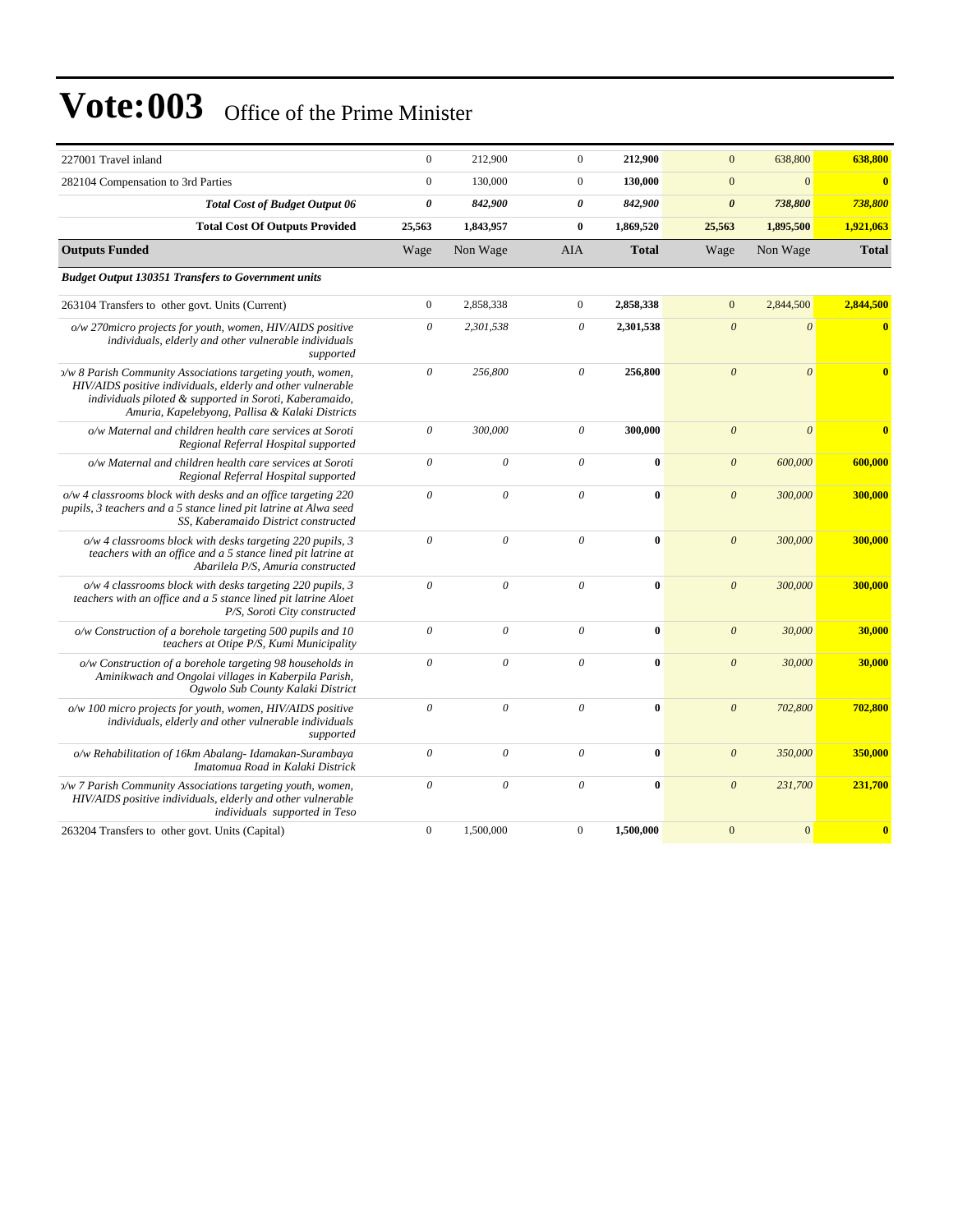# Vote:003 Office of the Prime Minister

| | | | | | | | |
|---|---|---|---|---|---|---|---|
| 227001 Travel inland | 0 | 212,900 | 0 | **212,900** | 0 | 638,800 | **638,800** |
| 282104 Compensation to 3rd Parties | 0 | 130,000 | 0 | **130,000** | 0 | 0 | **0** |
| ***Total Cost of Budget Output 06*** | ***0*** | ***842,900*** | ***0*** | ***842,900*** | ***0*** | ***738,800*** | ***738,800*** |
| **Total Cost Of Outputs Provided** | **25,563** | **1,843,957** | **0** | **1,869,520** | **25,563** | **1,895,500** | **1,921,063** |
| **Outputs Funded** | Wage | Non Wage | AIA | **Total** | Wage | Non Wage | **Total** |
| ***Budget Output 130351 Transfers to Government units*** | | | | | | | |
| 263104 Transfers to other govt. Units (Current) | 0 | 2,858,338 | 0 | **2,858,338** | 0 | 2,844,500 | **2,844,500** |
| *o/w 270micro projects for youth, women, HIV/AIDS positive individuals, elderly and other vulnerable individuals supported* | *0* | *2,301,538* | *0* | **2,301,538** | *0* | *0* | **0** |
| *o/w 8 Parish Community Associations targeting youth, women, HIV/AIDS positive individuals, elderly and other vulnerable individuals piloted & supported in Soroti, Kaberamaido, Amuria, Kapelebyong, Pallisa & Kalaki Districts* | *0* | *256,800* | *0* | **256,800** | *0* | *0* | **0** |
| *o/w Maternal and children health care services at Soroti Regional Referral Hospital supported* | *0* | *300,000* | *0* | **300,000** | *0* | *0* | **0** |
| *o/w Maternal and children health care services at Soroti Regional Referral Hospital supported* | *0* | *0* | *0* | **0** | *0* | *600,000* | **600,000** |
| *o/w 4 classrooms block with desks and an office targeting 220 pupils, 3 teachers and a 5 stance lined pit latrine at Alwa seed SS, Kaberamaido District constructed* | *0* | *0* | *0* | **0** | *0* | *300,000* | **300,000** |
| *o/w 4 classrooms block with desks targeting 220 pupils, 3 teachers with an office and a 5 stance lined pit latrine at Abarilela P/S, Amuria constructed* | *0* | *0* | *0* | **0** | *0* | *300,000* | **300,000** |
| *o/w 4 classrooms block with desks targeting 220 pupils, 3 teachers with an office and a 5 stance lined pit latrine Aloet P/S, Soroti City constructed* | *0* | *0* | *0* | **0** | *0* | *300,000* | **300,000** |
| *o/w Construction of a borehole targeting 500 pupils and 10 teachers at Otipe P/S, Kumi Municipality* | *0* | *0* | *0* | **0** | *0* | *30,000* | **30,000** |
| *o/w Construction of a borehole targeting 98 households in Aminikwach and Ongolai villages in Kaberpila Parish, Ogwolo Sub County Kalaki District* | *0* | *0* | *0* | **0** | *0* | *30,000* | **30,000** |
| *o/w 100 micro projects for youth, women, HIV/AIDS positive individuals, elderly and other vulnerable individuals supported* | *0* | *0* | *0* | **0** | *0* | *702,800* | **702,800** |
| *o/w Rehabilitation of 16km Abalang- Idamakan-Surambaya Imatomua Road in Kalaki Districk* | *0* | *0* | *0* | **0** | *0* | *350,000* | **350,000** |
| *o/w 7 Parish Community Associations targeting youth, women, HIV/AIDS positive individuals, elderly and other vulnerable individuals supported in Teso* | *0* | *0* | *0* | **0** | *0* | *231,700* | **231,700** |
| 263204 Transfers to other govt. Units (Capital) | 0 | 1,500,000 | 0 | **1,500,000** | 0 | 0 | **0** |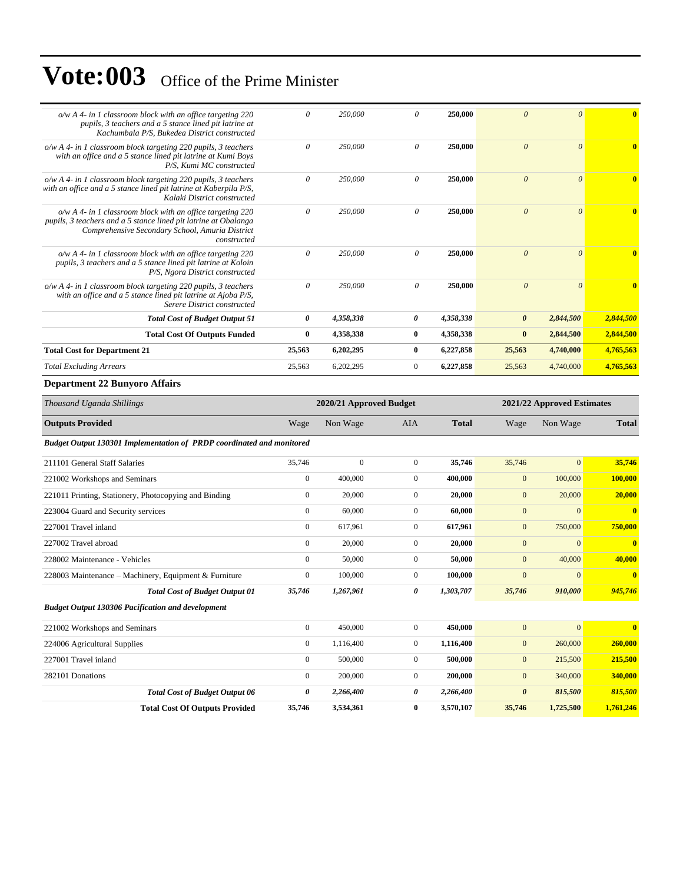# Vote:003 Office of the Prime Minister

| | | | | | | | |
|---|---|---|---|---|---|---|---|
| *o/w A 4- in 1 classroom block with an office targeting 220 pupils, 3 teachers and a 5 stance lined pit latrine at Kachumbala P/S, Bukedea District constructed* | *0* | *250,000* | *0* | **250,000** | *0* | *0* | **0** |
| *o/w A 4- in 1 classroom block targeting 220 pupils, 3 teachers with an office and a 5 stance lined pit latrine at Kumi Boys P/S, Kumi MC constructed* | *0* | *250,000* | *0* | **250,000** | *0* | *0* | **0** |
| *o/w A 4- in 1 classroom block targeting 220 pupils, 3 teachers with an office and a 5 stance lined pit latrine at Kaberpila P/S, Kalaki District constructed* | *0* | *250,000* | *0* | **250,000** | *0* | *0* | **0** |
| *o/w A 4- in 1 classroom block with an office targeting 220 pupils, 3 teachers and a 5 stance lined pit latrine at Obalanga Comprehensive Secondary School, Amuria District constructed* | *0* | *250,000* | *0* | **250,000** | *0* | *0* | **0** |
| *o/w A 4- in 1 classroom block with an office targeting 220 pupils, 3 teachers and a 5 stance lined pit latrine at Koloin P/S, Ngora District constructed* | *0* | *250,000* | *0* | **250,000** | *0* | *0* | **0** |
| *o/w A 4- in 1 classroom block targeting 220 pupils, 3 teachers with an office and a 5 stance lined pit latrine at Ajoba P/S, Serere District constructed* | *0* | *250,000* | *0* | **250,000** | *0* | *0* | **0** |
| ***Total Cost of Budget Output 51*** | ***0*** | ***4,358,338*** | ***0*** | ***4,358,338*** | ***0*** | ***2,844,500*** | ***2,844,500*** |
| **Total Cost Of Outputs Funded** | **0** | **4,358,338** | **0** | **4,358,338** | **0** | **2,844,500** | **2,844,500** |
| **Total Cost for Department 21** | **25,563** | **6,202,295** | **0** | **6,227,858** | **25,563** | **4,740,000** | **4,765,563** |
| *Total Excluding Arrears* | 25,563 | 6,202,295 | 0 | **6,227,858** | 25,563 | 4,740,000 | **4,765,563** |

## Department 22 Bunyoro Affairs

| *Thousand Uganda Shillings* | 2020/21 Approved Budget | | | | 2021/22 Approved Estimates | | |
|---|---|---|---|---|---|---|---|
| **Outputs Provided** | Wage | Non Wage | AIA | **Total** | Wage | Non Wage | **Total** |
| ***Budget Output 130301 Implementation of PRDP coordinated and monitored*** | | | | | | | |
| 211101 General Staff Salaries | 35,746 | 0 | 0 | **35,746** | 35,746 | 0 | **35,746** |
| 221002 Workshops and Seminars | 0 | 400,000 | 0 | **400,000** | 0 | 100,000 | **100,000** |
| 221011 Printing, Stationery, Photocopying and Binding | 0 | 20,000 | 0 | **20,000** | 0 | 20,000 | **20,000** |
| 223004 Guard and Security services | 0 | 60,000 | 0 | **60,000** | 0 | 0 | **0** |
| 227001 Travel inland | 0 | 617,961 | 0 | **617,961** | 0 | 750,000 | **750,000** |
| 227002 Travel abroad | 0 | 20,000 | 0 | **20,000** | 0 | 0 | **0** |
| 228002 Maintenance - Vehicles | 0 | 50,000 | 0 | **50,000** | 0 | 40,000 | **40,000** |
| 228003 Maintenance – Machinery, Equipment & Furniture | 0 | 100,000 | 0 | **100,000** | 0 | 0 | **0** |
| ***Total Cost of Budget Output 01*** | ***35,746*** | ***1,267,961*** | ***0*** | ***1,303,707*** | ***35,746*** | ***910,000*** | ***945,746*** |
| ***Budget Output 130306 Pacification and development*** | | | | | | | |
| 221002 Workshops and Seminars | 0 | 450,000 | 0 | **450,000** | 0 | 0 | **0** |
| 224006 Agricultural Supplies | 0 | 1,116,400 | 0 | **1,116,400** | 0 | 260,000 | **260,000** |
| 227001 Travel inland | 0 | 500,000 | 0 | **500,000** | 0 | 215,500 | **215,500** |
| 282101 Donations | 0 | 200,000 | 0 | **200,000** | 0 | 340,000 | **340,000** |
| ***Total Cost of Budget Output 06*** | ***0*** | ***2,266,400*** | ***0*** | ***2,266,400*** | ***0*** | ***815,500*** | ***815,500*** |
| **Total Cost Of Outputs Provided** | **35,746** | **3,534,361** | **0** | **3,570,107** | **35,746** | **1,725,500** | **1,761,246** |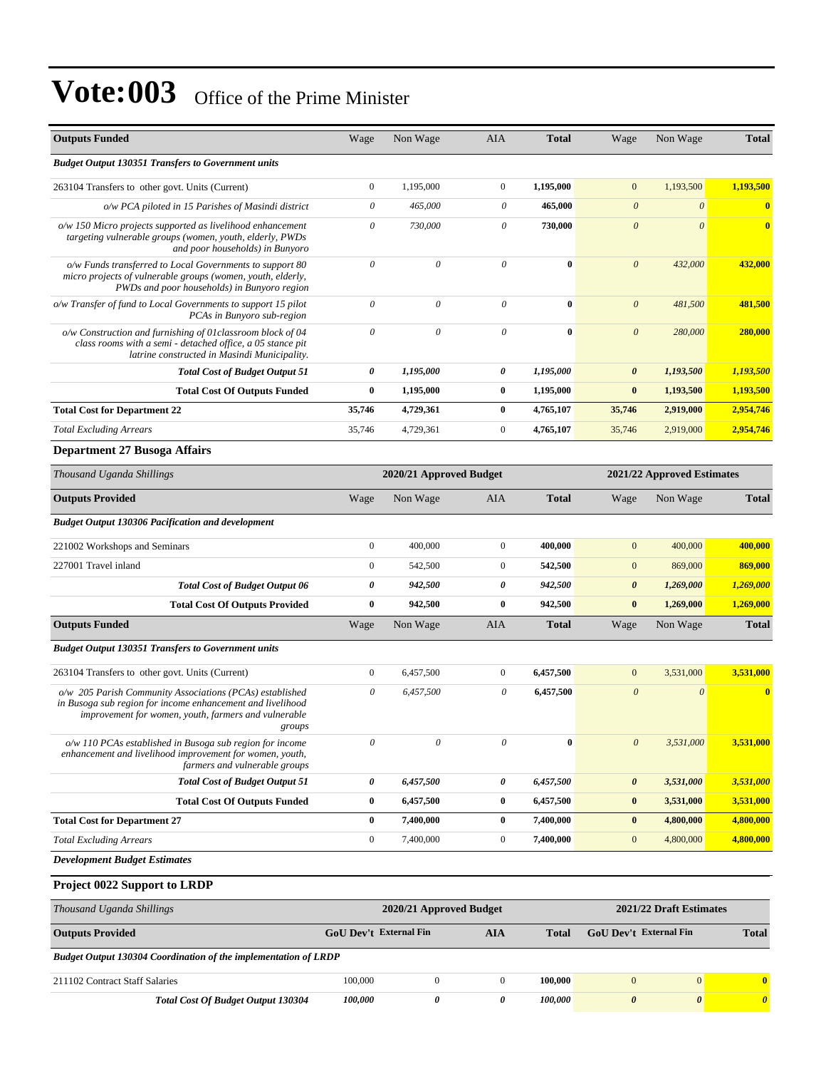# Vote:003 Office of the Prime Minister

| Outputs Funded | Wage | Non Wage | AIA | Total | Wage | Non Wage | Total |
|---|---|---|---|---|---|---|---|
| ***Budget Output 130351 Transfers to Government units*** | | | | | | | |
| 263104 Transfers to other govt. Units (Current) | 0 | 1,195,000 | 0 | **1,195,000** | 0 | 1,193,500 | **1,193,500** |
| *o/w PCA piloted in 15 Parishes of Masindi district* | *0* | *465,000* | *0* | **465,000** | *0* | *0* | **0** |
| *o/w 150 Micro projects supported as livelihood enhancement targeting vulnerable groups (women, youth, elderly, PWDs and poor households) in Bunyoro* | *0* | *730,000* | *0* | **730,000** | *0* | *0* | **0** |
| *o/w Funds transferred to Local Governments to support 80 micro projects of vulnerable groups (women, youth, elderly, PWDs and poor households) in Bunyoro region* | *0* | *0* | *0* | **0** | *0* | *432,000* | **432,000** |
| *o/w Transfer of fund to Local Governments to support 15 pilot PCAs in Bunyoro sub-region* | *0* | *0* | *0* | **0** | *0* | *481,500* | **481,500** |
| *o/w Construction and furnishing of 01classroom block of 04 class rooms with a semi - detached office, a 05 stance pit latrine constructed in Masindi Municipality.* | *0* | *0* | *0* | **0** | *0* | *280,000* | **280,000** |
| ***Total Cost of Budget Output 51*** | ***0*** | ***1,195,000*** | ***0*** | ***1,195,000*** | ***0*** | ***1,193,500*** | ***1,193,500*** |
| **Total Cost Of Outputs Funded** | **0** | **1,195,000** | **0** | **1,195,000** | **0** | **1,193,500** | **1,193,500** |
| **Total Cost for Department 22** | **35,746** | **4,729,361** | **0** | **4,765,107** | **35,746** | **2,919,000** | **2,954,746** |
| *Total Excluding Arrears* | 35,746 | 4,729,361 | 0 | **4,765,107** | 35,746 | 2,919,000 | **2,954,746** |

**Department 27 Busoga Affairs**

| *Thousand Uganda Shillings* | 2020/21 Approved Budget | | | | 2021/22 Approved Estimates | | |
|---|---|---|---|---|---|---|---|
| **Outputs Provided** | Wage | Non Wage | AIA | Total | Wage | Non Wage | Total |
| ***Budget Output 130306 Pacification and development*** | | | | | | | |
| 221002 Workshops and Seminars | 0 | 400,000 | 0 | **400,000** | 0 | 400,000 | **400,000** |
| 227001 Travel inland | 0 | 542,500 | 0 | **542,500** | 0 | 869,000 | **869,000** |
| ***Total Cost of Budget Output 06*** | ***0*** | ***942,500*** | ***0*** | ***942,500*** | ***0*** | ***1,269,000*** | ***1,269,000*** |
| **Total Cost Of Outputs Provided** | **0** | **942,500** | **0** | **942,500** | **0** | **1,269,000** | **1,269,000** |
| **Outputs Funded** | Wage | Non Wage | AIA | Total | Wage | Non Wage | Total |
| ***Budget Output 130351 Transfers to Government units*** | | | | | | | |
| 263104 Transfers to other govt. Units (Current) | 0 | 6,457,500 | 0 | **6,457,500** | 0 | 3,531,000 | **3,531,000** |
| *o/w 205 Parish Community Associations (PCAs) established in Busoga sub region for income enhancement and livelihood improvement for women, youth, farmers and vulnerable groups* | *0* | *6,457,500* | *0* | **6,457,500** | *0* | *0* | **0** |
| *o/w 110 PCAs established in Busoga sub region for income enhancement and livelihood improvement for women, youth, farmers and vulnerable groups* | *0* | *0* | *0* | **0** | *0* | *3,531,000* | **3,531,000** |
| ***Total Cost of Budget Output 51*** | ***0*** | ***6,457,500*** | ***0*** | ***6,457,500*** | ***0*** | ***3,531,000*** | ***3,531,000*** |
| **Total Cost Of Outputs Funded** | **0** | **6,457,500** | **0** | **6,457,500** | **0** | **3,531,000** | **3,531,000** |
| **Total Cost for Department 27** | **0** | **7,400,000** | **0** | **7,400,000** | **0** | **4,800,000** | **4,800,000** |
| *Total Excluding Arrears* | 0 | 7,400,000 | 0 | **7,400,000** | 0 | 4,800,000 | **4,800,000** |

***Development Budget Estimates***

**Project 0022 Support to LRDP**

| *Thousand Uganda Shillings* | 2020/21 Approved Budget | | | | 2021/22 Draft Estimates | | |
|---|---|---|---|---|---|---|---|
| **Outputs Provided** | **GoU Dev't** | **External Fin** | **AIA** | **Total** | **GoU Dev't** | **External Fin** | **Total** |
| ***Budget Output 130304 Coordination of the implementation of LRDP*** | | | | | | | |
| 211102 Contract Staff Salaries | 100,000 | 0 | 0 | **100,000** | 0 | 0 | **0** |
| ***Total Cost Of Budget Output 130304*** | ***100,000*** | ***0*** | ***0*** | ***100,000*** | ***0*** | ***0*** | ***0*** |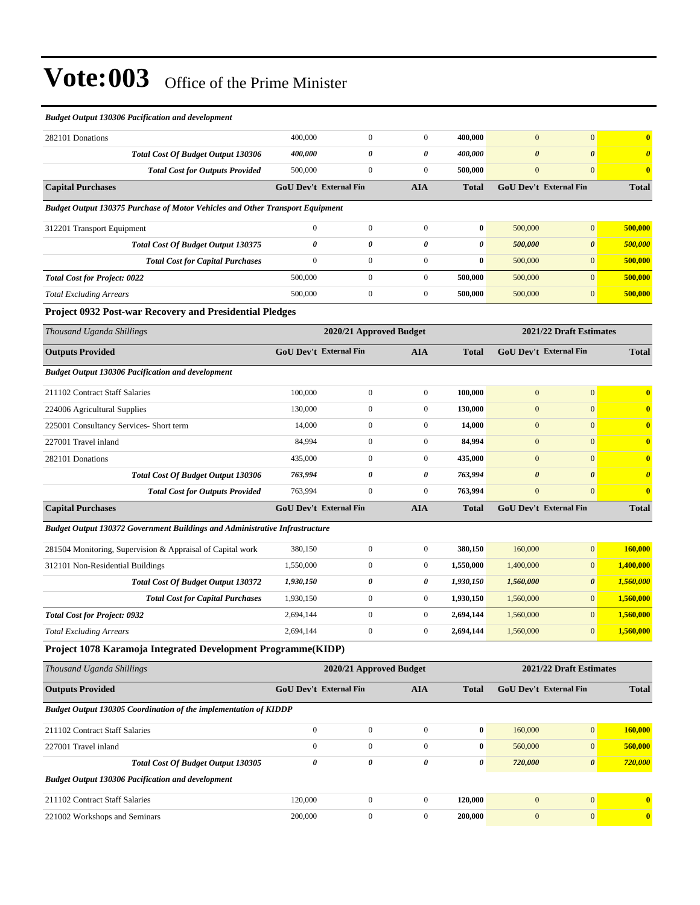# Vote:003 Office of the Prime Minister

| | | | | | | | |
|---|---|---|---|---|---|---|---|
| ***Budget Output 130306 Pacification and development*** | | | | | | | |
| 282101 Donations | 400,000 | 0 | 0 | **400,000** | 0 | 0 | **0** |
| ***Total Cost Of Budget Output 130306*** | ***400,000*** | ***0*** | ***0*** | ***400,000*** | ***0*** | ***0*** | ***0*** |
| ***Total Cost for Outputs Provided*** | 500,000 | 0 | 0 | **500,000** | 0 | 0 | **0** |
| **Capital Purchases** | **GoU Dev't** | **External Fin** | **AIA** | **Total** | **GoU Dev't** | **External Fin** | **Total** |
| ***Budget Output 130375 Purchase of Motor Vehicles and Other Transport Equipment*** | | | | | | | |
| 312201 Transport Equipment | 0 | 0 | 0 | **0** | 500,000 | 0 | **500,000** |
| ***Total Cost Of Budget Output 130375*** | ***0*** | ***0*** | ***0*** | ***0*** | ***500,000*** | ***0*** | ***500,000*** |
| ***Total Cost for Capital Purchases*** | 0 | 0 | 0 | **0** | 500,000 | 0 | **500,000** |
| ***Total Cost for Project: 0022*** | 500,000 | 0 | 0 | **500,000** | 500,000 | 0 | **500,000** |
| *Total Excluding Arrears* | 500,000 | 0 | 0 | **500,000** | 500,000 | 0 | **500,000** |

### Project 0932 Post-war Recovery and Presidential Pledges

| *Thousand Uganda Shillings* | 2020/21 Approved Budget | | | | 2021/22 Draft Estimates | | |
|---|---|---|---|---|---|---|---|
| **Outputs Provided** | **GoU Dev't** | **External Fin** | **AIA** | **Total** | **GoU Dev't** | **External Fin** | **Total** |
| ***Budget Output 130306 Pacification and development*** | | | | | | | |
| 211102 Contract Staff Salaries | 100,000 | 0 | 0 | **100,000** | 0 | 0 | **0** |
| 224006 Agricultural Supplies | 130,000 | 0 | 0 | **130,000** | 0 | 0 | **0** |
| 225001 Consultancy Services- Short term | 14,000 | 0 | 0 | **14,000** | 0 | 0 | **0** |
| 227001 Travel inland | 84,994 | 0 | 0 | **84,994** | 0 | 0 | **0** |
| 282101 Donations | 435,000 | 0 | 0 | **435,000** | 0 | 0 | **0** |
| ***Total Cost Of Budget Output 130306*** | ***763,994*** | ***0*** | ***0*** | ***763,994*** | ***0*** | ***0*** | ***0*** |
| ***Total Cost for Outputs Provided*** | 763,994 | 0 | 0 | **763,994** | 0 | 0 | **0** |
| **Capital Purchases** | **GoU Dev't** | **External Fin** | **AIA** | **Total** | **GoU Dev't** | **External Fin** | **Total** |
| ***Budget Output 130372 Government Buildings and Administrative Infrastructure*** | | | | | | | |
| 281504 Monitoring, Supervision & Appraisal of Capital work | 380,150 | 0 | 0 | **380,150** | 160,000 | 0 | **160,000** |
| 312101 Non-Residential Buildings | 1,550,000 | 0 | 0 | **1,550,000** | 1,400,000 | 0 | **1,400,000** |
| ***Total Cost Of Budget Output 130372*** | ***1,930,150*** | ***0*** | ***0*** | ***1,930,150*** | ***1,560,000*** | ***0*** | ***1,560,000*** |
| ***Total Cost for Capital Purchases*** | 1,930,150 | 0 | 0 | **1,930,150** | 1,560,000 | 0 | **1,560,000** |
| ***Total Cost for Project: 0932*** | 2,694,144 | 0 | 0 | **2,694,144** | 1,560,000 | 0 | **1,560,000** |
| *Total Excluding Arrears* | 2,694,144 | 0 | 0 | **2,694,144** | 1,560,000 | 0 | **1,560,000** |

### Project 1078 Karamoja Integrated Development Programme(KIDP)

| *Thousand Uganda Shillings* | 2020/21 Approved Budget | | | | 2021/22 Draft Estimates | | |
|---|---|---|---|---|---|---|---|
| **Outputs Provided** | **GoU Dev't** | **External Fin** | **AIA** | **Total** | **GoU Dev't** | **External Fin** | **Total** |
| ***Budget Output 130305 Coordination of the implementation of KIDDP*** | | | | | | | |
| 211102 Contract Staff Salaries | 0 | 0 | 0 | **0** | 160,000 | 0 | **160,000** |
| 227001 Travel inland | 0 | 0 | 0 | **0** | 560,000 | 0 | **560,000** |
| ***Total Cost Of Budget Output 130305*** | ***0*** | ***0*** | ***0*** | ***0*** | ***720,000*** | ***0*** | ***720,000*** |
| ***Budget Output 130306 Pacification and development*** | | | | | | | |
| 211102 Contract Staff Salaries | 120,000 | 0 | 0 | **120,000** | 0 | 0 | **0** |
| 221002 Workshops and Seminars | 200,000 | 0 | 0 | **200,000** | 0 | 0 | **0** |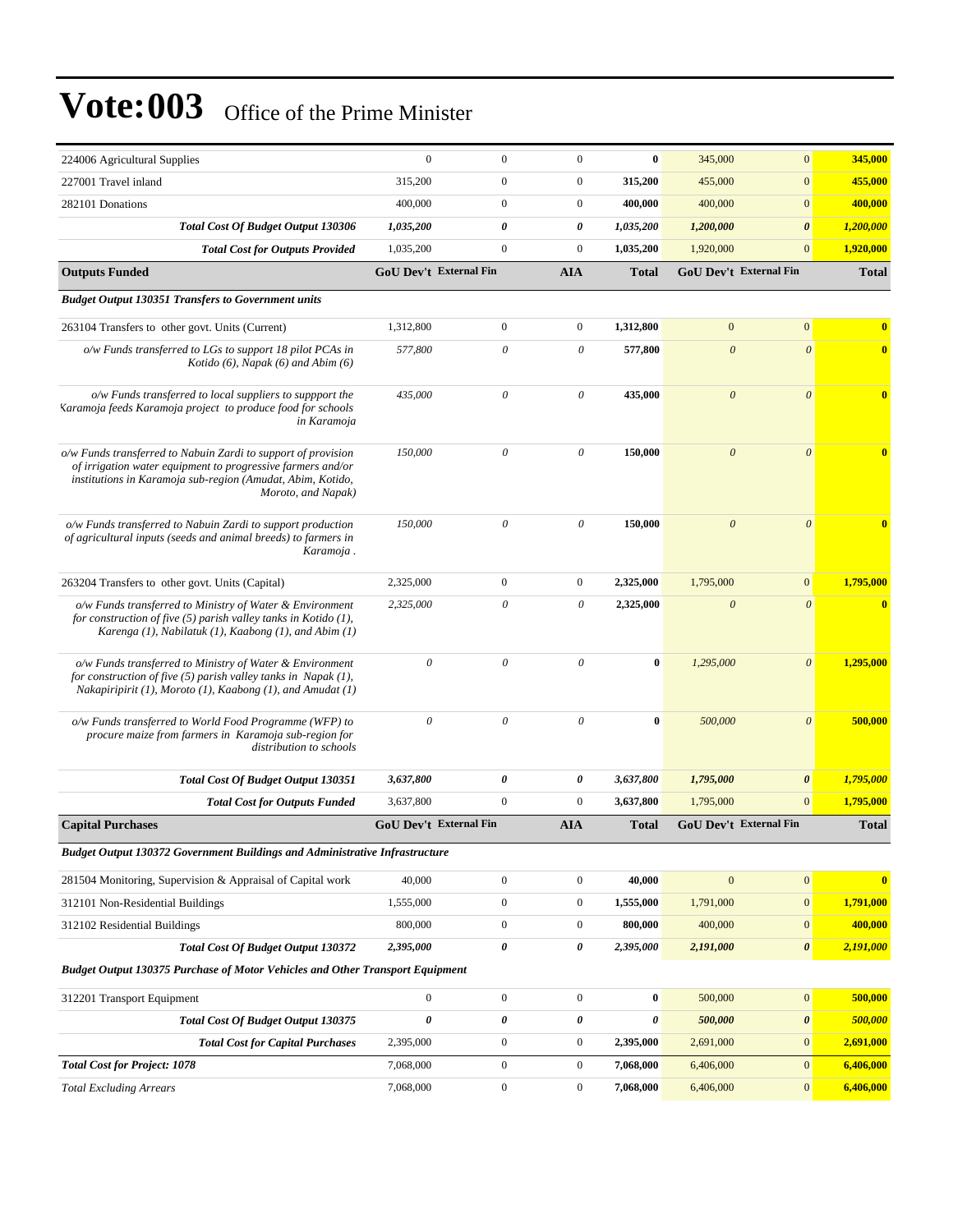# Vote:003 Office of the Prime Minister

| | | | | | | | |
|---|---|---|---|---|---|---|---|
| 224006 Agricultural Supplies | 0 | 0 | 0 | **0** | 345,000 | 0 | **345,000** |
| 227001 Travel inland | 315,200 | 0 | 0 | **315,200** | 455,000 | 0 | **455,000** |
| 282101 Donations | 400,000 | 0 | 0 | **400,000** | 400,000 | 0 | **400,000** |
| ***Total Cost Of Budget Output 130306*** | ***1,035,200*** | ***0*** | ***0*** | ***1,035,200*** | ***1,200,000*** | ***0*** | ***1,200,000*** |
| ***Total Cost for Outputs Provided*** | 1,035,200 | 0 | 0 | **1,035,200** | 1,920,000 | 0 | **1,920,000** |
| **Outputs Funded** | **GoU Dev't** | **External Fin** | **AIA** | **Total** | **GoU Dev't** | **External Fin** | **Total** |
| ***Budget Output 130351 Transfers to Government units*** | | | | | | | |
| 263104 Transfers to other govt. Units (Current) | 1,312,800 | 0 | 0 | **1,312,800** | 0 | 0 | **0** |
| *o/w Funds transferred to LGs to support 18 pilot PCAs in Kotido (6), Napak (6) and Abim (6)* | *577,800* | *0* | *0* | **577,800** | *0* | *0* | **0** |
| *o/w Funds transferred to local suppliers to suppport the Karamoja feeds Karamoja project to produce food for schools in Karamoja* | *435,000* | *0* | *0* | **435,000** | *0* | *0* | **0** |
| *o/w Funds transferred to Nabuin Zardi to support of provision of irrigation water equipment to progressive farmers and/or institutions in Karamoja sub-region (Amudat, Abim, Kotido, Moroto, and Napak)* | *150,000* | *0* | *0* | **150,000** | *0* | *0* | **0** |
| *o/w Funds transferred to Nabuin Zardi to support production of agricultural inputs (seeds and animal breeds) to farmers in Karamoja .* | *150,000* | *0* | *0* | **150,000** | *0* | *0* | **0** |
| 263204 Transfers to other govt. Units (Capital) | 2,325,000 | 0 | 0 | **2,325,000** | 1,795,000 | 0 | **1,795,000** |
| *o/w Funds transferred to Ministry of Water & Environment for construction of five (5) parish valley tanks in Kotido (1), Karenga (1), Nabilatuk (1), Kaabong (1), and Abim (1)* | *2,325,000* | *0* | *0* | **2,325,000** | *0* | *0* | **0** |
| *o/w Funds transferred to Ministry of Water & Environment for construction of five (5) parish valley tanks in Napak (1), Nakapiripirit (1), Moroto (1), Kaabong (1), and Amudat (1)* | *0* | *0* | *0* | **0** | *1,295,000* | *0* | **1,295,000** |
| *o/w Funds transferred to World Food Programme (WFP) to procure maize from farmers in Karamoja sub-region for distribution to schools* | *0* | *0* | *0* | **0** | *500,000* | *0* | **500,000** |
| ***Total Cost Of Budget Output 130351*** | ***3,637,800*** | ***0*** | ***0*** | ***3,637,800*** | ***1,795,000*** | ***0*** | ***1,795,000*** |
| ***Total Cost for Outputs Funded*** | 3,637,800 | 0 | 0 | **3,637,800** | 1,795,000 | 0 | **1,795,000** |
| **Capital Purchases** | **GoU Dev't** | **External Fin** | **AIA** | **Total** | **GoU Dev't** | **External Fin** | **Total** |
| ***Budget Output 130372 Government Buildings and Administrative Infrastructure*** | | | | | | | |
| 281504 Monitoring, Supervision & Appraisal of Capital work | 40,000 | 0 | 0 | **40,000** | 0 | 0 | **0** |
| 312101 Non-Residential Buildings | 1,555,000 | 0 | 0 | **1,555,000** | 1,791,000 | 0 | **1,791,000** |
| 312102 Residential Buildings | 800,000 | 0 | 0 | **800,000** | 400,000 | 0 | **400,000** |
| ***Total Cost Of Budget Output 130372*** | ***2,395,000*** | ***0*** | ***0*** | ***2,395,000*** | ***2,191,000*** | ***0*** | ***2,191,000*** |
| ***Budget Output 130375 Purchase of Motor Vehicles and Other Transport Equipment*** | | | | | | | |
| 312201 Transport Equipment | 0 | 0 | 0 | **0** | 500,000 | 0 | **500,000** |
| ***Total Cost Of Budget Output 130375*** | ***0*** | ***0*** | ***0*** | ***0*** | ***500,000*** | ***0*** | ***500,000*** |
| ***Total Cost for Capital Purchases*** | 2,395,000 | 0 | 0 | **2,395,000** | 2,691,000 | 0 | **2,691,000** |
| ***Total Cost for Project: 1078*** | 7,068,000 | 0 | 0 | **7,068,000** | 6,406,000 | 0 | **6,406,000** |
| *Total Excluding Arrears* | 7,068,000 | 0 | 0 | **7,068,000** | 6,406,000 | 0 | **6,406,000** |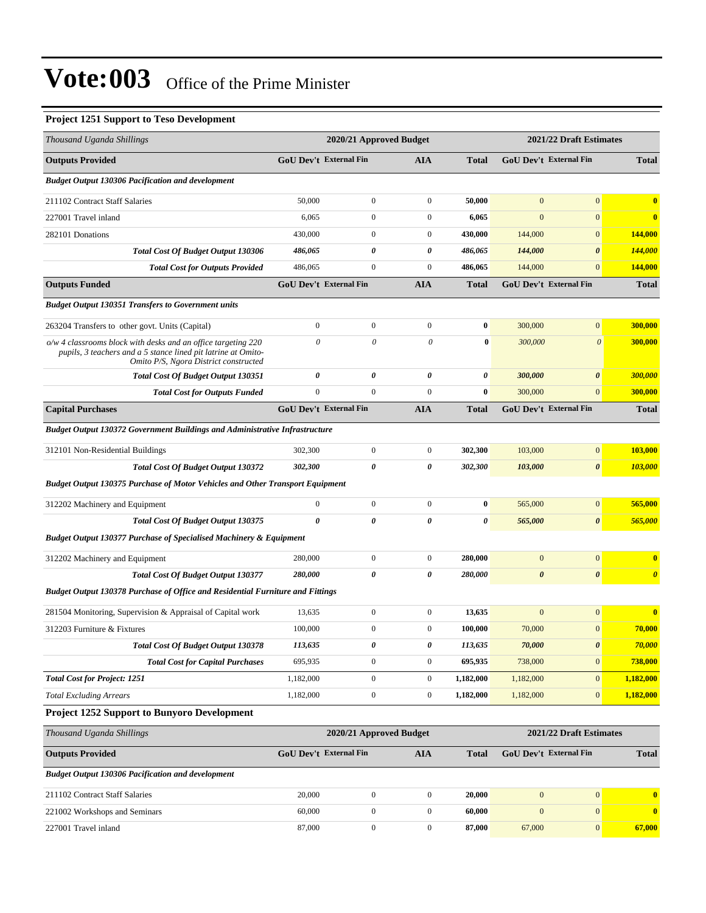# Vote:003 Office of the Prime Minister

### Project 1251 Support to Teso Development

| Thousand Uganda Shillings | 2020/21 Approved Budget | | | | 2021/22 Draft Estimates | | |
|---|---|---|---|---|---|---|---|
| **Outputs Provided** | **GoU Dev't** | **External Fin** | **AIA** | **Total** | **GoU Dev't** | **External Fin** | **Total** |
| ***Budget Output 130306 Pacification and development*** | | | | | | | |
| 211102 Contract Staff Salaries | 50,000 | 0 | 0 | **50,000** | 0 | 0 | **0** |
| 227001 Travel inland | 6,065 | 0 | 0 | **6,065** | 0 | 0 | **0** |
| 282101 Donations | 430,000 | 0 | 0 | **430,000** | 144,000 | 0 | **144,000** |
| ***Total Cost Of Budget Output 130306*** | ***486,065*** | ***0*** | ***0*** | ***486,065*** | ***144,000*** | ***0*** | ***144,000*** |
| ***Total Cost for Outputs Provided*** | 486,065 | 0 | 0 | **486,065** | 144,000 | 0 | **144,000** |
| **Outputs Funded** | **GoU Dev't** | **External Fin** | **AIA** | **Total** | **GoU Dev't** | **External Fin** | **Total** |
| ***Budget Output 130351 Transfers to Government units*** | | | | | | | |
| 263204 Transfers to other govt. Units (Capital) | 0 | 0 | 0 | **0** | 300,000 | 0 | **300,000** |
| *o/w 4 classrooms block with desks and an office targeting 220 pupils, 3 teachers and a 5 stance lined pit latrine at Omito-Omito P/S, Ngora District constructed* | *0* | *0* | *0* | **0** | *300,000* | *0* | **300,000** |
| ***Total Cost Of Budget Output 130351*** | ***0*** | ***0*** | ***0*** | ***0*** | ***300,000*** | ***0*** | ***300,000*** |
| ***Total Cost for Outputs Funded*** | 0 | 0 | 0 | **0** | 300,000 | 0 | **300,000** |
| **Capital Purchases** | **GoU Dev't** | **External Fin** | **AIA** | **Total** | **GoU Dev't** | **External Fin** | **Total** |
| ***Budget Output 130372 Government Buildings and Administrative Infrastructure*** | | | | | | | |
| 312101 Non-Residential Buildings | 302,300 | 0 | 0 | **302,300** | 103,000 | 0 | **103,000** |
| ***Total Cost Of Budget Output 130372*** | ***302,300*** | ***0*** | ***0*** | ***302,300*** | ***103,000*** | ***0*** | ***103,000*** |
| ***Budget Output 130375 Purchase of Motor Vehicles and Other Transport Equipment*** | | | | | | | |
| 312202 Machinery and Equipment | 0 | 0 | 0 | **0** | 565,000 | 0 | **565,000** |
| ***Total Cost Of Budget Output 130375*** | ***0*** | ***0*** | ***0*** | ***0*** | ***565,000*** | ***0*** | ***565,000*** |
| ***Budget Output 130377 Purchase of Specialised Machinery & Equipment*** | | | | | | | |
| 312202 Machinery and Equipment | 280,000 | 0 | 0 | **280,000** | 0 | 0 | **0** |
| ***Total Cost Of Budget Output 130377*** | ***280,000*** | ***0*** | ***0*** | ***280,000*** | ***0*** | ***0*** | ***0*** |
| ***Budget Output 130378 Purchase of Office and Residential Furniture and Fittings*** | | | | | | | |
| 281504 Monitoring, Supervision & Appraisal of Capital work | 13,635 | 0 | 0 | **13,635** | 0 | 0 | **0** |
| 312203 Furniture & Fixtures | 100,000 | 0 | 0 | **100,000** | 70,000 | 0 | **70,000** |
| ***Total Cost Of Budget Output 130378*** | ***113,635*** | ***0*** | ***0*** | ***113,635*** | ***70,000*** | ***0*** | ***70,000*** |
| ***Total Cost for Capital Purchases*** | 695,935 | 0 | 0 | **695,935** | 738,000 | 0 | **738,000** |
| ***Total Cost for Project: 1251*** | 1,182,000 | 0 | 0 | **1,182,000** | 1,182,000 | 0 | **1,182,000** |
| *Total Excluding Arrears* | 1,182,000 | 0 | 0 | **1,182,000** | 1,182,000 | 0 | **1,182,000** |

### Project 1252 Support to Bunyoro Development

| Thousand Uganda Shillings | 2020/21 Approved Budget | | | | 2021/22 Draft Estimates | | |
|---|---|---|---|---|---|---|---|
| **Outputs Provided** | **GoU Dev't** | **External Fin** | **AIA** | **Total** | **GoU Dev't** | **External Fin** | **Total** |
| ***Budget Output 130306 Pacification and development*** | | | | | | | |
| 211102 Contract Staff Salaries | 20,000 | 0 | 0 | **20,000** | 0 | 0 | **0** |
| 221002 Workshops and Seminars | 60,000 | 0 | 0 | **60,000** | 0 | 0 | **0** |
| 227001 Travel inland | 87,000 | 0 | 0 | **87,000** | 67,000 | 0 | **67,000** |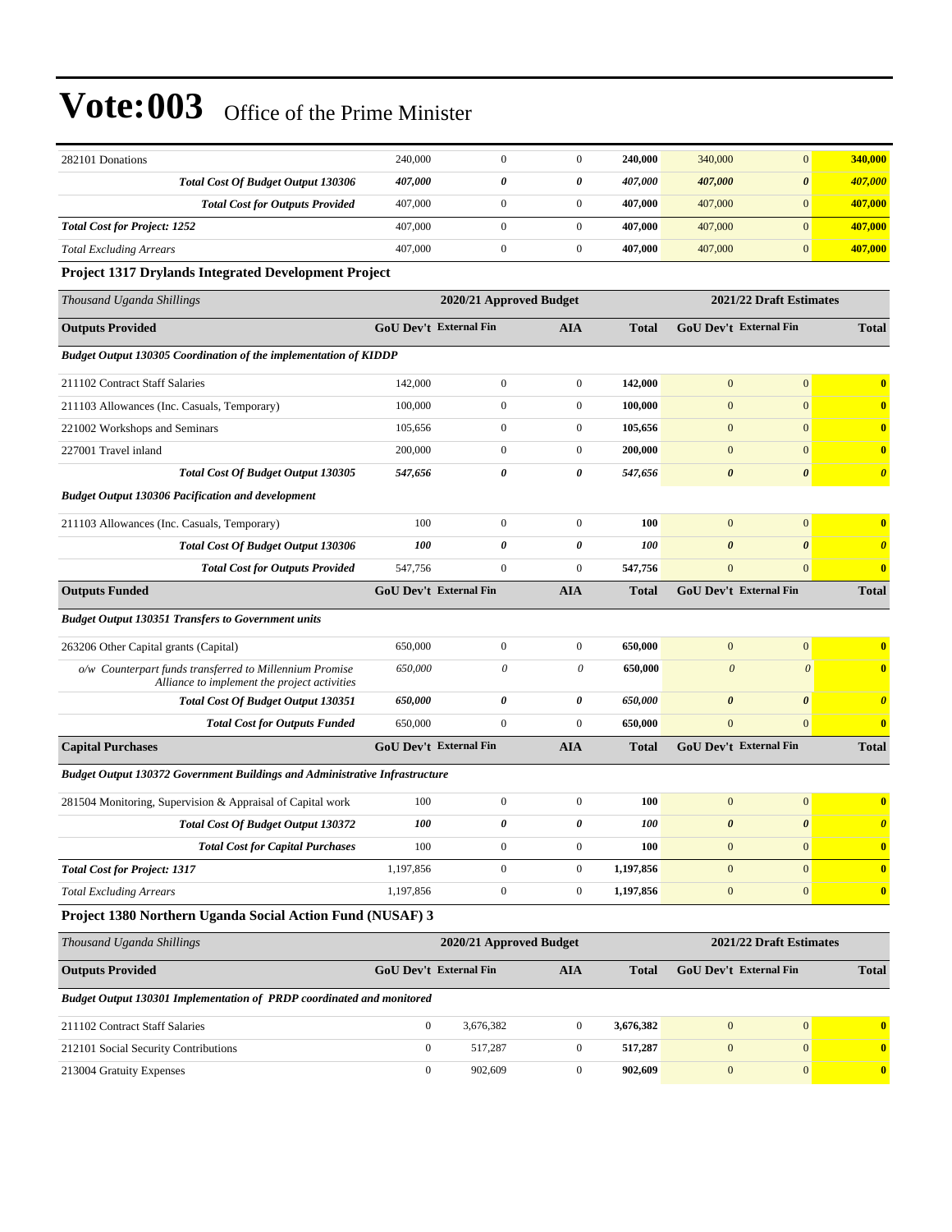# Vote:003 Office of the Prime Minister

| | | | | | | | |
|---|---|---|---|---|---|---|---|
| 282101 Donations | 240,000 | 0 | 0 | **240,000** | 340,000 | 0 | **340,000** |
| ***Total Cost Of Budget Output 130306*** | ***407,000*** | ***0*** | ***0*** | ***407,000*** | ***407,000*** | ***0*** | ***407,000*** |
| ***Total Cost for Outputs Provided*** | 407,000 | 0 | 0 | **407,000** | 407,000 | 0 | **407,000** |
| ***Total Cost for Project: 1252*** | 407,000 | 0 | 0 | **407,000** | 407,000 | 0 | **407,000** |
| *Total Excluding Arrears* | 407,000 | 0 | 0 | **407,000** | 407,000 | 0 | **407,000** |

### Project 1317 Drylands Integrated Development Project

| *Thousand Uganda Shillings* | 2020/21 Approved Budget | | | | 2021/22 Draft Estimates | | |
|---|---|---|---|---|---|---|---|
| **Outputs Provided** | **GoU Dev't** | **External Fin** | **AIA** | **Total** | **GoU Dev't** | **External Fin** | **Total** |
| ***Budget Output 130305 Coordination of the implementation of KIDDP*** | | | | | | | |
| 211102 Contract Staff Salaries | 142,000 | 0 | 0 | **142,000** | 0 | 0 | **0** |
| 211103 Allowances (Inc. Casuals, Temporary) | 100,000 | 0 | 0 | **100,000** | 0 | 0 | **0** |
| 221002 Workshops and Seminars | 105,656 | 0 | 0 | **105,656** | 0 | 0 | **0** |
| 227001 Travel inland | 200,000 | 0 | 0 | **200,000** | 0 | 0 | **0** |
| ***Total Cost Of Budget Output 130305*** | ***547,656*** | ***0*** | ***0*** | ***547,656*** | ***0*** | ***0*** | ***0*** |
| ***Budget Output 130306 Pacification and development*** | | | | | | | |
| 211103 Allowances (Inc. Casuals, Temporary) | 100 | 0 | 0 | **100** | 0 | 0 | **0** |
| ***Total Cost Of Budget Output 130306*** | ***100*** | ***0*** | ***0*** | ***100*** | ***0*** | ***0*** | ***0*** |
| ***Total Cost for Outputs Provided*** | 547,756 | 0 | 0 | **547,756** | 0 | 0 | **0** |
| **Outputs Funded** | **GoU Dev't** | **External Fin** | **AIA** | **Total** | **GoU Dev't** | **External Fin** | **Total** |
| ***Budget Output 130351 Transfers to Government units*** | | | | | | | |
| 263206 Other Capital grants (Capital) | 650,000 | 0 | 0 | **650,000** | 0 | 0 | **0** |
| *o/w Counterpart funds transferred to Millennium Promise Alliance to implement the project activities* | *650,000* | *0* | *0* | **650,000** | *0* | *0* | **0** |
| ***Total Cost Of Budget Output 130351*** | ***650,000*** | ***0*** | ***0*** | ***650,000*** | ***0*** | ***0*** | ***0*** |
| ***Total Cost for Outputs Funded*** | 650,000 | 0 | 0 | **650,000** | 0 | 0 | **0** |
| **Capital Purchases** | **GoU Dev't** | **External Fin** | **AIA** | **Total** | **GoU Dev't** | **External Fin** | **Total** |
| ***Budget Output 130372 Government Buildings and Administrative Infrastructure*** | | | | | | | |
| 281504 Monitoring, Supervision & Appraisal of Capital work | 100 | 0 | 0 | **100** | 0 | 0 | **0** |
| ***Total Cost Of Budget Output 130372*** | ***100*** | ***0*** | ***0*** | ***100*** | ***0*** | ***0*** | ***0*** |
| ***Total Cost for Capital Purchases*** | 100 | 0 | 0 | **100** | 0 | 0 | **0** |
| ***Total Cost for Project: 1317*** | 1,197,856 | 0 | 0 | **1,197,856** | 0 | 0 | **0** |
| *Total Excluding Arrears* | 1,197,856 | 0 | 0 | **1,197,856** | 0 | 0 | **0** |

### Project 1380 Northern Uganda Social Action Fund (NUSAF) 3

| *Thousand Uganda Shillings* | 2020/21 Approved Budget | | | | 2021/22 Draft Estimates | | |
|---|---|---|---|---|---|---|---|
| **Outputs Provided** | **GoU Dev't** | **External Fin** | **AIA** | **Total** | **GoU Dev't** | **External Fin** | **Total** |
| ***Budget Output 130301 Implementation of PRDP coordinated and monitored*** | | | | | | | |
| 211102 Contract Staff Salaries | 0 | 3,676,382 | 0 | **3,676,382** | 0 | 0 | **0** |
| 212101 Social Security Contributions | 0 | 517,287 | 0 | **517,287** | 0 | 0 | **0** |
| 213004 Gratuity Expenses | 0 | 902,609 | 0 | **902,609** | 0 | 0 | **0** |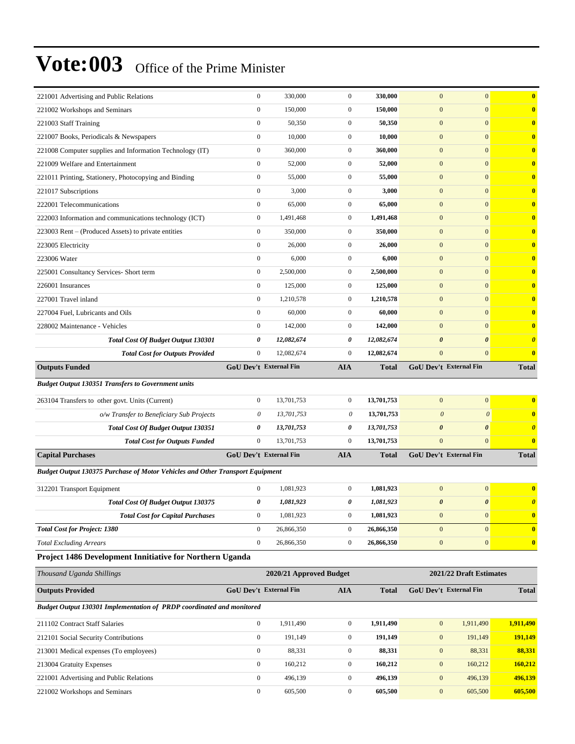# Vote:003 Office of the Prime Minister

| | | | | | | | |
|---|---|---|---|---|---|---|---|
| 221001 Advertising and Public Relations | 0 | 330,000 | 0 | **330,000** | 0 | 0 | **0** |
| 221002 Workshops and Seminars | 0 | 150,000 | 0 | **150,000** | 0 | 0 | **0** |
| 221003 Staff Training | 0 | 50,350 | 0 | **50,350** | 0 | 0 | **0** |
| 221007 Books, Periodicals & Newspapers | 0 | 10,000 | 0 | **10,000** | 0 | 0 | **0** |
| 221008 Computer supplies and Information Technology (IT) | 0 | 360,000 | 0 | **360,000** | 0 | 0 | **0** |
| 221009 Welfare and Entertainment | 0 | 52,000 | 0 | **52,000** | 0 | 0 | **0** |
| 221011 Printing, Stationery, Photocopying and Binding | 0 | 55,000 | 0 | **55,000** | 0 | 0 | **0** |
| 221017 Subscriptions | 0 | 3,000 | 0 | **3,000** | 0 | 0 | **0** |
| 222001 Telecommunications | 0 | 65,000 | 0 | **65,000** | 0 | 0 | **0** |
| 222003 Information and communications technology (ICT) | 0 | 1,491,468 | 0 | **1,491,468** | 0 | 0 | **0** |
| 223003 Rent – (Produced Assets) to private entities | 0 | 350,000 | 0 | **350,000** | 0 | 0 | **0** |
| 223005 Electricity | 0 | 26,000 | 0 | **26,000** | 0 | 0 | **0** |
| 223006 Water | 0 | 6,000 | 0 | **6,000** | 0 | 0 | **0** |
| 225001 Consultancy Services- Short term | 0 | 2,500,000 | 0 | **2,500,000** | 0 | 0 | **0** |
| 226001 Insurances | 0 | 125,000 | 0 | **125,000** | 0 | 0 | **0** |
| 227001 Travel inland | 0 | 1,210,578 | 0 | **1,210,578** | 0 | 0 | **0** |
| 227004 Fuel, Lubricants and Oils | 0 | 60,000 | 0 | **60,000** | 0 | 0 | **0** |
| 228002 Maintenance - Vehicles | 0 | 142,000 | 0 | **142,000** | 0 | 0 | **0** |
| ***Total Cost Of Budget Output 130301*** | ***0*** | ***12,082,674*** | ***0*** | ***12,082,674*** | ***0*** | ***0*** | ***0*** |
| ***Total Cost for Outputs Provided*** | 0 | 12,082,674 | 0 | **12,082,674** | 0 | 0 | **0** |
| **Outputs Funded** | **GoU Dev't** | **External Fin** | **AIA** | **Total** | **GoU Dev't** | **External Fin** | **Total** |
| ***Budget Output 130351 Transfers to Government units*** | | | | | | | |
| 263104 Transfers to other govt. Units (Current) | 0 | 13,701,753 | 0 | **13,701,753** | 0 | 0 | **0** |
| *o/w Transfer to Beneficiary Sub Projects* | *0* | *13,701,753* | *0* | **13,701,753** | *0* | *0* | **0** |
| ***Total Cost Of Budget Output 130351*** | ***0*** | ***13,701,753*** | ***0*** | ***13,701,753*** | ***0*** | ***0*** | ***0*** |
| ***Total Cost for Outputs Funded*** | 0 | 13,701,753 | 0 | **13,701,753** | 0 | 0 | **0** |
| **Capital Purchases** | **GoU Dev't** | **External Fin** | **AIA** | **Total** | **GoU Dev't** | **External Fin** | **Total** |
| ***Budget Output 130375 Purchase of Motor Vehicles and Other Transport Equipment*** | | | | | | | |
| 312201 Transport Equipment | 0 | 1,081,923 | 0 | **1,081,923** | 0 | 0 | **0** |
| ***Total Cost Of Budget Output 130375*** | ***0*** | ***1,081,923*** | ***0*** | ***1,081,923*** | ***0*** | ***0*** | ***0*** |
| ***Total Cost for Capital Purchases*** | 0 | 1,081,923 | 0 | **1,081,923** | 0 | 0 | **0** |
| ***Total Cost for Project: 1380*** | 0 | 26,866,350 | 0 | **26,866,350** | 0 | 0 | **0** |
| *Total Excluding Arrears* | 0 | 26,866,350 | 0 | **26,866,350** | 0 | 0 | **0** |

**Project 1486 Development Innitiative for Northern Uganda**

| *Thousand Uganda Shillings* | 2020/21 Approved Budget | | | | 2021/22 Draft Estimates | | |
|---|---|---|---|---|---|---|---|
| **Outputs Provided** | **GoU Dev't** | **External Fin** | **AIA** | **Total** | **GoU Dev't** | **External Fin** | **Total** |
| ***Budget Output 130301 Implementation of PRDP coordinated and monitored*** | | | | | | | |
| 211102 Contract Staff Salaries | 0 | 1,911,490 | 0 | **1,911,490** | 0 | 1,911,490 | **1,911,490** |
| 212101 Social Security Contributions | 0 | 191,149 | 0 | **191,149** | 0 | 191,149 | **191,149** |
| 213001 Medical expenses (To employees) | 0 | 88,331 | 0 | **88,331** | 0 | 88,331 | **88,331** |
| 213004 Gratuity Expenses | 0 | 160,212 | 0 | **160,212** | 0 | 160,212 | **160,212** |
| 221001 Advertising and Public Relations | 0 | 496,139 | 0 | **496,139** | 0 | 496,139 | **496,139** |
| 221002 Workshops and Seminars | 0 | 605,500 | 0 | **605,500** | 0 | 605,500 | **605,500** |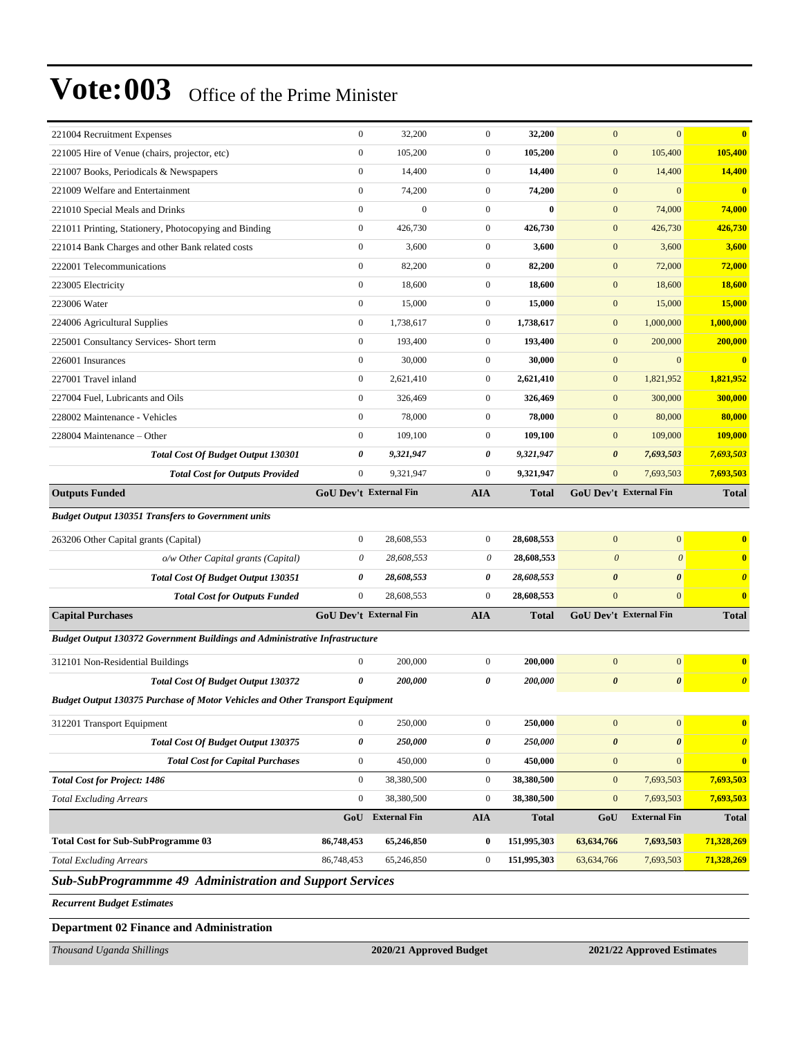# Vote:003 Office of the Prime Minister

| | | | | | | | |
|---|---|---|---|---|---|---|---|
| 221004 Recruitment Expenses | 0 | 32,200 | 0 | **32,200** | 0 | 0 | **0** |
| 221005 Hire of Venue (chairs, projector, etc) | 0 | 105,200 | 0 | **105,200** | 0 | 105,400 | **105,400** |
| 221007 Books, Periodicals & Newspapers | 0 | 14,400 | 0 | **14,400** | 0 | 14,400 | **14,400** |
| 221009 Welfare and Entertainment | 0 | 74,200 | 0 | **74,200** | 0 | 0 | **0** |
| 221010 Special Meals and Drinks | 0 | 0 | 0 | **0** | 0 | 74,000 | **74,000** |
| 221011 Printing, Stationery, Photocopying and Binding | 0 | 426,730 | 0 | **426,730** | 0 | 426,730 | **426,730** |
| 221014 Bank Charges and other Bank related costs | 0 | 3,600 | 0 | **3,600** | 0 | 3,600 | **3,600** |
| 222001 Telecommunications | 0 | 82,200 | 0 | **82,200** | 0 | 72,000 | **72,000** |
| 223005 Electricity | 0 | 18,600 | 0 | **18,600** | 0 | 18,600 | **18,600** |
| 223006 Water | 0 | 15,000 | 0 | **15,000** | 0 | 15,000 | **15,000** |
| 224006 Agricultural Supplies | 0 | 1,738,617 | 0 | **1,738,617** | 0 | 1,000,000 | **1,000,000** |
| 225001 Consultancy Services- Short term | 0 | 193,400 | 0 | **193,400** | 0 | 200,000 | **200,000** |
| 226001 Insurances | 0 | 30,000 | 0 | **30,000** | 0 | 0 | **0** |
| 227001 Travel inland | 0 | 2,621,410 | 0 | **2,621,410** | 0 | 1,821,952 | **1,821,952** |
| 227004 Fuel, Lubricants and Oils | 0 | 326,469 | 0 | **326,469** | 0 | 300,000 | **300,000** |
| 228002 Maintenance - Vehicles | 0 | 78,000 | 0 | **78,000** | 0 | 80,000 | **80,000** |
| 228004 Maintenance – Other | 0 | 109,100 | 0 | **109,100** | 0 | 109,000 | **109,000** |
| ***Total Cost Of Budget Output 130301*** | ***0*** | ***9,321,947*** | ***0*** | ***9,321,947*** | ***0*** | ***7,693,503*** | ***7,693,503*** |
| ***Total Cost for Outputs Provided*** | 0 | 9,321,947 | 0 | 9,321,947 | 0 | 7,693,503 | 7,693,503 |
| **Outputs Funded** | **GoU Dev't** | **External Fin** | **AIA** | **Total** | **GoU Dev't** | **External Fin** | **Total** |
| ***Budget Output 130351 Transfers to Government units*** | | | | | | | |
| 263206 Other Capital grants (Capital) | 0 | 28,608,553 | 0 | **28,608,553** | 0 | 0 | **0** |
| *o/w Other Capital grants (Capital)* | *0* | *28,608,553* | *0* | **28,608,553** | *0* | *0* | **0** |
| ***Total Cost Of Budget Output 130351*** | ***0*** | ***28,608,553*** | ***0*** | ***28,608,553*** | ***0*** | ***0*** | ***0*** |
| ***Total Cost for Outputs Funded*** | 0 | 28,608,553 | 0 | 28,608,553 | 0 | 0 | 0 |
| **Capital Purchases** | **GoU Dev't** | **External Fin** | **AIA** | **Total** | **GoU Dev't** | **External Fin** | **Total** |
| ***Budget Output 130372 Government Buildings and Administrative Infrastructure*** | | | | | | | |
| 312101 Non-Residential Buildings | 0 | 200,000 | 0 | **200,000** | 0 | 0 | **0** |
| ***Total Cost Of Budget Output 130372*** | ***0*** | ***200,000*** | ***0*** | ***200,000*** | ***0*** | ***0*** | ***0*** |
| ***Budget Output 130375 Purchase of Motor Vehicles and Other Transport Equipment*** | | | | | | | |
| 312201 Transport Equipment | 0 | 250,000 | 0 | **250,000** | 0 | 0 | **0** |
| ***Total Cost Of Budget Output 130375*** | ***0*** | ***250,000*** | ***0*** | ***250,000*** | ***0*** | ***0*** | ***0*** |
| ***Total Cost for Capital Purchases*** | 0 | 450,000 | 0 | 450,000 | 0 | 0 | 0 |
| ***Total Cost for Project: 1486*** | 0 | 38,380,500 | 0 | 38,380,500 | 0 | 7,693,503 | 7,693,503 |
| *Total Excluding Arrears* | 0 | 38,380,500 | 0 | 38,380,500 | 0 | 7,693,503 | 7,693,503 |
| | **GoU** | **External Fin** | **AIA** | **Total** | **GoU** | **External Fin** | **Total** |
| **Total Cost for Sub-SubProgramme 03** | **86,748,453** | **65,246,850** | **0** | **151,995,303** | **63,634,766** | **7,693,503** | **71,328,269** |
| *Total Excluding Arrears* | 86,748,453 | 65,246,850 | 0 | 151,995,303 | 63,634,766 | 7,693,503 | 71,328,269 |

## *Sub-SubProgrammme 49 Administration and Support Services*

***Recurrent Budget Estimates***

**Department 02 Finance and Administration**

| *Thousand Uganda Shillings* | 2020/21 Approved Budget | 2021/22 Approved Estimates |
|---|---|---|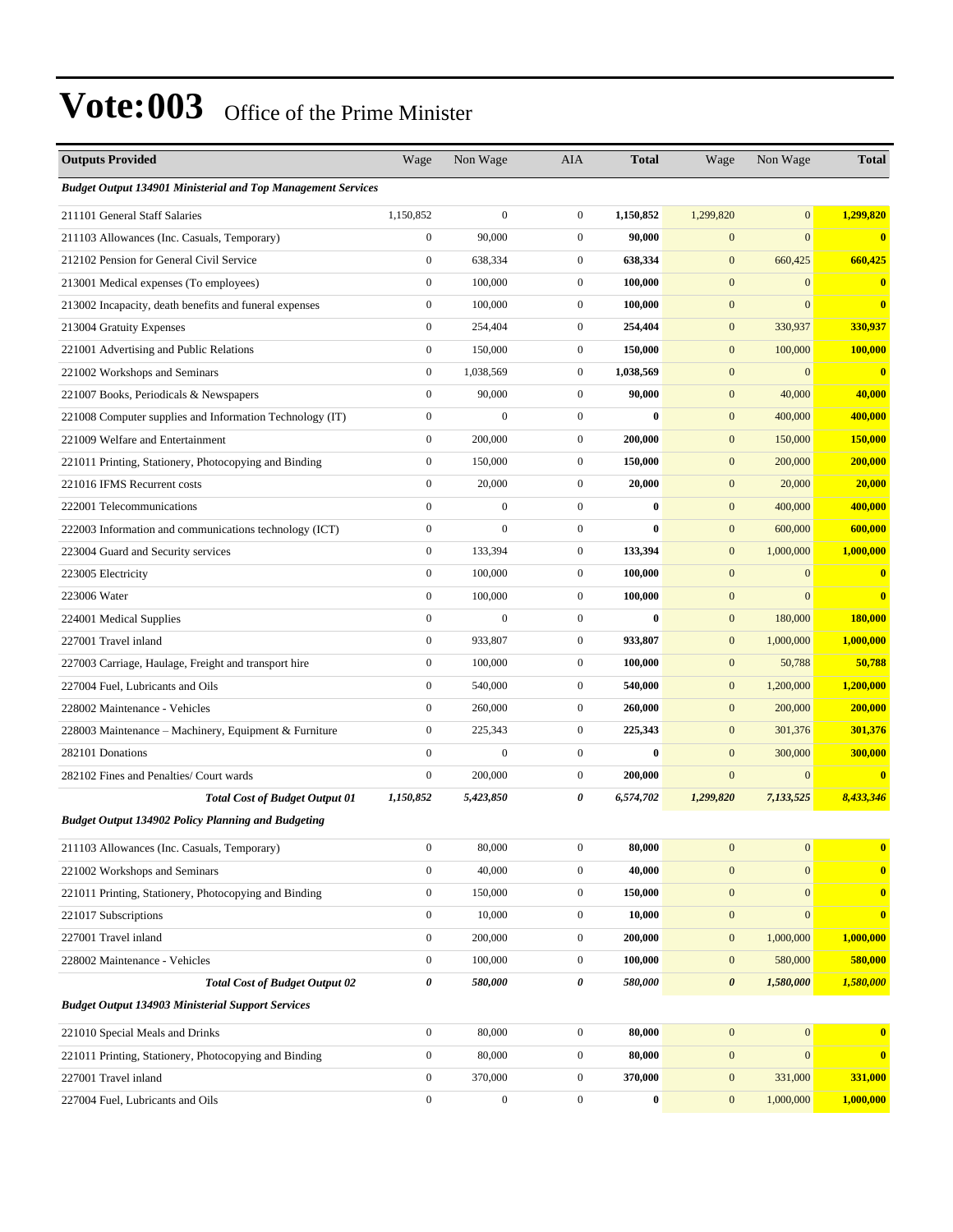# Vote:003 Office of the Prime Minister

| Outputs Provided | Wage | Non Wage | AIA | Total | Wage | Non Wage | Total |
|---|---|---|---|---|---|---|---|
| ***Budget Output 134901 Ministerial and Top Management Services*** | | | | | | | |
| 211101 General Staff Salaries | 1,150,852 | 0 | 0 | **1,150,852** | 1,299,820 | 0 | **1,299,820** |
| 211103 Allowances (Inc. Casuals, Temporary) | 0 | 90,000 | 0 | **90,000** | 0 | 0 | **0** |
| 212102 Pension for General Civil Service | 0 | 638,334 | 0 | **638,334** | 0 | 660,425 | **660,425** |
| 213001 Medical expenses (To employees) | 0 | 100,000 | 0 | **100,000** | 0 | 0 | **0** |
| 213002 Incapacity, death benefits and funeral expenses | 0 | 100,000 | 0 | **100,000** | 0 | 0 | **0** |
| 213004 Gratuity Expenses | 0 | 254,404 | 0 | **254,404** | 0 | 330,937 | **330,937** |
| 221001 Advertising and Public Relations | 0 | 150,000 | 0 | **150,000** | 0 | 100,000 | **100,000** |
| 221002 Workshops and Seminars | 0 | 1,038,569 | 0 | **1,038,569** | 0 | 0 | **0** |
| 221007 Books, Periodicals & Newspapers | 0 | 90,000 | 0 | **90,000** | 0 | 40,000 | **40,000** |
| 221008 Computer supplies and Information Technology (IT) | 0 | 0 | 0 | **0** | 0 | 400,000 | **400,000** |
| 221009 Welfare and Entertainment | 0 | 200,000 | 0 | **200,000** | 0 | 150,000 | **150,000** |
| 221011 Printing, Stationery, Photocopying and Binding | 0 | 150,000 | 0 | **150,000** | 0 | 200,000 | **200,000** |
| 221016 IFMS Recurrent costs | 0 | 20,000 | 0 | **20,000** | 0 | 20,000 | **20,000** |
| 222001 Telecommunications | 0 | 0 | 0 | **0** | 0 | 400,000 | **400,000** |
| 222003 Information and communications technology (ICT) | 0 | 0 | 0 | **0** | 0 | 600,000 | **600,000** |
| 223004 Guard and Security services | 0 | 133,394 | 0 | **133,394** | 0 | 1,000,000 | **1,000,000** |
| 223005 Electricity | 0 | 100,000 | 0 | **100,000** | 0 | 0 | **0** |
| 223006 Water | 0 | 100,000 | 0 | **100,000** | 0 | 0 | **0** |
| 224001 Medical Supplies | 0 | 0 | 0 | **0** | 0 | 180,000 | **180,000** |
| 227001 Travel inland | 0 | 933,807 | 0 | **933,807** | 0 | 1,000,000 | **1,000,000** |
| 227003 Carriage, Haulage, Freight and transport hire | 0 | 100,000 | 0 | **100,000** | 0 | 50,788 | **50,788** |
| 227004 Fuel, Lubricants and Oils | 0 | 540,000 | 0 | **540,000** | 0 | 1,200,000 | **1,200,000** |
| 228002 Maintenance - Vehicles | 0 | 260,000 | 0 | **260,000** | 0 | 200,000 | **200,000** |
| 228003 Maintenance – Machinery, Equipment & Furniture | 0 | 225,343 | 0 | **225,343** | 0 | 301,376 | **301,376** |
| 282101 Donations | 0 | 0 | 0 | **0** | 0 | 300,000 | **300,000** |
| 282102 Fines and Penalties/ Court wards | 0 | 200,000 | 0 | **200,000** | 0 | 0 | **0** |
| ***Total Cost of Budget Output 01*** | ***1,150,852*** | ***5,423,850*** | ***0*** | ***6,574,702*** | ***1,299,820*** | ***7,133,525*** | ***8,433,346*** |
| ***Budget Output 134902 Policy Planning and Budgeting*** | | | | | | | |
| 211103 Allowances (Inc. Casuals, Temporary) | 0 | 80,000 | 0 | **80,000** | 0 | 0 | **0** |
| 221002 Workshops and Seminars | 0 | 40,000 | 0 | **40,000** | 0 | 0 | **0** |
| 221011 Printing, Stationery, Photocopying and Binding | 0 | 150,000 | 0 | **150,000** | 0 | 0 | **0** |
| 221017 Subscriptions | 0 | 10,000 | 0 | **10,000** | 0 | 0 | **0** |
| 227001 Travel inland | 0 | 200,000 | 0 | **200,000** | 0 | 1,000,000 | **1,000,000** |
| 228002 Maintenance - Vehicles | 0 | 100,000 | 0 | **100,000** | 0 | 580,000 | **580,000** |
| ***Total Cost of Budget Output 02*** | ***0*** | ***580,000*** | ***0*** | ***580,000*** | ***0*** | ***1,580,000*** | ***1,580,000*** |
| ***Budget Output 134903 Ministerial Support Services*** | | | | | | | |
| 221010 Special Meals and Drinks | 0 | 80,000 | 0 | **80,000** | 0 | 0 | **0** |
| 221011 Printing, Stationery, Photocopying and Binding | 0 | 80,000 | 0 | **80,000** | 0 | 0 | **0** |
| 227001 Travel inland | 0 | 370,000 | 0 | **370,000** | 0 | 331,000 | **331,000** |
| 227004 Fuel, Lubricants and Oils | 0 | 0 | 0 | **0** | 0 | 1,000,000 | **1,000,000** |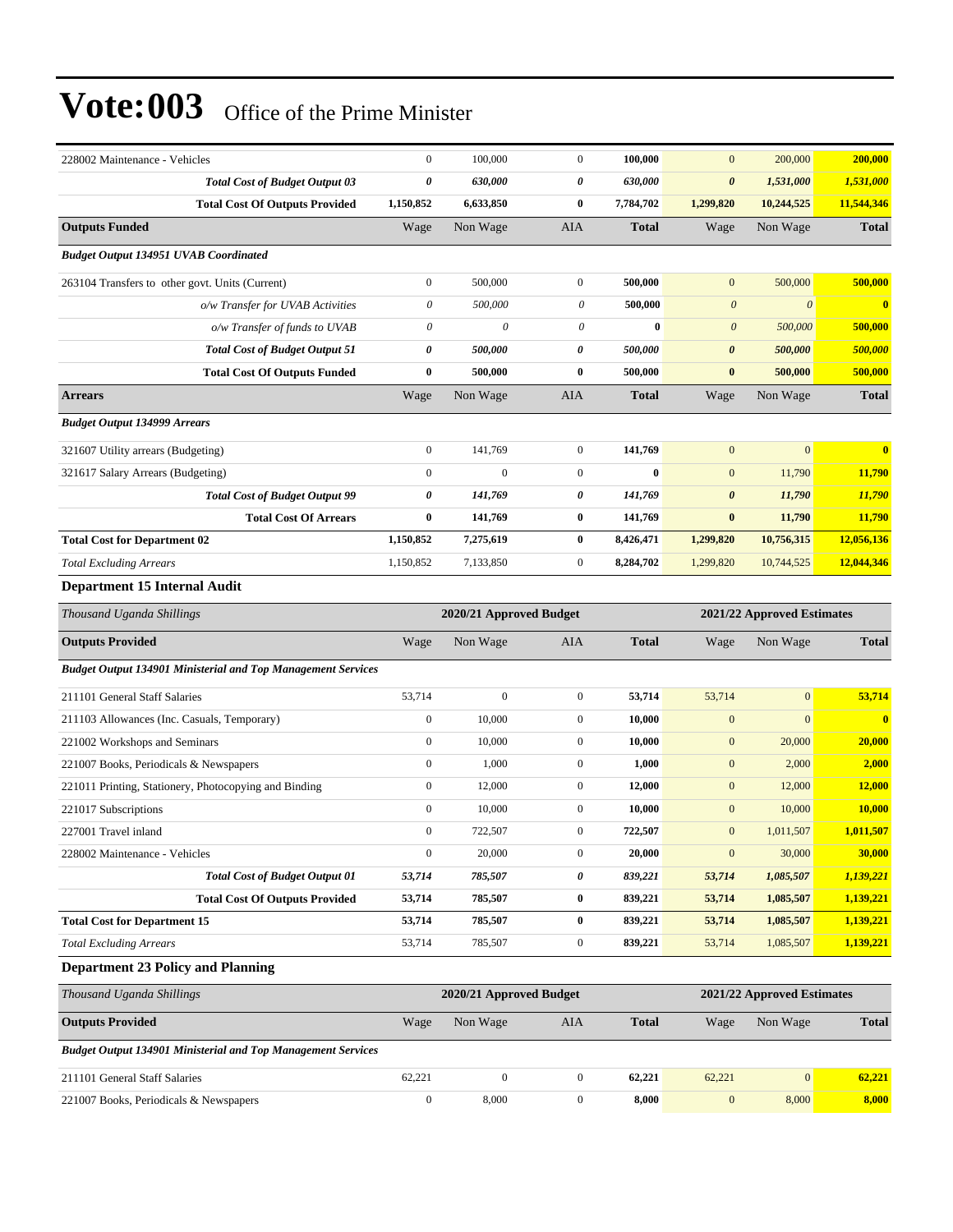# Vote:003 Office of the Prime Minister

| | Wage | Non Wage | AIA | Total | Wage | Non Wage | Total |
|---|---|---|---|---|---|---|---|
| 228002 Maintenance - Vehicles | 0 | 100,000 | 0 | **100,000** | 0 | 200,000 | **200,000** |
| ***Total Cost of Budget Output 03*** | ***0*** | ***630,000*** | ***0*** | ***630,000*** | ***0*** | ***1,531,000*** | ***1,531,000*** |
| **Total Cost Of Outputs Provided** | **1,150,852** | **6,633,850** | **0** | **7,784,702** | **1,299,820** | **10,244,525** | **11,544,346** |
| **Outputs Funded** | Wage | Non Wage | AIA | **Total** | Wage | Non Wage | **Total** |
| ***Budget Output 134951 UVAB Coordinated*** | | | | | | | |
| 263104 Transfers to other govt. Units (Current) | 0 | 500,000 | 0 | **500,000** | 0 | 500,000 | **500,000** |
| *o/w Transfer for UVAB Activities* | *0* | *500,000* | *0* | **500,000** | *0* | *0* | **0** |
| *o/w Transfer of funds to UVAB* | *0* | *0* | *0* | **0** | *0* | *500,000* | **500,000** |
| ***Total Cost of Budget Output 51*** | ***0*** | ***500,000*** | ***0*** | ***500,000*** | ***0*** | ***500,000*** | ***500,000*** |
| **Total Cost Of Outputs Funded** | **0** | **500,000** | **0** | **500,000** | **0** | **500,000** | **500,000** |
| **Arrears** | Wage | Non Wage | AIA | **Total** | Wage | Non Wage | **Total** |
| ***Budget Output 134999 Arrears*** | | | | | | | |
| 321607 Utility arrears (Budgeting) | 0 | 141,769 | 0 | **141,769** | 0 | 0 | **0** |
| 321617 Salary Arrears (Budgeting) | 0 | 0 | 0 | **0** | 0 | 11,790 | **11,790** |
| ***Total Cost of Budget Output 99*** | ***0*** | ***141,769*** | ***0*** | ***141,769*** | ***0*** | ***11,790*** | ***11,790*** |
| **Total Cost Of Arrears** | **0** | **141,769** | **0** | **141,769** | **0** | **11,790** | **11,790** |
| **Total Cost for Department 02** | **1,150,852** | **7,275,619** | **0** | **8,426,471** | **1,299,820** | **10,756,315** | **12,056,136** |
| *Total Excluding Arrears* | 1,150,852 | 7,133,850 | 0 | **8,284,702** | 1,299,820 | 10,744,525 | **12,044,346** |

### Department 15 Internal Audit

| *Thousand Uganda Shillings* | 2020/21 Approved Budget | | | | 2021/22 Approved Estimates | | |
|---|---|---|---|---|---|---|---|
| **Outputs Provided** | Wage | Non Wage | AIA | **Total** | Wage | Non Wage | **Total** |
| ***Budget Output 134901 Ministerial and Top Management Services*** | | | | | | | |
| 211101 General Staff Salaries | 53,714 | 0 | 0 | **53,714** | 53,714 | 0 | **53,714** |
| 211103 Allowances (Inc. Casuals, Temporary) | 0 | 10,000 | 0 | **10,000** | 0 | 0 | **0** |
| 221002 Workshops and Seminars | 0 | 10,000 | 0 | **10,000** | 0 | 20,000 | **20,000** |
| 221007 Books, Periodicals & Newspapers | 0 | 1,000 | 0 | **1,000** | 0 | 2,000 | **2,000** |
| 221011 Printing, Stationery, Photocopying and Binding | 0 | 12,000 | 0 | **12,000** | 0 | 12,000 | **12,000** |
| 221017 Subscriptions | 0 | 10,000 | 0 | **10,000** | 0 | 10,000 | **10,000** |
| 227001 Travel inland | 0 | 722,507 | 0 | **722,507** | 0 | 1,011,507 | **1,011,507** |
| 228002 Maintenance - Vehicles | 0 | 20,000 | 0 | **20,000** | 0 | 30,000 | **30,000** |
| ***Total Cost of Budget Output 01*** | ***53,714*** | ***785,507*** | ***0*** | ***839,221*** | ***53,714*** | ***1,085,507*** | ***1,139,221*** |
| **Total Cost Of Outputs Provided** | **53,714** | **785,507** | **0** | **839,221** | **53,714** | **1,085,507** | **1,139,221** |
| **Total Cost for Department 15** | **53,714** | **785,507** | **0** | **839,221** | **53,714** | **1,085,507** | **1,139,221** |
| *Total Excluding Arrears* | 53,714 | 785,507 | 0 | **839,221** | 53,714 | 1,085,507 | **1,139,221** |

### Department 23 Policy and Planning

| *Thousand Uganda Shillings* | 2020/21 Approved Budget | | | | 2021/22 Approved Estimates | | |
|---|---|---|---|---|---|---|---|
| **Outputs Provided** | Wage | Non Wage | AIA | **Total** | Wage | Non Wage | **Total** |
| ***Budget Output 134901 Ministerial and Top Management Services*** | | | | | | | |
| 211101 General Staff Salaries | 62,221 | 0 | 0 | **62,221** | 62,221 | 0 | **62,221** |
| 221007 Books, Periodicals & Newspapers | 0 | 8,000 | 0 | **8,000** | 0 | 8,000 | **8,000** |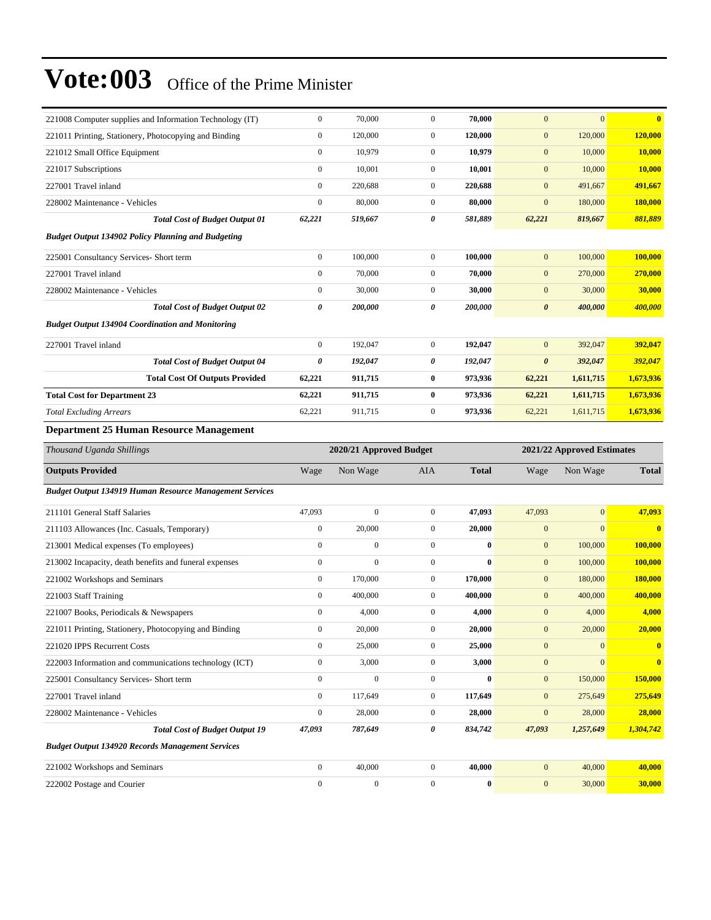# Vote:003 Office of the Prime Minister

| | | | | | | | |
|---|---|---|---|---|---|---|---|
| 221008 Computer supplies and Information Technology (IT) | 0 | 70,000 | 0 | **70,000** | 0 | 0 | **0** |
| 221011 Printing, Stationery, Photocopying and Binding | 0 | 120,000 | 0 | **120,000** | 0 | 120,000 | **120,000** |
| 221012 Small Office Equipment | 0 | 10,979 | 0 | **10,979** | 0 | 10,000 | **10,000** |
| 221017 Subscriptions | 0 | 10,001 | 0 | **10,001** | 0 | 10,000 | **10,000** |
| 227001 Travel inland | 0 | 220,688 | 0 | **220,688** | 0 | 491,667 | **491,667** |
| 228002 Maintenance - Vehicles | 0 | 80,000 | 0 | **80,000** | 0 | 180,000 | **180,000** |
| ***Total Cost of Budget Output 01*** | ***62,221*** | ***519,667*** | ***0*** | ***581,889*** | ***62,221*** | ***819,667*** | ***881,889*** |
| ***Budget Output 134902 Policy Planning and Budgeting*** | | | | | | | |
| 225001 Consultancy Services- Short term | 0 | 100,000 | 0 | **100,000** | 0 | 100,000 | **100,000** |
| 227001 Travel inland | 0 | 70,000 | 0 | **70,000** | 0 | 270,000 | **270,000** |
| 228002 Maintenance - Vehicles | 0 | 30,000 | 0 | **30,000** | 0 | 30,000 | **30,000** |
| ***Total Cost of Budget Output 02*** | ***0*** | ***200,000*** | ***0*** | ***200,000*** | ***0*** | ***400,000*** | ***400,000*** |
| ***Budget Output 134904 Coordination and Monitoring*** | | | | | | | |
| 227001 Travel inland | 0 | 192,047 | 0 | **192,047** | 0 | 392,047 | **392,047** |
| ***Total Cost of Budget Output 04*** | ***0*** | ***192,047*** | ***0*** | ***192,047*** | ***0*** | ***392,047*** | ***392,047*** |
| **Total Cost Of Outputs Provided** | **62,221** | **911,715** | **0** | **973,936** | **62,221** | **1,611,715** | **1,673,936** |
| **Total Cost for Department 23** | **62,221** | **911,715** | **0** | **973,936** | **62,221** | **1,611,715** | **1,673,936** |
| *Total Excluding Arrears* | 62,221 | 911,715 | 0 | **973,936** | 62,221 | 1,611,715 | **1,673,936** |

### Department 25 Human Resource Management

| *Thousand Uganda Shillings* | 2020/21 Approved Budget | | | | 2021/22 Approved Estimates | | |
|---|---|---|---|---|---|---|---|
| **Outputs Provided** | Wage | Non Wage | AIA | **Total** | Wage | Non Wage | **Total** |
| ***Budget Output 134919 Human Resource Management Services*** | | | | | | | |
| 211101 General Staff Salaries | 47,093 | 0 | 0 | **47,093** | 47,093 | 0 | **47,093** |
| 211103 Allowances (Inc. Casuals, Temporary) | 0 | 20,000 | 0 | **20,000** | 0 | 0 | **0** |
| 213001 Medical expenses (To employees) | 0 | 0 | 0 | **0** | 0 | 100,000 | **100,000** |
| 213002 Incapacity, death benefits and funeral expenses | 0 | 0 | 0 | **0** | 0 | 100,000 | **100,000** |
| 221002 Workshops and Seminars | 0 | 170,000 | 0 | **170,000** | 0 | 180,000 | **180,000** |
| 221003 Staff Training | 0 | 400,000 | 0 | **400,000** | 0 | 400,000 | **400,000** |
| 221007 Books, Periodicals & Newspapers | 0 | 4,000 | 0 | **4,000** | 0 | 4,000 | **4,000** |
| 221011 Printing, Stationery, Photocopying and Binding | 0 | 20,000 | 0 | **20,000** | 0 | 20,000 | **20,000** |
| 221020 IPPS Recurrent Costs | 0 | 25,000 | 0 | **25,000** | 0 | 0 | **0** |
| 222003 Information and communications technology (ICT) | 0 | 3,000 | 0 | **3,000** | 0 | 0 | **0** |
| 225001 Consultancy Services- Short term | 0 | 0 | 0 | **0** | 0 | 150,000 | **150,000** |
| 227001 Travel inland | 0 | 117,649 | 0 | **117,649** | 0 | 275,649 | **275,649** |
| 228002 Maintenance - Vehicles | 0 | 28,000 | 0 | **28,000** | 0 | 28,000 | **28,000** |
| ***Total Cost of Budget Output 19*** | ***47,093*** | ***787,649*** | ***0*** | ***834,742*** | ***47,093*** | ***1,257,649*** | ***1,304,742*** |
| ***Budget Output 134920 Records Management Services*** | | | | | | | |
| 221002 Workshops and Seminars | 0 | 40,000 | 0 | **40,000** | 0 | 40,000 | **40,000** |
| 222002 Postage and Courier | 0 | 0 | 0 | **0** | 0 | 30,000 | **30,000** |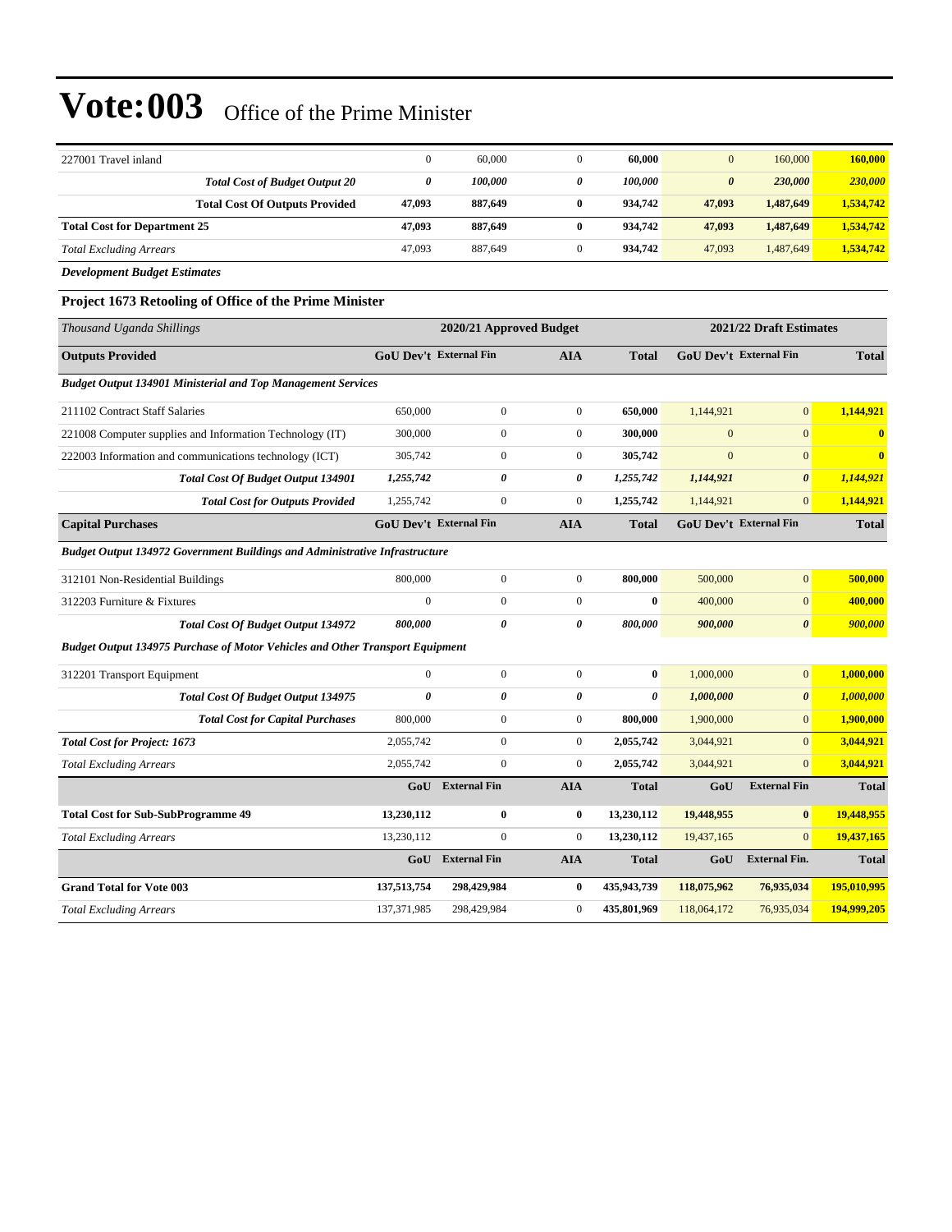| | | | | | | | |
|---|---|---|---|---|---|---|---|
| 227001 Travel inland | 0 | 60,000 | 0 | **60,000** | 0 | 160,000 | **160,000** |
| ***Total Cost of Budget Output 20*** | ***0*** | ***100,000*** | ***0*** | ***100,000*** | ***0*** | ***230,000*** | ***230,000*** |
| **Total Cost Of Outputs Provided** | **47,093** | **887,649** | **0** | **934,742** | **47,093** | **1,487,649** | **1,534,742** |
| **Total Cost for Department 25** | **47,093** | **887,649** | **0** | **934,742** | **47,093** | **1,487,649** | **1,534,742** |
| *Total Excluding Arrears* | 47,093 | 887,649 | 0 | **934,742** | 47,093 | 1,487,649 | **1,534,742** |

***Development Budget Estimates***

### Project 1673 Retooling of Office of the Prime Minister

| *Thousand Uganda Shillings* | 2020/21 Approved Budget | | | | 2021/22 Draft Estimates | | |
|---|---|---|---|---|---|---|---|
| **Outputs Provided** | **GoU Dev't** | **External Fin** | **AIA** | **Total** | **GoU Dev't** | **External Fin** | **Total** |
| ***Budget Output 134901 Ministerial and Top Management Services*** | | | | | | | |
| 211102 Contract Staff Salaries | 650,000 | 0 | 0 | **650,000** | 1,144,921 | 0 | **1,144,921** |
| 221008 Computer supplies and Information Technology (IT) | 300,000 | 0 | 0 | **300,000** | 0 | 0 | **0** |
| 222003 Information and communications technology (ICT) | 305,742 | 0 | 0 | **305,742** | 0 | 0 | **0** |
| ***Total Cost Of Budget Output 134901*** | ***1,255,742*** | ***0*** | ***0*** | ***1,255,742*** | ***1,144,921*** | ***0*** | ***1,144,921*** |
| ***Total Cost for Outputs Provided*** | 1,255,742 | 0 | 0 | **1,255,742** | 1,144,921 | 0 | **1,144,921** |
| **Capital Purchases** | **GoU Dev't** | **External Fin** | **AIA** | **Total** | **GoU Dev't** | **External Fin** | **Total** |
| ***Budget Output 134972 Government Buildings and Administrative Infrastructure*** | | | | | | | |
| 312101 Non-Residential Buildings | 800,000 | 0 | 0 | **800,000** | 500,000 | 0 | **500,000** |
| 312203 Furniture & Fixtures | 0 | 0 | 0 | **0** | 400,000 | 0 | **400,000** |
| ***Total Cost Of Budget Output 134972*** | ***800,000*** | ***0*** | ***0*** | ***800,000*** | ***900,000*** | ***0*** | ***900,000*** |
| ***Budget Output 134975 Purchase of Motor Vehicles and Other Transport Equipment*** | | | | | | | |
| 312201 Transport Equipment | 0 | 0 | 0 | **0** | 1,000,000 | 0 | **1,000,000** |
| ***Total Cost Of Budget Output 134975*** | ***0*** | ***0*** | ***0*** | ***0*** | ***1,000,000*** | ***0*** | ***1,000,000*** |
| ***Total Cost for Capital Purchases*** | 800,000 | 0 | 0 | **800,000** | 1,900,000 | 0 | **1,900,000** |
| ***Total Cost for Project: 1673*** | 2,055,742 | 0 | 0 | **2,055,742** | 3,044,921 | 0 | **3,044,921** |
| *Total Excluding Arrears* | 2,055,742 | 0 | 0 | **2,055,742** | 3,044,921 | 0 | **3,044,921** |
| | **GoU** | **External Fin** | **AIA** | **Total** | **GoU** | **External Fin** | **Total** |
| **Total Cost for Sub-SubProgramme 49** | **13,230,112** | **0** | **0** | **13,230,112** | **19,448,955** | **0** | **19,448,955** |
| *Total Excluding Arrears* | 13,230,112 | 0 | 0 | **13,230,112** | 19,437,165 | 0 | **19,437,165** |
| | **GoU** | **External Fin** | **AIA** | **Total** | **GoU** | **External Fin.** | **Total** |
| **Grand Total for Vote 003** | **137,513,754** | **298,429,984** | **0** | **435,943,739** | **118,075,962** | **76,935,034** | **195,010,995** |
| *Total Excluding Arrears* | 137,371,985 | 298,429,984 | 0 | **435,801,969** | 118,064,172 | 76,935,034 | **194,999,205** |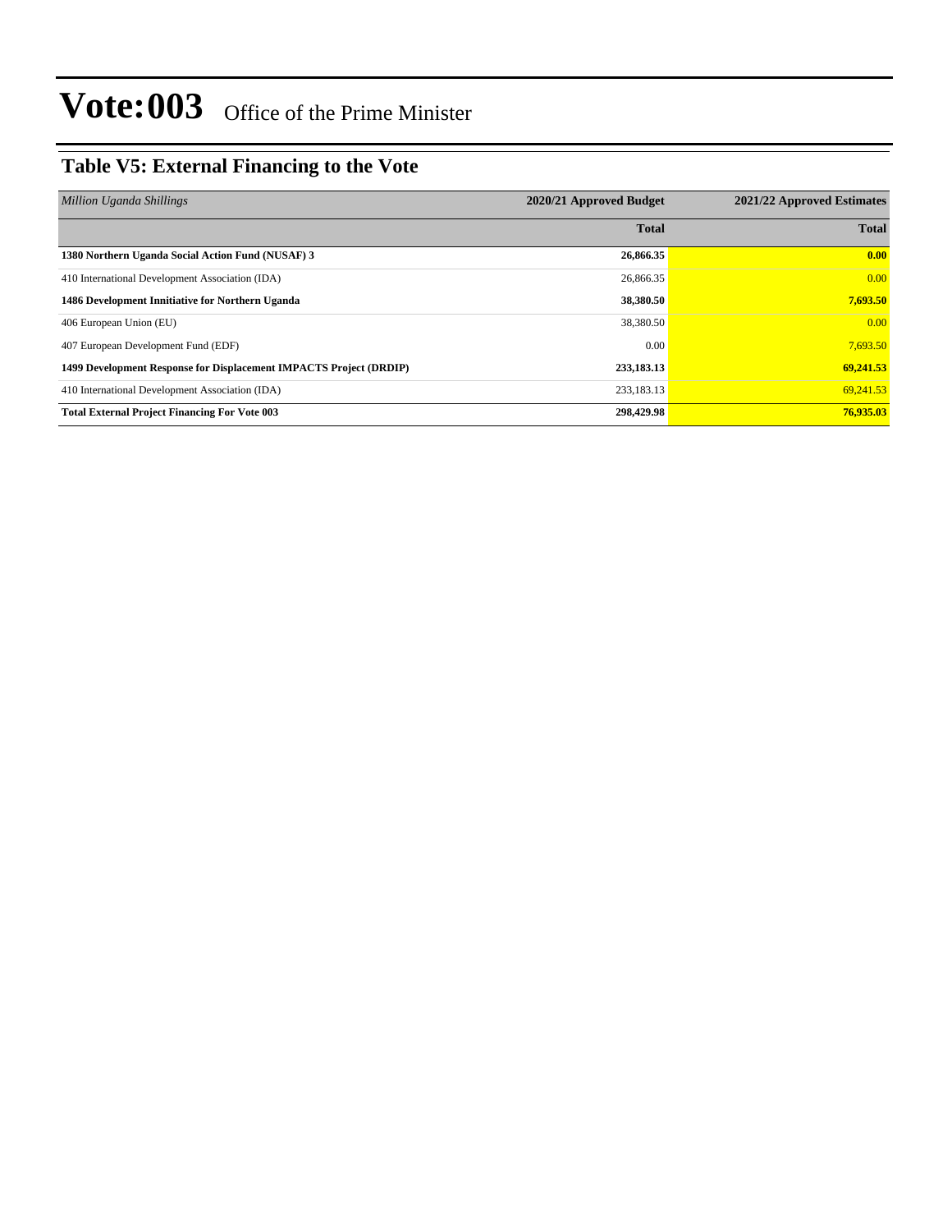# Vote:003 Office of the Prime Minister

## Table V5: External Financing to the Vote

| *Million Uganda Shillings* | 2020/21 Approved Budget | 2021/22 Approved Estimates |
|---|---|---|
| | **Total** | **Total** |
| **1380 Northern Uganda Social Action Fund (NUSAF) 3** | **26,866.35** | **0.00** |
| 410 International Development Association (IDA) | 26,866.35 | 0.00 |
| **1486 Development Innitiative for Northern Uganda** | **38,380.50** | **7,693.50** |
| 406 European Union (EU) | 38,380.50 | 0.00 |
| 407 European Development Fund (EDF) | 0.00 | 7,693.50 |
| **1499 Development Response for Displacement IMPACTS Project (DRDIP)** | **233,183.13** | **69,241.53** |
| 410 International Development Association (IDA) | 233,183.13 | 69,241.53 |
| **Total External Project Financing For Vote 003** | **298,429.98** | **76,935.03** |